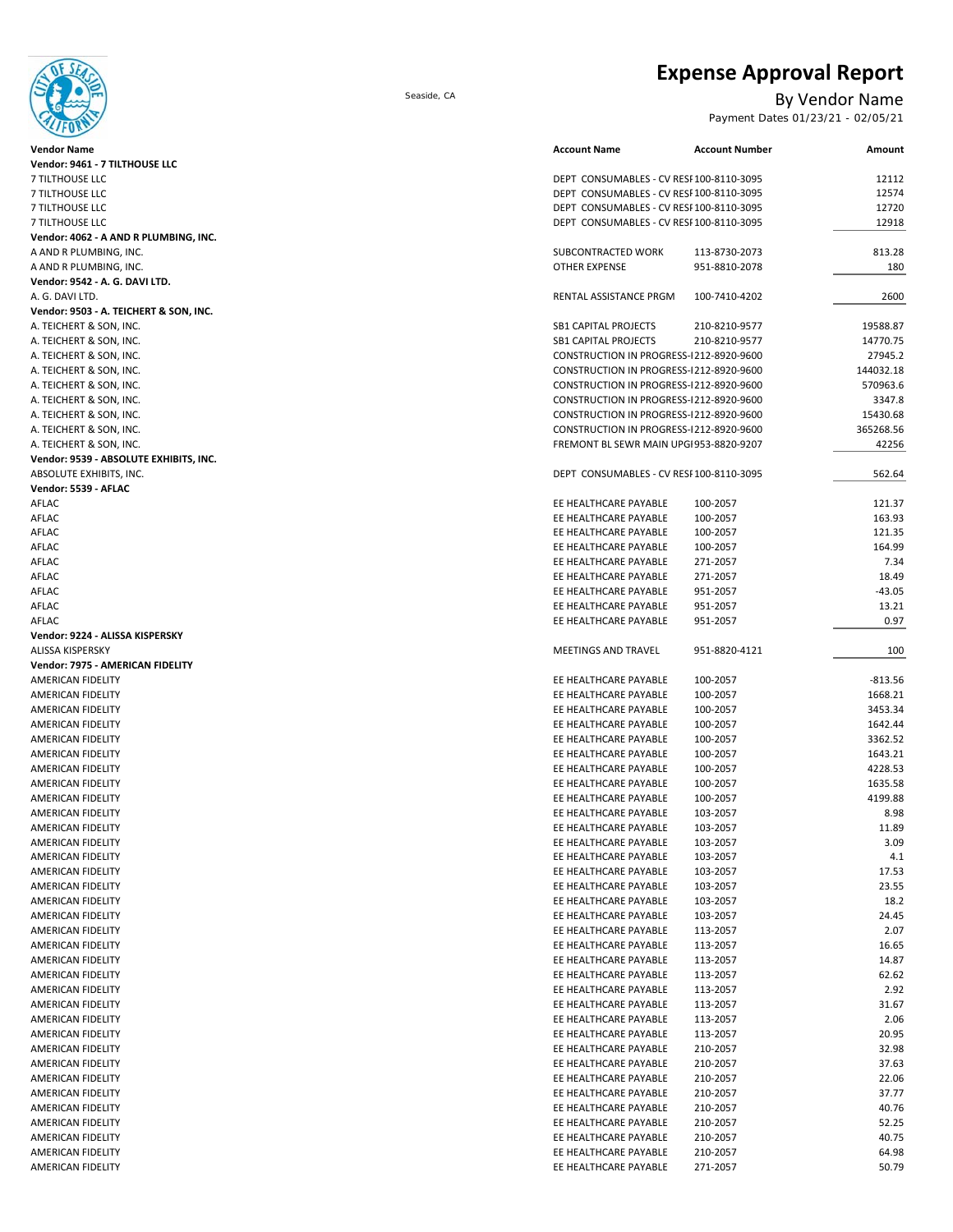# Expense Approval Report

Seaside, CA

## By Vendor Name

Payment Dates 01/23/21 - 02/05/21

| Vendor Name | Account Name | Account Number | Amount |
|---|---|---|---|
| **Vendor: 9461 - 7 TILTHOUSE LLC** | | | |
| 7 TILTHOUSE LLC | DEPT CONSUMABLES - CV RESI | 100-8110-3095 | 12112 |
| 7 TILTHOUSE LLC | DEPT CONSUMABLES - CV RESI | 100-8110-3095 | 12574 |
| 7 TILTHOUSE LLC | DEPT CONSUMABLES - CV RESI | 100-8110-3095 | 12720 |
| 7 TILTHOUSE LLC | DEPT CONSUMABLES - CV RESI | 100-8110-3095 | 12918 |
| **Vendor: 4062 - A AND R PLUMBING, INC.** | | | |
| A AND R PLUMBING, INC. | SUBCONTRACTED WORK | 113-8730-2073 | 813.28 |
| A AND R PLUMBING, INC. | OTHER EXPENSE | 951-8810-2078 | 180 |
| **Vendor: 9542 - A. G. DAVI LTD.** | | | |
| A. G. DAVI LTD. | RENTAL ASSISTANCE PRGM | 100-7410-4202 | 2600 |
| **Vendor: 9503 - A. TEICHERT & SON, INC.** | | | |
| A. TEICHERT & SON, INC. | SB1 CAPITAL PROJECTS | 210-8210-9577 | 19588.87 |
| A. TEICHERT & SON, INC. | SB1 CAPITAL PROJECTS | 210-8210-9577 | 14770.75 |
| A. TEICHERT & SON, INC. | CONSTRUCTION IN PROGRESS-I | 212-8920-9600 | 27945.2 |
| A. TEICHERT & SON, INC. | CONSTRUCTION IN PROGRESS-I | 212-8920-9600 | 144032.18 |
| A. TEICHERT & SON, INC. | CONSTRUCTION IN PROGRESS-I | 212-8920-9600 | 570963.6 |
| A. TEICHERT & SON, INC. | CONSTRUCTION IN PROGRESS-I | 212-8920-9600 | 3347.8 |
| A. TEICHERT & SON, INC. | CONSTRUCTION IN PROGRESS-I | 212-8920-9600 | 15430.68 |
| A. TEICHERT & SON, INC. | CONSTRUCTION IN PROGRESS-I | 212-8920-9600 | 365268.56 |
| A. TEICHERT & SON, INC. | FREMONT BL SEWR MAIN UPGI | 953-8820-9207 | 42256 |
| **Vendor: 9539 - ABSOLUTE EXHIBITS, INC.** | | | |
| ABSOLUTE EXHIBITS, INC. | DEPT CONSUMABLES - CV RESI | 100-8110-3095 | 562.64 |
| **Vendor: 5539 - AFLAC** | | | |
| AFLAC | EE HEALTHCARE PAYABLE | 100-2057 | 121.37 |
| AFLAC | EE HEALTHCARE PAYABLE | 100-2057 | 163.93 |
| AFLAC | EE HEALTHCARE PAYABLE | 100-2057 | 121.35 |
| AFLAC | EE HEALTHCARE PAYABLE | 100-2057 | 164.99 |
| AFLAC | EE HEALTHCARE PAYABLE | 271-2057 | 7.34 |
| AFLAC | EE HEALTHCARE PAYABLE | 271-2057 | 18.49 |
| AFLAC | EE HEALTHCARE PAYABLE | 951-2057 | -43.05 |
| AFLAC | EE HEALTHCARE PAYABLE | 951-2057 | 13.21 |
| AFLAC | EE HEALTHCARE PAYABLE | 951-2057 | 0.97 |
| **Vendor: 9224 - ALISSA KISPERSKY** | | | |
| ALISSA KISPERSKY | MEETINGS AND TRAVEL | 951-8820-4121 | 100 |
| **Vendor: 7975 - AMERICAN FIDELITY** | | | |
| AMERICAN FIDELITY | EE HEALTHCARE PAYABLE | 100-2057 | -813.56 |
| AMERICAN FIDELITY | EE HEALTHCARE PAYABLE | 100-2057 | 1668.21 |
| AMERICAN FIDELITY | EE HEALTHCARE PAYABLE | 100-2057 | 3453.34 |
| AMERICAN FIDELITY | EE HEALTHCARE PAYABLE | 100-2057 | 1642.44 |
| AMERICAN FIDELITY | EE HEALTHCARE PAYABLE | 100-2057 | 3362.52 |
| AMERICAN FIDELITY | EE HEALTHCARE PAYABLE | 100-2057 | 1643.21 |
| AMERICAN FIDELITY | EE HEALTHCARE PAYABLE | 100-2057 | 4228.53 |
| AMERICAN FIDELITY | EE HEALTHCARE PAYABLE | 100-2057 | 1635.58 |
| AMERICAN FIDELITY | EE HEALTHCARE PAYABLE | 100-2057 | 4199.88 |
| AMERICAN FIDELITY | EE HEALTHCARE PAYABLE | 103-2057 | 8.98 |
| AMERICAN FIDELITY | EE HEALTHCARE PAYABLE | 103-2057 | 11.89 |
| AMERICAN FIDELITY | EE HEALTHCARE PAYABLE | 103-2057 | 3.09 |
| AMERICAN FIDELITY | EE HEALTHCARE PAYABLE | 103-2057 | 4.1 |
| AMERICAN FIDELITY | EE HEALTHCARE PAYABLE | 103-2057 | 17.53 |
| AMERICAN FIDELITY | EE HEALTHCARE PAYABLE | 103-2057 | 23.55 |
| AMERICAN FIDELITY | EE HEALTHCARE PAYABLE | 103-2057 | 18.2 |
| AMERICAN FIDELITY | EE HEALTHCARE PAYABLE | 103-2057 | 24.45 |
| AMERICAN FIDELITY | EE HEALTHCARE PAYABLE | 113-2057 | 2.07 |
| AMERICAN FIDELITY | EE HEALTHCARE PAYABLE | 113-2057 | 16.65 |
| AMERICAN FIDELITY | EE HEALTHCARE PAYABLE | 113-2057 | 14.87 |
| AMERICAN FIDELITY | EE HEALTHCARE PAYABLE | 113-2057 | 62.62 |
| AMERICAN FIDELITY | EE HEALTHCARE PAYABLE | 113-2057 | 2.92 |
| AMERICAN FIDELITY | EE HEALTHCARE PAYABLE | 113-2057 | 31.67 |
| AMERICAN FIDELITY | EE HEALTHCARE PAYABLE | 113-2057 | 2.06 |
| AMERICAN FIDELITY | EE HEALTHCARE PAYABLE | 113-2057 | 20.95 |
| AMERICAN FIDELITY | EE HEALTHCARE PAYABLE | 210-2057 | 32.98 |
| AMERICAN FIDELITY | EE HEALTHCARE PAYABLE | 210-2057 | 37.63 |
| AMERICAN FIDELITY | EE HEALTHCARE PAYABLE | 210-2057 | 22.06 |
| AMERICAN FIDELITY | EE HEALTHCARE PAYABLE | 210-2057 | 37.77 |
| AMERICAN FIDELITY | EE HEALTHCARE PAYABLE | 210-2057 | 40.76 |
| AMERICAN FIDELITY | EE HEALTHCARE PAYABLE | 210-2057 | 52.25 |
| AMERICAN FIDELITY | EE HEALTHCARE PAYABLE | 210-2057 | 40.75 |
| AMERICAN FIDELITY | EE HEALTHCARE PAYABLE | 210-2057 | 64.98 |
| AMERICAN FIDELITY | EE HEALTHCARE PAYABLE | 271-2057 | 50.79 |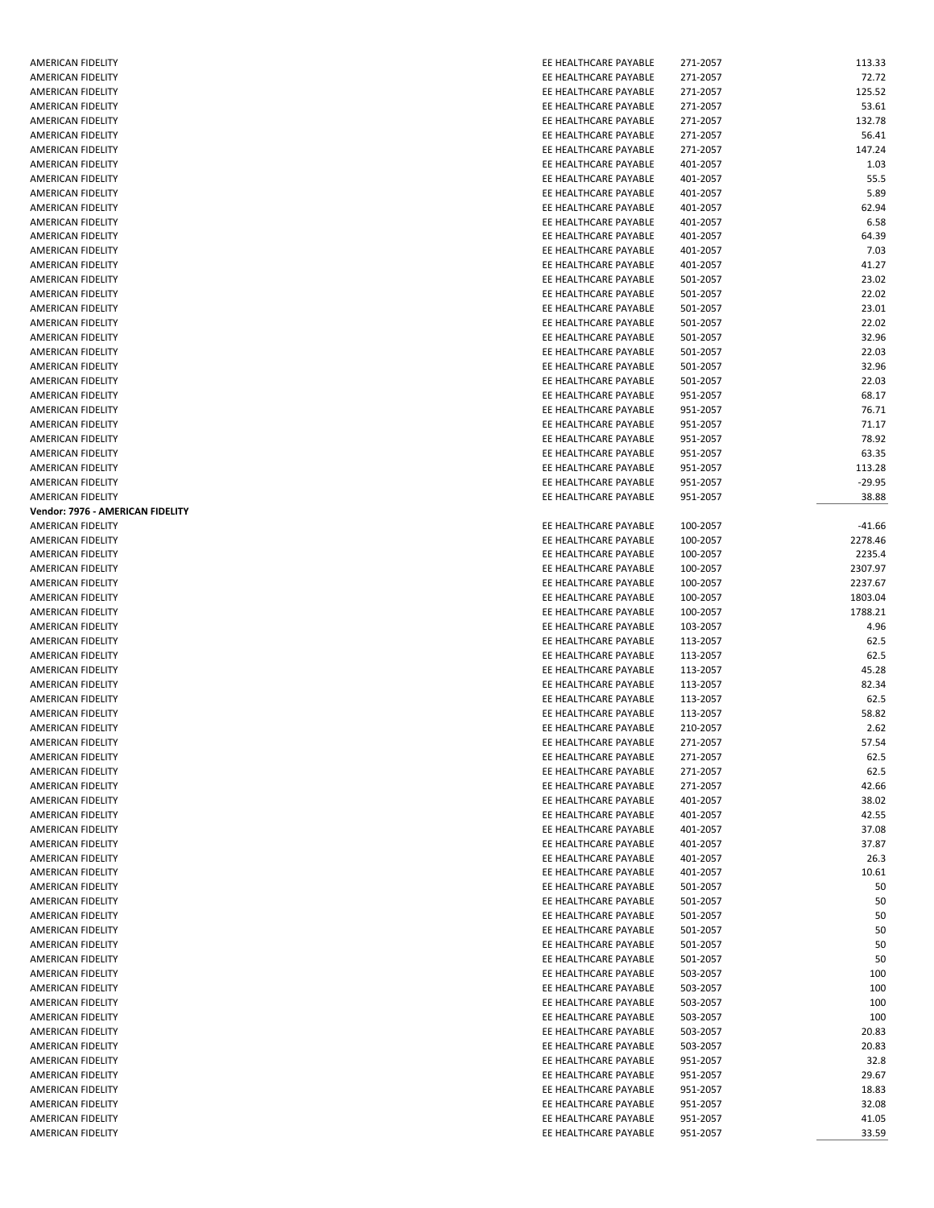| | | | |
|---|---|---|---|
| AMERICAN FIDELITY | EE HEALTHCARE PAYABLE | 271-2057 | 113.33 |
| AMERICAN FIDELITY | EE HEALTHCARE PAYABLE | 271-2057 | 72.72 |
| AMERICAN FIDELITY | EE HEALTHCARE PAYABLE | 271-2057 | 125.52 |
| AMERICAN FIDELITY | EE HEALTHCARE PAYABLE | 271-2057 | 53.61 |
| AMERICAN FIDELITY | EE HEALTHCARE PAYABLE | 271-2057 | 132.78 |
| AMERICAN FIDELITY | EE HEALTHCARE PAYABLE | 271-2057 | 56.41 |
| AMERICAN FIDELITY | EE HEALTHCARE PAYABLE | 271-2057 | 147.24 |
| AMERICAN FIDELITY | EE HEALTHCARE PAYABLE | 401-2057 | 1.03 |
| AMERICAN FIDELITY | EE HEALTHCARE PAYABLE | 401-2057 | 55.5 |
| AMERICAN FIDELITY | EE HEALTHCARE PAYABLE | 401-2057 | 5.89 |
| AMERICAN FIDELITY | EE HEALTHCARE PAYABLE | 401-2057 | 62.94 |
| AMERICAN FIDELITY | EE HEALTHCARE PAYABLE | 401-2057 | 6.58 |
| AMERICAN FIDELITY | EE HEALTHCARE PAYABLE | 401-2057 | 64.39 |
| AMERICAN FIDELITY | EE HEALTHCARE PAYABLE | 401-2057 | 7.03 |
| AMERICAN FIDELITY | EE HEALTHCARE PAYABLE | 401-2057 | 41.27 |
| AMERICAN FIDELITY | EE HEALTHCARE PAYABLE | 501-2057 | 23.02 |
| AMERICAN FIDELITY | EE HEALTHCARE PAYABLE | 501-2057 | 22.02 |
| AMERICAN FIDELITY | EE HEALTHCARE PAYABLE | 501-2057 | 23.01 |
| AMERICAN FIDELITY | EE HEALTHCARE PAYABLE | 501-2057 | 22.02 |
| AMERICAN FIDELITY | EE HEALTHCARE PAYABLE | 501-2057 | 32.96 |
| AMERICAN FIDELITY | EE HEALTHCARE PAYABLE | 501-2057 | 22.03 |
| AMERICAN FIDELITY | EE HEALTHCARE PAYABLE | 501-2057 | 32.96 |
| AMERICAN FIDELITY | EE HEALTHCARE PAYABLE | 501-2057 | 22.03 |
| AMERICAN FIDELITY | EE HEALTHCARE PAYABLE | 951-2057 | 68.17 |
| AMERICAN FIDELITY | EE HEALTHCARE PAYABLE | 951-2057 | 76.71 |
| AMERICAN FIDELITY | EE HEALTHCARE PAYABLE | 951-2057 | 71.17 |
| AMERICAN FIDELITY | EE HEALTHCARE PAYABLE | 951-2057 | 78.92 |
| AMERICAN FIDELITY | EE HEALTHCARE PAYABLE | 951-2057 | 63.35 |
| AMERICAN FIDELITY | EE HEALTHCARE PAYABLE | 951-2057 | 113.28 |
| AMERICAN FIDELITY | EE HEALTHCARE PAYABLE | 951-2057 | -29.95 |
| AMERICAN FIDELITY | EE HEALTHCARE PAYABLE | 951-2057 | 38.88 |
| **Vendor: 7976 - AMERICAN FIDELITY** | | | |
| AMERICAN FIDELITY | EE HEALTHCARE PAYABLE | 100-2057 | -41.66 |
| AMERICAN FIDELITY | EE HEALTHCARE PAYABLE | 100-2057 | 2278.46 |
| AMERICAN FIDELITY | EE HEALTHCARE PAYABLE | 100-2057 | 2235.4 |
| AMERICAN FIDELITY | EE HEALTHCARE PAYABLE | 100-2057 | 2307.97 |
| AMERICAN FIDELITY | EE HEALTHCARE PAYABLE | 100-2057 | 2237.67 |
| AMERICAN FIDELITY | EE HEALTHCARE PAYABLE | 100-2057 | 1803.04 |
| AMERICAN FIDELITY | EE HEALTHCARE PAYABLE | 100-2057 | 1788.21 |
| AMERICAN FIDELITY | EE HEALTHCARE PAYABLE | 103-2057 | 4.96 |
| AMERICAN FIDELITY | EE HEALTHCARE PAYABLE | 113-2057 | 62.5 |
| AMERICAN FIDELITY | EE HEALTHCARE PAYABLE | 113-2057 | 62.5 |
| AMERICAN FIDELITY | EE HEALTHCARE PAYABLE | 113-2057 | 45.28 |
| AMERICAN FIDELITY | EE HEALTHCARE PAYABLE | 113-2057 | 82.34 |
| AMERICAN FIDELITY | EE HEALTHCARE PAYABLE | 113-2057 | 62.5 |
| AMERICAN FIDELITY | EE HEALTHCARE PAYABLE | 113-2057 | 58.82 |
| AMERICAN FIDELITY | EE HEALTHCARE PAYABLE | 210-2057 | 2.62 |
| AMERICAN FIDELITY | EE HEALTHCARE PAYABLE | 271-2057 | 57.54 |
| AMERICAN FIDELITY | EE HEALTHCARE PAYABLE | 271-2057 | 62.5 |
| AMERICAN FIDELITY | EE HEALTHCARE PAYABLE | 271-2057 | 62.5 |
| AMERICAN FIDELITY | EE HEALTHCARE PAYABLE | 271-2057 | 42.66 |
| AMERICAN FIDELITY | EE HEALTHCARE PAYABLE | 401-2057 | 38.02 |
| AMERICAN FIDELITY | EE HEALTHCARE PAYABLE | 401-2057 | 42.55 |
| AMERICAN FIDELITY | EE HEALTHCARE PAYABLE | 401-2057 | 37.08 |
| AMERICAN FIDELITY | EE HEALTHCARE PAYABLE | 401-2057 | 37.87 |
| AMERICAN FIDELITY | EE HEALTHCARE PAYABLE | 401-2057 | 26.3 |
| AMERICAN FIDELITY | EE HEALTHCARE PAYABLE | 401-2057 | 10.61 |
| AMERICAN FIDELITY | EE HEALTHCARE PAYABLE | 501-2057 | 50 |
| AMERICAN FIDELITY | EE HEALTHCARE PAYABLE | 501-2057 | 50 |
| AMERICAN FIDELITY | EE HEALTHCARE PAYABLE | 501-2057 | 50 |
| AMERICAN FIDELITY | EE HEALTHCARE PAYABLE | 501-2057 | 50 |
| AMERICAN FIDELITY | EE HEALTHCARE PAYABLE | 501-2057 | 50 |
| AMERICAN FIDELITY | EE HEALTHCARE PAYABLE | 501-2057 | 50 |
| AMERICAN FIDELITY | EE HEALTHCARE PAYABLE | 503-2057 | 100 |
| AMERICAN FIDELITY | EE HEALTHCARE PAYABLE | 503-2057 | 100 |
| AMERICAN FIDELITY | EE HEALTHCARE PAYABLE | 503-2057 | 100 |
| AMERICAN FIDELITY | EE HEALTHCARE PAYABLE | 503-2057 | 100 |
| AMERICAN FIDELITY | EE HEALTHCARE PAYABLE | 503-2057 | 20.83 |
| AMERICAN FIDELITY | EE HEALTHCARE PAYABLE | 503-2057 | 20.83 |
| AMERICAN FIDELITY | EE HEALTHCARE PAYABLE | 951-2057 | 32.8 |
| AMERICAN FIDELITY | EE HEALTHCARE PAYABLE | 951-2057 | 29.67 |
| AMERICAN FIDELITY | EE HEALTHCARE PAYABLE | 951-2057 | 18.83 |
| AMERICAN FIDELITY | EE HEALTHCARE PAYABLE | 951-2057 | 32.08 |
| AMERICAN FIDELITY | EE HEALTHCARE PAYABLE | 951-2057 | 41.05 |
| AMERICAN FIDELITY | EE HEALTHCARE PAYABLE | 951-2057 | 33.59 |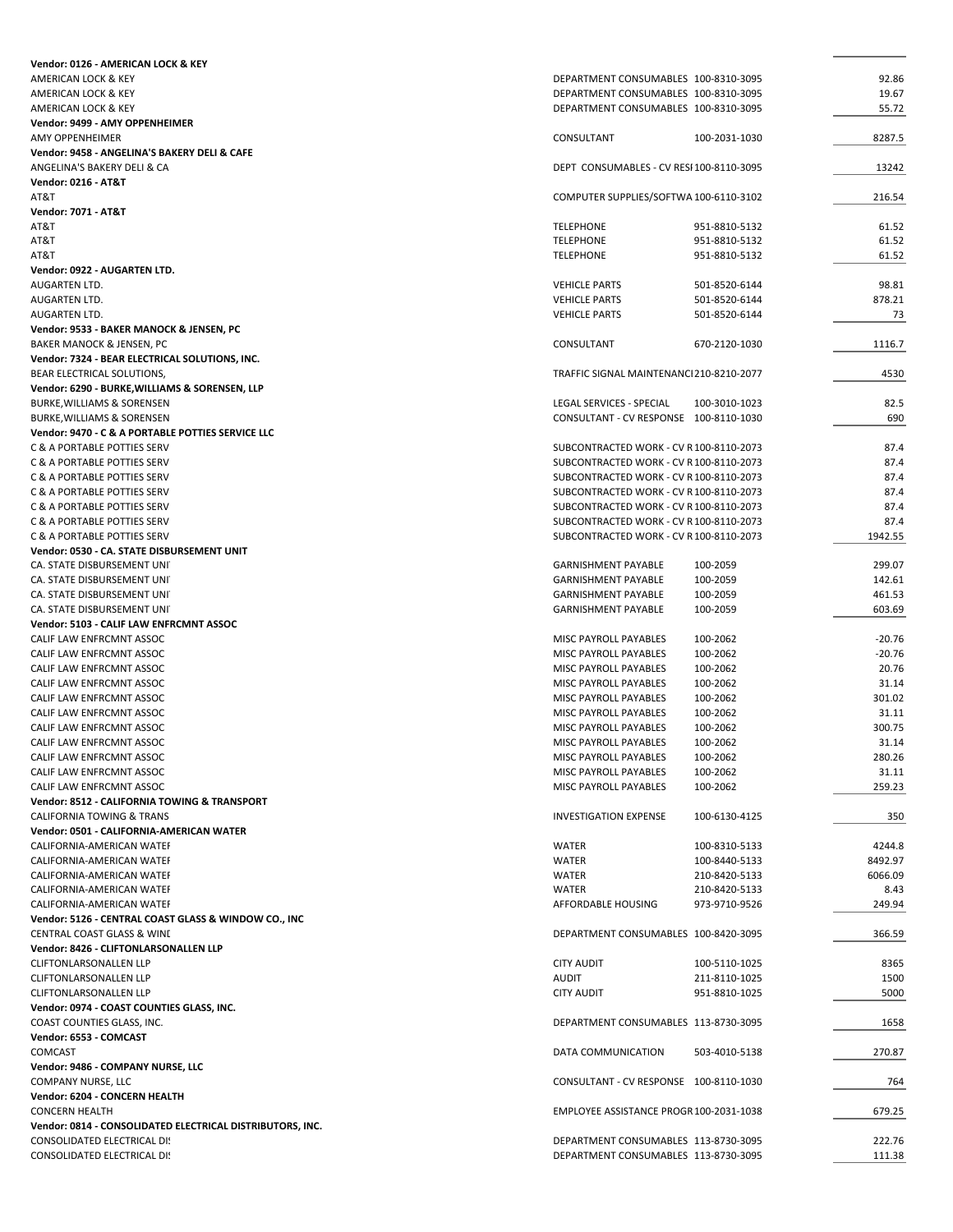| Vendor / Payee | Description | Account | Amount |
|---|---|---|---|
| **Vendor: 0126 - AMERICAN LOCK & KEY** | | | |
| AMERICAN LOCK & KEY | DEPARTMENT CONSUMABLES | 100-8310-3095 | 92.86 |
| AMERICAN LOCK & KEY | DEPARTMENT CONSUMABLES | 100-8310-3095 | 19.67 |
| AMERICAN LOCK & KEY | DEPARTMENT CONSUMABLES | 100-8310-3095 | 55.72 |
| **Vendor: 9499 - AMY OPPENHEIMER** | | | |
| AMY OPPENHEIMER | CONSULTANT | 100-2031-1030 | 8287.5 |
| **Vendor: 9458 - ANGELINA'S BAKERY DELI & CAFE** | | | |
| ANGELINA'S BAKERY DELI & CA | DEPT CONSUMABLES - CV RESI | 100-8110-3095 | 13242 |
| **Vendor: 0216 - AT&T** | | | |
| AT&T | COMPUTER SUPPLIES/SOFTWA | 100-6110-3102 | 216.54 |
| **Vendor: 7071 - AT&T** | | | |
| AT&T | TELEPHONE | 951-8810-5132 | 61.52 |
| AT&T | TELEPHONE | 951-8810-5132 | 61.52 |
| AT&T | TELEPHONE | 951-8810-5132 | 61.52 |
| **Vendor: 0922 - AUGARTEN LTD.** | | | |
| AUGARTEN LTD. | VEHICLE PARTS | 501-8520-6144 | 98.81 |
| AUGARTEN LTD. | VEHICLE PARTS | 501-8520-6144 | 878.21 |
| AUGARTEN LTD. | VEHICLE PARTS | 501-8520-6144 | 73 |
| **Vendor: 9533 - BAKER MANOCK & JENSEN, PC** | | | |
| BAKER MANOCK & JENSEN, PC | CONSULTANT | 670-2120-1030 | 1116.7 |
| **Vendor: 7324 - BEAR ELECTRICAL SOLUTIONS, INC.** | | | |
| BEAR ELECTRICAL SOLUTIONS, | TRAFFIC SIGNAL MAINTENANCI | 210-8210-2077 | 4530 |
| **Vendor: 6290 - BURKE,WILLIAMS & SORENSEN, LLP** | | | |
| BURKE,WILLIAMS & SORENSEN | LEGAL SERVICES - SPECIAL | 100-3010-1023 | 82.5 |
| BURKE,WILLIAMS & SORENSEN | CONSULTANT - CV RESPONSE | 100-8110-1030 | 690 |
| **Vendor: 9470 - C & A PORTABLE POTTIES SERVICE LLC** | | | |
| C & A PORTABLE POTTIES SERV | SUBCONTRACTED WORK - CV R | 100-8110-2073 | 87.4 |
| C & A PORTABLE POTTIES SERV | SUBCONTRACTED WORK - CV R | 100-8110-2073 | 87.4 |
| C & A PORTABLE POTTIES SERV | SUBCONTRACTED WORK - CV R | 100-8110-2073 | 87.4 |
| C & A PORTABLE POTTIES SERV | SUBCONTRACTED WORK - CV R | 100-8110-2073 | 87.4 |
| C & A PORTABLE POTTIES SERV | SUBCONTRACTED WORK - CV R | 100-8110-2073 | 87.4 |
| C & A PORTABLE POTTIES SERV | SUBCONTRACTED WORK - CV R | 100-8110-2073 | 87.4 |
| C & A PORTABLE POTTIES SERV | SUBCONTRACTED WORK - CV R | 100-8110-2073 | 1942.55 |
| **Vendor: 0530 - CA. STATE DISBURSEMENT UNIT** | | | |
| CA. STATE DISBURSEMENT UNI | GARNISHMENT PAYABLE | 100-2059 | 299.07 |
| CA. STATE DISBURSEMENT UNI | GARNISHMENT PAYABLE | 100-2059 | 142.61 |
| CA. STATE DISBURSEMENT UNI | GARNISHMENT PAYABLE | 100-2059 | 461.53 |
| CA. STATE DISBURSEMENT UNI | GARNISHMENT PAYABLE | 100-2059 | 603.69 |
| **Vendor: 5103 - CALIF LAW ENFRCMNT ASSOC** | | | |
| CALIF LAW ENFRCMNT ASSOC | MISC PAYROLL PAYABLES | 100-2062 | -20.76 |
| CALIF LAW ENFRCMNT ASSOC | MISC PAYROLL PAYABLES | 100-2062 | -20.76 |
| CALIF LAW ENFRCMNT ASSOC | MISC PAYROLL PAYABLES | 100-2062 | 20.76 |
| CALIF LAW ENFRCMNT ASSOC | MISC PAYROLL PAYABLES | 100-2062 | 31.14 |
| CALIF LAW ENFRCMNT ASSOC | MISC PAYROLL PAYABLES | 100-2062 | 301.02 |
| CALIF LAW ENFRCMNT ASSOC | MISC PAYROLL PAYABLES | 100-2062 | 31.11 |
| CALIF LAW ENFRCMNT ASSOC | MISC PAYROLL PAYABLES | 100-2062 | 300.75 |
| CALIF LAW ENFRCMNT ASSOC | MISC PAYROLL PAYABLES | 100-2062 | 31.14 |
| CALIF LAW ENFRCMNT ASSOC | MISC PAYROLL PAYABLES | 100-2062 | 280.26 |
| CALIF LAW ENFRCMNT ASSOC | MISC PAYROLL PAYABLES | 100-2062 | 31.11 |
| CALIF LAW ENFRCMNT ASSOC | MISC PAYROLL PAYABLES | 100-2062 | 259.23 |
| **Vendor: 8512 - CALIFORNIA TOWING & TRANSPORT** | | | |
| CALIFORNIA TOWING & TRANS | INVESTIGATION EXPENSE | 100-6130-4125 | 350 |
| **Vendor: 0501 - CALIFORNIA-AMERICAN WATER** | | | |
| CALIFORNIA-AMERICAN WATEI | WATER | 100-8310-5133 | 4244.8 |
| CALIFORNIA-AMERICAN WATEI | WATER | 100-8440-5133 | 8492.97 |
| CALIFORNIA-AMERICAN WATEI | WATER | 210-8420-5133 | 6066.09 |
| CALIFORNIA-AMERICAN WATEI | WATER | 210-8420-5133 | 8.43 |
| CALIFORNIA-AMERICAN WATEI | AFFORDABLE HOUSING | 973-9710-9526 | 249.94 |
| **Vendor: 5126 - CENTRAL COAST GLASS & WINDOW CO., INC** | | | |
| CENTRAL COAST GLASS & WINI | DEPARTMENT CONSUMABLES | 100-8420-3095 | 366.59 |
| **Vendor: 8426 - CLIFTONLARSONALLEN LLP** | | | |
| CLIFTONLARSONALLEN LLP | CITY AUDIT | 100-5110-1025 | 8365 |
| CLIFTONLARSONALLEN LLP | AUDIT | 211-8110-1025 | 1500 |
| CLIFTONLARSONALLEN LLP | CITY AUDIT | 951-8810-1025 | 5000 |
| **Vendor: 0974 - COAST COUNTIES GLASS, INC.** | | | |
| COAST COUNTIES GLASS, INC. | DEPARTMENT CONSUMABLES | 113-8730-3095 | 1658 |
| **Vendor: 6553 - COMCAST** | | | |
| COMCAST | DATA COMMUNICATION | 503-4010-5138 | 270.87 |
| **Vendor: 9486 - COMPANY NURSE, LLC** | | | |
| COMPANY NURSE, LLC | CONSULTANT - CV RESPONSE | 100-8110-1030 | 764 |
| **Vendor: 6204 - CONCERN HEALTH** | | | |
| CONCERN HEALTH | EMPLOYEE ASSISTANCE PROGR | 100-2031-1038 | 679.25 |
| **Vendor: 0814 - CONSOLIDATED ELECTRICAL DISTRIBUTORS, INC.** | | | |
| CONSOLIDATED ELECTRICAL DI! | DEPARTMENT CONSUMABLES | 113-8730-3095 | 222.76 |
| CONSOLIDATED ELECTRICAL DI! | DEPARTMENT CONSUMABLES | 113-8730-3095 | 111.38 |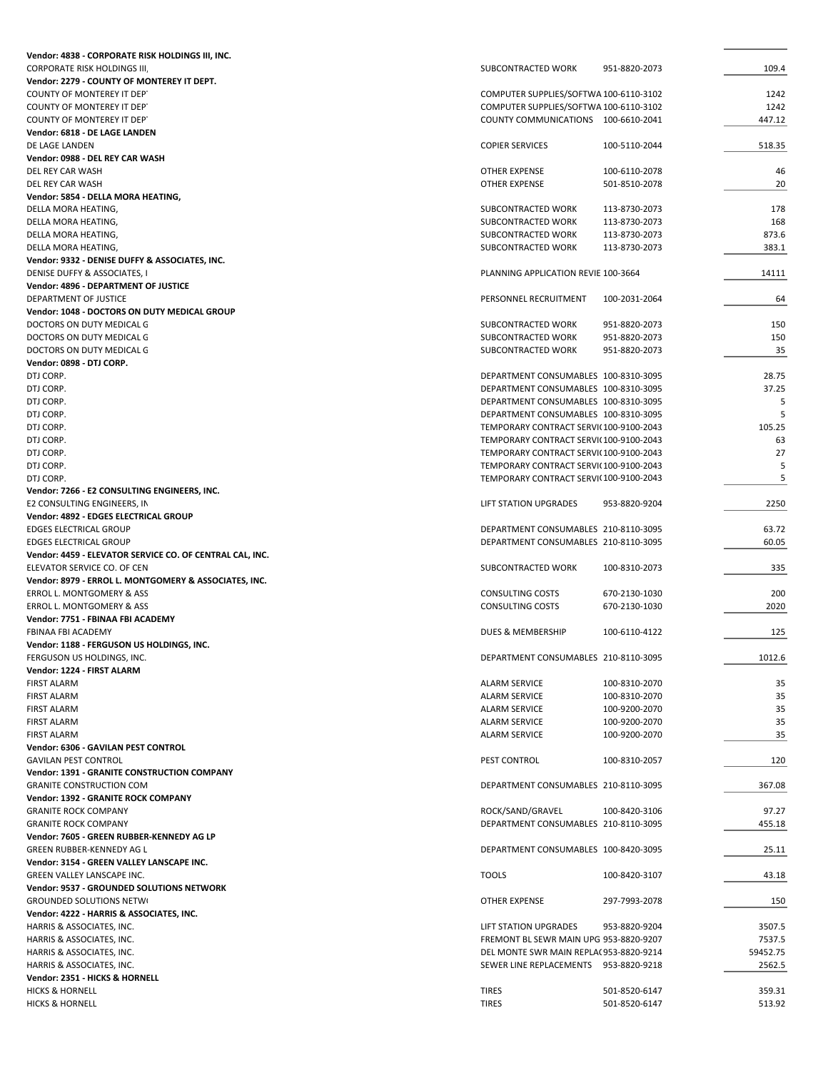| | | | |
|---|---|---|---|
| **Vendor: 4838 - CORPORATE RISK HOLDINGS III, INC.** | | | |
| CORPORATE RISK HOLDINGS III, | SUBCONTRACTED WORK | 951-8820-2073 | 109.4 |
| **Vendor: 2279 - COUNTY OF MONTEREY IT DEPT.** | | | |
| COUNTY OF MONTEREY IT DEP | COMPUTER SUPPLIES/SOFTWA | 100-6110-3102 | 1242 |
| COUNTY OF MONTEREY IT DEP | COMPUTER SUPPLIES/SOFTWA | 100-6110-3102 | 1242 |
| COUNTY OF MONTEREY IT DEP | COUNTY COMMUNICATIONS | 100-6610-2041 | 447.12 |
| **Vendor: 6818 - DE LAGE LANDEN** | | | |
| DE LAGE LANDEN | COPIER SERVICES | 100-5110-2044 | 518.35 |
| **Vendor: 0988 - DEL REY CAR WASH** | | | |
| DEL REY CAR WASH | OTHER EXPENSE | 100-6110-2078 | 46 |
| DEL REY CAR WASH | OTHER EXPENSE | 501-8510-2078 | 20 |
| **Vendor: 5854 - DELLA MORA HEATING,** | | | |
| DELLA MORA HEATING, | SUBCONTRACTED WORK | 113-8730-2073 | 178 |
| DELLA MORA HEATING, | SUBCONTRACTED WORK | 113-8730-2073 | 168 |
| DELLA MORA HEATING, | SUBCONTRACTED WORK | 113-8730-2073 | 873.6 |
| DELLA MORA HEATING, | SUBCONTRACTED WORK | 113-8730-2073 | 383.1 |
| **Vendor: 9332 - DENISE DUFFY & ASSOCIATES, INC.** | | | |
| DENISE DUFFY & ASSOCIATES, I | PLANNING APPLICATION REVIE | 100-3664 | 14111 |
| **Vendor: 4896 - DEPARTMENT OF JUSTICE** | | | |
| DEPARTMENT OF JUSTICE | PERSONNEL RECRUITMENT | 100-2031-2064 | 64 |
| **Vendor: 1048 - DOCTORS ON DUTY MEDICAL GROUP** | | | |
| DOCTORS ON DUTY MEDICAL G | SUBCONTRACTED WORK | 951-8820-2073 | 150 |
| DOCTORS ON DUTY MEDICAL G | SUBCONTRACTED WORK | 951-8820-2073 | 150 |
| DOCTORS ON DUTY MEDICAL G | SUBCONTRACTED WORK | 951-8820-2073 | 35 |
| **Vendor: 0898 - DTJ CORP.** | | | |
| DTJ CORP. | DEPARTMENT CONSUMABLES | 100-8310-3095 | 28.75 |
| DTJ CORP. | DEPARTMENT CONSUMABLES | 100-8310-3095 | 37.25 |
| DTJ CORP. | DEPARTMENT CONSUMABLES | 100-8310-3095 | 5 |
| DTJ CORP. | DEPARTMENT CONSUMABLES | 100-8310-3095 | 5 |
| DTJ CORP. | TEMPORARY CONTRACT SERVI( | 100-9100-2043 | 105.25 |
| DTJ CORP. | TEMPORARY CONTRACT SERVI( | 100-9100-2043 | 63 |
| DTJ CORP. | TEMPORARY CONTRACT SERVI( | 100-9100-2043 | 27 |
| DTJ CORP. | TEMPORARY CONTRACT SERVI( | 100-9100-2043 | 5 |
| DTJ CORP. | TEMPORARY CONTRACT SERVI( | 100-9100-2043 | 5 |
| **Vendor: 7266 - E2 CONSULTING ENGINEERS, INC.** | | | |
| E2 CONSULTING ENGINEERS, IN | LIFT STATION UPGRADES | 953-8820-9204 | 2250 |
| **Vendor: 4892 - EDGES ELECTRICAL GROUP** | | | |
| EDGES ELECTRICAL GROUP | DEPARTMENT CONSUMABLES | 210-8110-3095 | 63.72 |
| EDGES ELECTRICAL GROUP | DEPARTMENT CONSUMABLES | 210-8110-3095 | 60.05 |
| **Vendor: 4459 - ELEVATOR SERVICE CO. OF CENTRAL CAL, INC.** | | | |
| ELEVATOR SERVICE CO. OF CEN | SUBCONTRACTED WORK | 100-8310-2073 | 335 |
| **Vendor: 8979 - ERROL L. MONTGOMERY & ASSOCIATES, INC.** | | | |
| ERROL L. MONTGOMERY & ASS | CONSULTING COSTS | 670-2130-1030 | 200 |
| ERROL L. MONTGOMERY & ASS | CONSULTING COSTS | 670-2130-1030 | 2020 |
| **Vendor: 7751 - FBINAA FBI ACADEMY** | | | |
| FBINAA FBI ACADEMY | DUES & MEMBERSHIP | 100-6110-4122 | 125 |
| **Vendor: 1188 - FERGUSON US HOLDINGS, INC.** | | | |
| FERGUSON US HOLDINGS, INC. | DEPARTMENT CONSUMABLES | 210-8110-3095 | 1012.6 |
| **Vendor: 1224 - FIRST ALARM** | | | |
| FIRST ALARM | ALARM SERVICE | 100-8310-2070 | 35 |
| FIRST ALARM | ALARM SERVICE | 100-8310-2070 | 35 |
| FIRST ALARM | ALARM SERVICE | 100-9200-2070 | 35 |
| FIRST ALARM | ALARM SERVICE | 100-9200-2070 | 35 |
| FIRST ALARM | ALARM SERVICE | 100-9200-2070 | 35 |
| **Vendor: 6306 - GAVILAN PEST CONTROL** | | | |
| GAVILAN PEST CONTROL | PEST CONTROL | 100-8310-2057 | 120 |
| **Vendor: 1391 - GRANITE CONSTRUCTION COMPANY** | | | |
| GRANITE CONSTRUCTION COM | DEPARTMENT CONSUMABLES | 210-8110-3095 | 367.08 |
| **Vendor: 1392 - GRANITE ROCK COMPANY** | | | |
| GRANITE ROCK COMPANY | ROCK/SAND/GRAVEL | 100-8420-3106 | 97.27 |
| GRANITE ROCK COMPANY | DEPARTMENT CONSUMABLES | 210-8110-3095 | 455.18 |
| **Vendor: 7605 - GREEN RUBBER-KENNEDY AG LP** | | | |
| GREEN RUBBER-KENNEDY AG L | DEPARTMENT CONSUMABLES | 100-8420-3095 | 25.11 |
| **Vendor: 3154 - GREEN VALLEY LANSCAPE INC.** | | | |
| GREEN VALLEY LANSCAPE INC. | TOOLS | 100-8420-3107 | 43.18 |
| **Vendor: 9537 - GROUNDED SOLUTIONS NETWORK** | | | |
| GROUNDED SOLUTIONS NETW( | OTHER EXPENSE | 297-7993-2078 | 150 |
| **Vendor: 4222 - HARRIS & ASSOCIATES, INC.** | | | |
| HARRIS & ASSOCIATES, INC. | LIFT STATION UPGRADES | 953-8820-9204 | 3507.5 |
| HARRIS & ASSOCIATES, INC. | FREMONT BL SEWR MAIN UPG | 953-8820-9207 | 7537.5 |
| HARRIS & ASSOCIATES, INC. | DEL MONTE SWR MAIN REPLA( | 953-8820-9214 | 59452.75 |
| HARRIS & ASSOCIATES, INC. | SEWER LINE REPLACEMENTS | 953-8820-9218 | 2562.5 |
| **Vendor: 2351 - HICKS & HORNELL** | | | |
| HICKS & HORNELL | TIRES | 501-8520-6147 | 359.31 |
| HICKS & HORNELL | TIRES | 501-8520-6147 | 513.92 |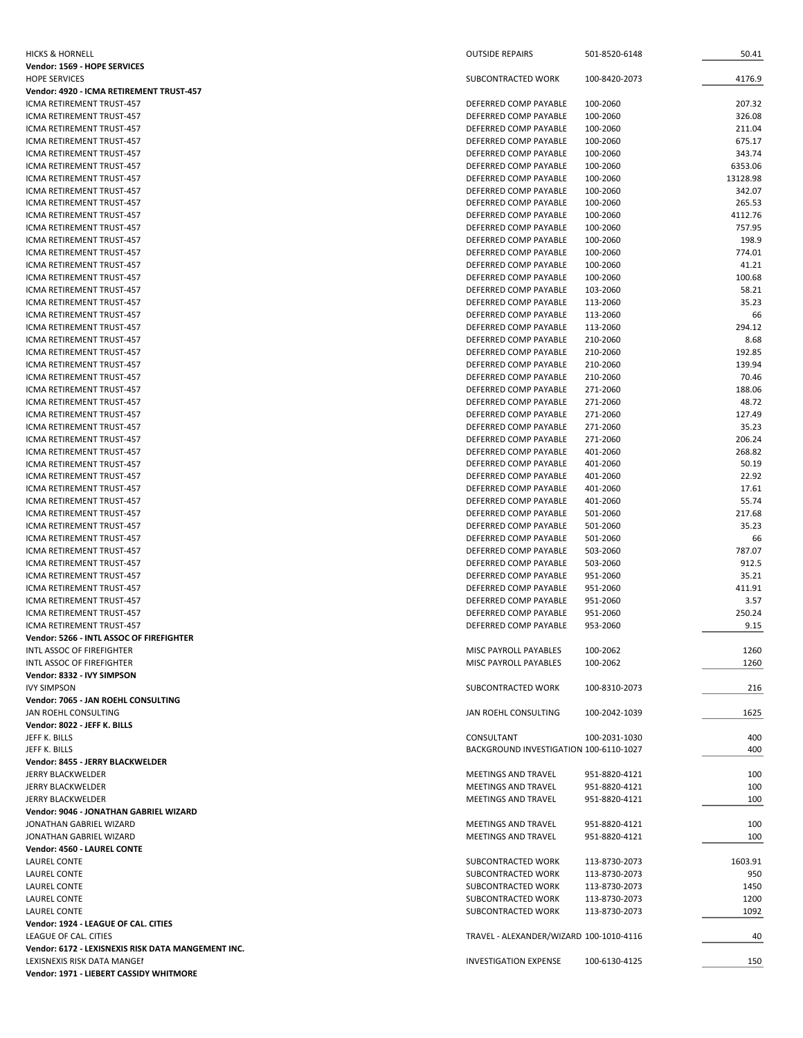| | | | |
|---|---|---|---|
| HICKS & HORNELL | OUTSIDE REPAIRS | 501-8520-6148 | 50.41 |
| **Vendor: 1569 - HOPE SERVICES** | | | |
| HOPE SERVICES | SUBCONTRACTED WORK | 100-8420-2073 | 4176.9 |
| **Vendor: 4920 - ICMA RETIREMENT TRUST-457** | | | |
| ICMA RETIREMENT TRUST-457 | DEFERRED COMP PAYABLE | 100-2060 | 207.32 |
| ICMA RETIREMENT TRUST-457 | DEFERRED COMP PAYABLE | 100-2060 | 326.08 |
| ICMA RETIREMENT TRUST-457 | DEFERRED COMP PAYABLE | 100-2060 | 211.04 |
| ICMA RETIREMENT TRUST-457 | DEFERRED COMP PAYABLE | 100-2060 | 675.17 |
| ICMA RETIREMENT TRUST-457 | DEFERRED COMP PAYABLE | 100-2060 | 343.74 |
| ICMA RETIREMENT TRUST-457 | DEFERRED COMP PAYABLE | 100-2060 | 6353.06 |
| ICMA RETIREMENT TRUST-457 | DEFERRED COMP PAYABLE | 100-2060 | 13128.98 |
| ICMA RETIREMENT TRUST-457 | DEFERRED COMP PAYABLE | 100-2060 | 342.07 |
| ICMA RETIREMENT TRUST-457 | DEFERRED COMP PAYABLE | 100-2060 | 265.53 |
| ICMA RETIREMENT TRUST-457 | DEFERRED COMP PAYABLE | 100-2060 | 4112.76 |
| ICMA RETIREMENT TRUST-457 | DEFERRED COMP PAYABLE | 100-2060 | 757.95 |
| ICMA RETIREMENT TRUST-457 | DEFERRED COMP PAYABLE | 100-2060 | 198.9 |
| ICMA RETIREMENT TRUST-457 | DEFERRED COMP PAYABLE | 100-2060 | 774.01 |
| ICMA RETIREMENT TRUST-457 | DEFERRED COMP PAYABLE | 100-2060 | 41.21 |
| ICMA RETIREMENT TRUST-457 | DEFERRED COMP PAYABLE | 100-2060 | 100.68 |
| ICMA RETIREMENT TRUST-457 | DEFERRED COMP PAYABLE | 103-2060 | 58.21 |
| ICMA RETIREMENT TRUST-457 | DEFERRED COMP PAYABLE | 113-2060 | 35.23 |
| ICMA RETIREMENT TRUST-457 | DEFERRED COMP PAYABLE | 113-2060 | 66 |
| ICMA RETIREMENT TRUST-457 | DEFERRED COMP PAYABLE | 113-2060 | 294.12 |
| ICMA RETIREMENT TRUST-457 | DEFERRED COMP PAYABLE | 210-2060 | 8.68 |
| ICMA RETIREMENT TRUST-457 | DEFERRED COMP PAYABLE | 210-2060 | 192.85 |
| ICMA RETIREMENT TRUST-457 | DEFERRED COMP PAYABLE | 210-2060 | 139.94 |
| ICMA RETIREMENT TRUST-457 | DEFERRED COMP PAYABLE | 210-2060 | 70.46 |
| ICMA RETIREMENT TRUST-457 | DEFERRED COMP PAYABLE | 271-2060 | 188.06 |
| ICMA RETIREMENT TRUST-457 | DEFERRED COMP PAYABLE | 271-2060 | 48.72 |
| ICMA RETIREMENT TRUST-457 | DEFERRED COMP PAYABLE | 271-2060 | 127.49 |
| ICMA RETIREMENT TRUST-457 | DEFERRED COMP PAYABLE | 271-2060 | 35.23 |
| ICMA RETIREMENT TRUST-457 | DEFERRED COMP PAYABLE | 271-2060 | 206.24 |
| ICMA RETIREMENT TRUST-457 | DEFERRED COMP PAYABLE | 401-2060 | 268.82 |
| ICMA RETIREMENT TRUST-457 | DEFERRED COMP PAYABLE | 401-2060 | 50.19 |
| ICMA RETIREMENT TRUST-457 | DEFERRED COMP PAYABLE | 401-2060 | 22.92 |
| ICMA RETIREMENT TRUST-457 | DEFERRED COMP PAYABLE | 401-2060 | 17.61 |
| ICMA RETIREMENT TRUST-457 | DEFERRED COMP PAYABLE | 401-2060 | 55.74 |
| ICMA RETIREMENT TRUST-457 | DEFERRED COMP PAYABLE | 501-2060 | 217.68 |
| ICMA RETIREMENT TRUST-457 | DEFERRED COMP PAYABLE | 501-2060 | 35.23 |
| ICMA RETIREMENT TRUST-457 | DEFERRED COMP PAYABLE | 501-2060 | 66 |
| ICMA RETIREMENT TRUST-457 | DEFERRED COMP PAYABLE | 503-2060 | 787.07 |
| ICMA RETIREMENT TRUST-457 | DEFERRED COMP PAYABLE | 503-2060 | 912.5 |
| ICMA RETIREMENT TRUST-457 | DEFERRED COMP PAYABLE | 951-2060 | 35.21 |
| ICMA RETIREMENT TRUST-457 | DEFERRED COMP PAYABLE | 951-2060 | 411.91 |
| ICMA RETIREMENT TRUST-457 | DEFERRED COMP PAYABLE | 951-2060 | 3.57 |
| ICMA RETIREMENT TRUST-457 | DEFERRED COMP PAYABLE | 951-2060 | 250.24 |
| ICMA RETIREMENT TRUST-457 | DEFERRED COMP PAYABLE | 953-2060 | 9.15 |
| **Vendor: 5266 - INTL ASSOC OF FIREFIGHTER** | | | |
| INTL ASSOC OF FIREFIGHTER | MISC PAYROLL PAYABLES | 100-2062 | 1260 |
| INTL ASSOC OF FIREFIGHTER | MISC PAYROLL PAYABLES | 100-2062 | 1260 |
| **Vendor: 8332 - IVY SIMPSON** | | | |
| IVY SIMPSON | SUBCONTRACTED WORK | 100-8310-2073 | 216 |
| **Vendor: 7065 - JAN ROEHL CONSULTING** | | | |
| JAN ROEHL CONSULTING | JAN ROEHL CONSULTING | 100-2042-1039 | 1625 |
| **Vendor: 8022 - JEFF K. BILLS** | | | |
| JEFF K. BILLS | CONSULTANT | 100-2031-1030 | 400 |
| JEFF K. BILLS | BACKGROUND INVESTIGATION | 100-6110-1027 | 400 |
| **Vendor: 8455 - JERRY BLACKWELDER** | | | |
| JERRY BLACKWELDER | MEETINGS AND TRAVEL | 951-8820-4121 | 100 |
| JERRY BLACKWELDER | MEETINGS AND TRAVEL | 951-8820-4121 | 100 |
| JERRY BLACKWELDER | MEETINGS AND TRAVEL | 951-8820-4121 | 100 |
| **Vendor: 9046 - JONATHAN GABRIEL WIZARD** | | | |
| JONATHAN GABRIEL WIZARD | MEETINGS AND TRAVEL | 951-8820-4121 | 100 |
| JONATHAN GABRIEL WIZARD | MEETINGS AND TRAVEL | 951-8820-4121 | 100 |
| **Vendor: 4560 - LAUREL CONTE** | | | |
| LAUREL CONTE | SUBCONTRACTED WORK | 113-8730-2073 | 1603.91 |
| LAUREL CONTE | SUBCONTRACTED WORK | 113-8730-2073 | 950 |
| LAUREL CONTE | SUBCONTRACTED WORK | 113-8730-2073 | 1450 |
| LAUREL CONTE | SUBCONTRACTED WORK | 113-8730-2073 | 1200 |
| LAUREL CONTE | SUBCONTRACTED WORK | 113-8730-2073 | 1092 |
| **Vendor: 1924 - LEAGUE OF CAL. CITIES** | | | |
| LEAGUE OF CAL. CITIES | TRAVEL - ALEXANDER/WIZARD | 100-1010-4116 | 40 |
| **Vendor: 6172 - LEXISNEXIS RISK DATA MANGEMENT INC.** | | | |
| LEXISNEXIS RISK DATA MANGEI | INVESTIGATION EXPENSE | 100-6130-4125 | 150 |
| **Vendor: 1971 - LIEBERT CASSIDY WHITMORE** | | | |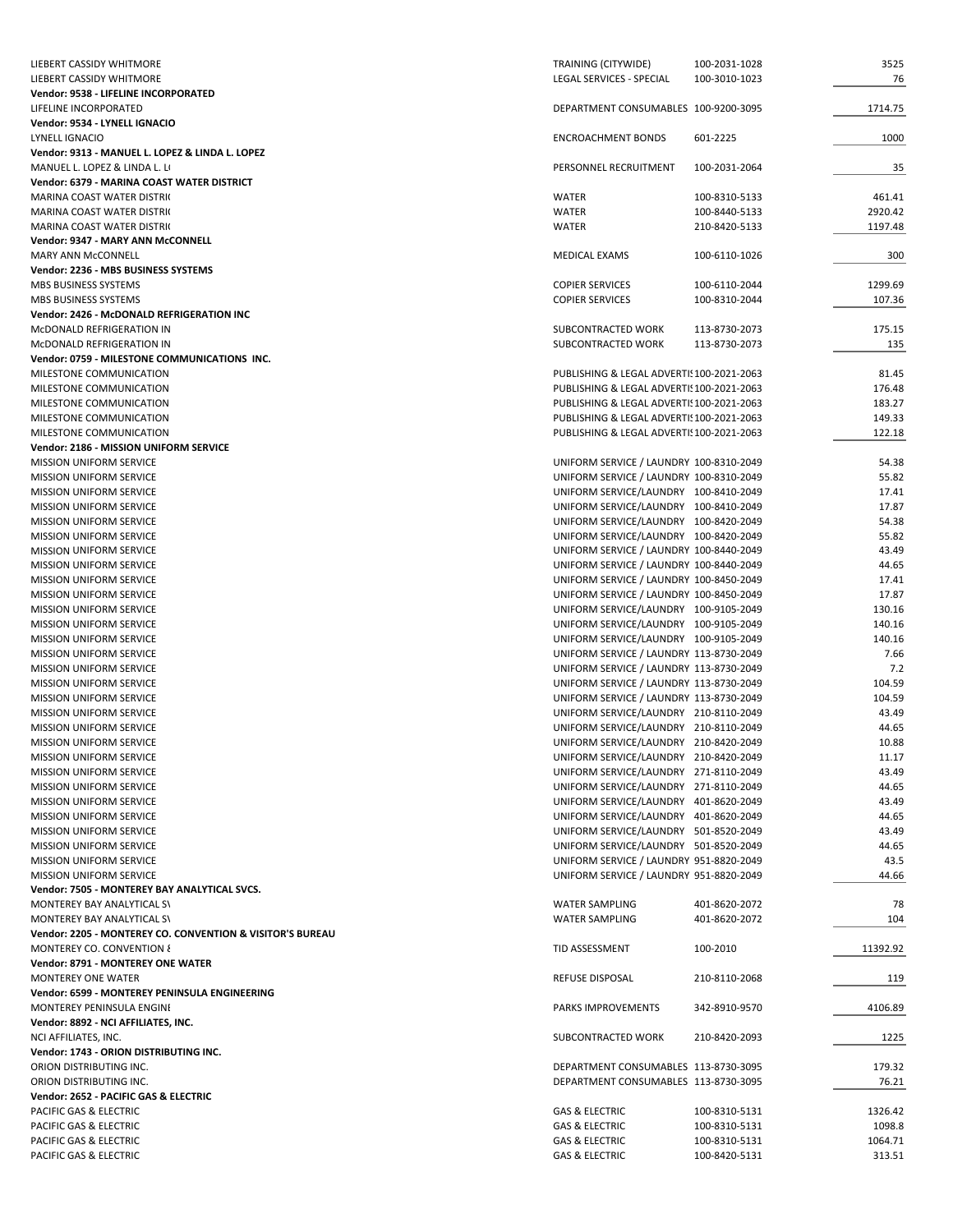| | | | |
|---|---|---|---|
| LIEBERT CASSIDY WHITMORE | TRAINING (CITYWIDE) | 100-2031-1028 | 3525 |
| LIEBERT CASSIDY WHITMORE | LEGAL SERVICES - SPECIAL | 100-3010-1023 | 76 |
| **Vendor: 9538 - LIFELINE INCORPORATED** | | | |
| LIFELINE INCORPORATED | DEPARTMENT CONSUMABLES | 100-9200-3095 | 1714.75 |
| **Vendor: 9534 - LYNELL IGNACIO** | | | |
| LYNELL IGNACIO | ENCROACHMENT BONDS | 601-2225 | 1000 |
| **Vendor: 9313 - MANUEL L. LOPEZ & LINDA L. LOPEZ** | | | |
| MANUEL L. LOPEZ & LINDA L. L( | PERSONNEL RECRUITMENT | 100-2031-2064 | 35 |
| **Vendor: 6379 - MARINA COAST WATER DISTRICT** | | | |
| MARINA COAST WATER DISTRI( | WATER | 100-8310-5133 | 461.41 |
| MARINA COAST WATER DISTRI( | WATER | 100-8440-5133 | 2920.42 |
| MARINA COAST WATER DISTRI( | WATER | 210-8420-5133 | 1197.48 |
| **Vendor: 9347 - MARY ANN McCONNELL** | | | |
| MARY ANN McCONNELL | MEDICAL EXAMS | 100-6110-1026 | 300 |
| **Vendor: 2236 - MBS BUSINESS SYSTEMS** | | | |
| MBS BUSINESS SYSTEMS | COPIER SERVICES | 100-6110-2044 | 1299.69 |
| MBS BUSINESS SYSTEMS | COPIER SERVICES | 100-8310-2044 | 107.36 |
| **Vendor: 2426 - McDONALD REFRIGERATION INC** | | | |
| McDONALD REFRIGERATION IN | SUBCONTRACTED WORK | 113-8730-2073 | 175.15 |
| McDONALD REFRIGERATION IN | SUBCONTRACTED WORK | 113-8730-2073 | 135 |
| **Vendor: 0759 - MILESTONE COMMUNICATIONS INC.** | | | |
| MILESTONE COMMUNICATION | PUBLISHING & LEGAL ADVERTIS | 100-2021-2063 | 81.45 |
| MILESTONE COMMUNICATION | PUBLISHING & LEGAL ADVERTIS | 100-2021-2063 | 176.48 |
| MILESTONE COMMUNICATION | PUBLISHING & LEGAL ADVERTIS | 100-2021-2063 | 183.27 |
| MILESTONE COMMUNICATION | PUBLISHING & LEGAL ADVERTIS | 100-2021-2063 | 149.33 |
| MILESTONE COMMUNICATION | PUBLISHING & LEGAL ADVERTIS | 100-2021-2063 | 122.18 |
| **Vendor: 2186 - MISSION UNIFORM SERVICE** | | | |
| MISSION UNIFORM SERVICE | UNIFORM SERVICE / LAUNDRY | 100-8310-2049 | 54.38 |
| MISSION UNIFORM SERVICE | UNIFORM SERVICE / LAUNDRY | 100-8310-2049 | 55.82 |
| MISSION UNIFORM SERVICE | UNIFORM SERVICE/LAUNDRY | 100-8410-2049 | 17.41 |
| MISSION UNIFORM SERVICE | UNIFORM SERVICE/LAUNDRY | 100-8410-2049 | 17.87 |
| MISSION UNIFORM SERVICE | UNIFORM SERVICE/LAUNDRY | 100-8420-2049 | 54.38 |
| MISSION UNIFORM SERVICE | UNIFORM SERVICE/LAUNDRY | 100-8420-2049 | 55.82 |
| MISSION UNIFORM SERVICE | UNIFORM SERVICE / LAUNDRY | 100-8440-2049 | 43.49 |
| MISSION UNIFORM SERVICE | UNIFORM SERVICE / LAUNDRY | 100-8440-2049 | 44.65 |
| MISSION UNIFORM SERVICE | UNIFORM SERVICE / LAUNDRY | 100-8450-2049 | 17.41 |
| MISSION UNIFORM SERVICE | UNIFORM SERVICE / LAUNDRY | 100-8450-2049 | 17.87 |
| MISSION UNIFORM SERVICE | UNIFORM SERVICE/LAUNDRY | 100-9105-2049 | 130.16 |
| MISSION UNIFORM SERVICE | UNIFORM SERVICE/LAUNDRY | 100-9105-2049 | 140.16 |
| MISSION UNIFORM SERVICE | UNIFORM SERVICE/LAUNDRY | 100-9105-2049 | 140.16 |
| MISSION UNIFORM SERVICE | UNIFORM SERVICE / LAUNDRY | 113-8730-2049 | 7.66 |
| MISSION UNIFORM SERVICE | UNIFORM SERVICE / LAUNDRY | 113-8730-2049 | 7.2 |
| MISSION UNIFORM SERVICE | UNIFORM SERVICE / LAUNDRY | 113-8730-2049 | 104.59 |
| MISSION UNIFORM SERVICE | UNIFORM SERVICE / LAUNDRY | 113-8730-2049 | 104.59 |
| MISSION UNIFORM SERVICE | UNIFORM SERVICE/LAUNDRY | 210-8110-2049 | 43.49 |
| MISSION UNIFORM SERVICE | UNIFORM SERVICE/LAUNDRY | 210-8110-2049 | 44.65 |
| MISSION UNIFORM SERVICE | UNIFORM SERVICE/LAUNDRY | 210-8420-2049 | 10.88 |
| MISSION UNIFORM SERVICE | UNIFORM SERVICE/LAUNDRY | 210-8420-2049 | 11.17 |
| MISSION UNIFORM SERVICE | UNIFORM SERVICE/LAUNDRY | 271-8110-2049 | 43.49 |
| MISSION UNIFORM SERVICE | UNIFORM SERVICE/LAUNDRY | 271-8110-2049 | 44.65 |
| MISSION UNIFORM SERVICE | UNIFORM SERVICE/LAUNDRY | 401-8620-2049 | 43.49 |
| MISSION UNIFORM SERVICE | UNIFORM SERVICE/LAUNDRY | 401-8620-2049 | 44.65 |
| MISSION UNIFORM SERVICE | UNIFORM SERVICE/LAUNDRY | 501-8520-2049 | 43.49 |
| MISSION UNIFORM SERVICE | UNIFORM SERVICE/LAUNDRY | 501-8520-2049 | 44.65 |
| MISSION UNIFORM SERVICE | UNIFORM SERVICE / LAUNDRY | 951-8820-2049 | 43.5 |
| MISSION UNIFORM SERVICE | UNIFORM SERVICE / LAUNDRY | 951-8820-2049 | 44.66 |
| **Vendor: 7505 - MONTEREY BAY ANALYTICAL SVCS.** | | | |
| MONTEREY BAY ANALYTICAL S\ | WATER SAMPLING | 401-8620-2072 | 78 |
| MONTEREY BAY ANALYTICAL S\ | WATER SAMPLING | 401-8620-2072 | 104 |
| **Vendor: 2205 - MONTEREY CO. CONVENTION & VISITOR'S BUREAU** | | | |
| MONTEREY CO. CONVENTION & | TID ASSESSMENT | 100-2010 | 11392.92 |
| **Vendor: 8791 - MONTEREY ONE WATER** | | | |
| MONTEREY ONE WATER | REFUSE DISPOSAL | 210-8110-2068 | 119 |
| **Vendor: 6599 - MONTEREY PENINSULA ENGINEERING** | | | |
| MONTEREY PENINSULA ENGINI | PARKS IMPROVEMENTS | 342-8910-9570 | 4106.89 |
| **Vendor: 8892 - NCI AFFILIATES, INC.** | | | |
| NCI AFFILIATES, INC. | SUBCONTRACTED WORK | 210-8420-2093 | 1225 |
| **Vendor: 1743 - ORION DISTRIBUTING INC.** | | | |
| ORION DISTRIBUTING INC. | DEPARTMENT CONSUMABLES | 113-8730-3095 | 179.32 |
| ORION DISTRIBUTING INC. | DEPARTMENT CONSUMABLES | 113-8730-3095 | 76.21 |
| **Vendor: 2652 - PACIFIC GAS & ELECTRIC** | | | |
| PACIFIC GAS & ELECTRIC | GAS & ELECTRIC | 100-8310-5131 | 1326.42 |
| PACIFIC GAS & ELECTRIC | GAS & ELECTRIC | 100-8310-5131 | 1098.8 |
| PACIFIC GAS & ELECTRIC | GAS & ELECTRIC | 100-8310-5131 | 1064.71 |
| PACIFIC GAS & ELECTRIC | GAS & ELECTRIC | 100-8420-5131 | 313.51 |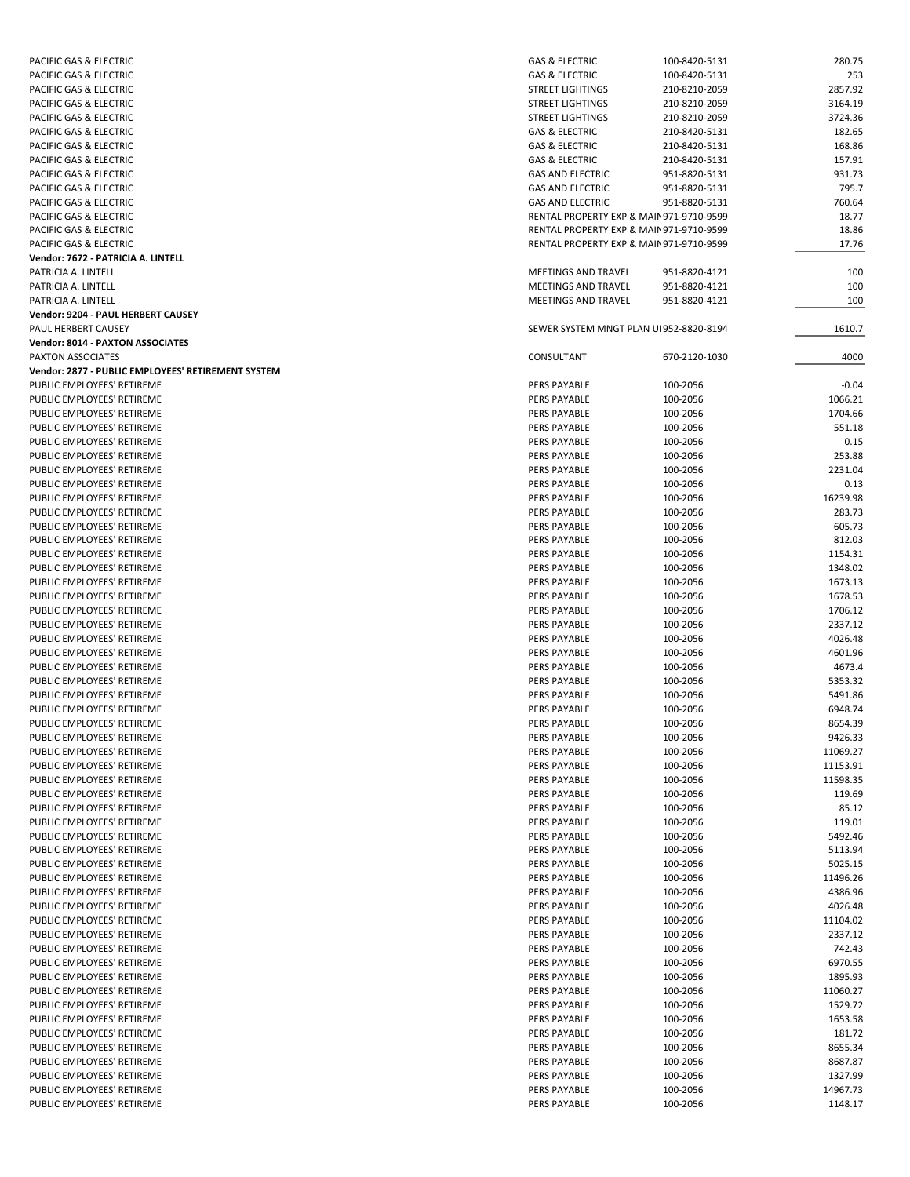| | | | |
|---|---|---|---|
| PACIFIC GAS & ELECTRIC | GAS & ELECTRIC | 100-8420-5131 | 280.75 |
| PACIFIC GAS & ELECTRIC | GAS & ELECTRIC | 100-8420-5131 | 253 |
| PACIFIC GAS & ELECTRIC | STREET LIGHTINGS | 210-8210-2059 | 2857.92 |
| PACIFIC GAS & ELECTRIC | STREET LIGHTINGS | 210-8210-2059 | 3164.19 |
| PACIFIC GAS & ELECTRIC | STREET LIGHTINGS | 210-8210-2059 | 3724.36 |
| PACIFIC GAS & ELECTRIC | GAS & ELECTRIC | 210-8420-5131 | 182.65 |
| PACIFIC GAS & ELECTRIC | GAS & ELECTRIC | 210-8420-5131 | 168.86 |
| PACIFIC GAS & ELECTRIC | GAS & ELECTRIC | 210-8420-5131 | 157.91 |
| PACIFIC GAS & ELECTRIC | GAS AND ELECTRIC | 951-8820-5131 | 931.73 |
| PACIFIC GAS & ELECTRIC | GAS AND ELECTRIC | 951-8820-5131 | 795.7 |
| PACIFIC GAS & ELECTRIC | GAS AND ELECTRIC | 951-8820-5131 | 760.64 |
| PACIFIC GAS & ELECTRIC | RENTAL PROPERTY EXP & MAIN | 971-9710-9599 | 18.77 |
| PACIFIC GAS & ELECTRIC | RENTAL PROPERTY EXP & MAIN | 971-9710-9599 | 18.86 |
| PACIFIC GAS & ELECTRIC | RENTAL PROPERTY EXP & MAIN | 971-9710-9599 | 17.76 |
| **Vendor: 7672 - PATRICIA A. LINTELL** | | | |
| PATRICIA A. LINTELL | MEETINGS AND TRAVEL | 951-8820-4121 | 100 |
| PATRICIA A. LINTELL | MEETINGS AND TRAVEL | 951-8820-4121 | 100 |
| PATRICIA A. LINTELL | MEETINGS AND TRAVEL | 951-8820-4121 | 100 |
| **Vendor: 9204 - PAUL HERBERT CAUSEY** | | | |
| PAUL HERBERT CAUSEY | SEWER SYSTEM MNGT PLAN U | 952-8820-8194 | 1610.7 |
| **Vendor: 8014 - PAXTON ASSOCIATES** | | | |
| PAXTON ASSOCIATES | CONSULTANT | 670-2120-1030 | 4000 |
| **Vendor: 2877 - PUBLIC EMPLOYEES' RETIREMENT SYSTEM** | | | |
| PUBLIC EMPLOYEES' RETIREME | PERS PAYABLE | 100-2056 | -0.04 |
| PUBLIC EMPLOYEES' RETIREME | PERS PAYABLE | 100-2056 | 1066.21 |
| PUBLIC EMPLOYEES' RETIREME | PERS PAYABLE | 100-2056 | 1704.66 |
| PUBLIC EMPLOYEES' RETIREME | PERS PAYABLE | 100-2056 | 551.18 |
| PUBLIC EMPLOYEES' RETIREME | PERS PAYABLE | 100-2056 | 0.15 |
| PUBLIC EMPLOYEES' RETIREME | PERS PAYABLE | 100-2056 | 253.88 |
| PUBLIC EMPLOYEES' RETIREME | PERS PAYABLE | 100-2056 | 2231.04 |
| PUBLIC EMPLOYEES' RETIREME | PERS PAYABLE | 100-2056 | 0.13 |
| PUBLIC EMPLOYEES' RETIREME | PERS PAYABLE | 100-2056 | 16239.98 |
| PUBLIC EMPLOYEES' RETIREME | PERS PAYABLE | 100-2056 | 283.73 |
| PUBLIC EMPLOYEES' RETIREME | PERS PAYABLE | 100-2056 | 605.73 |
| PUBLIC EMPLOYEES' RETIREME | PERS PAYABLE | 100-2056 | 812.03 |
| PUBLIC EMPLOYEES' RETIREME | PERS PAYABLE | 100-2056 | 1154.31 |
| PUBLIC EMPLOYEES' RETIREME | PERS PAYABLE | 100-2056 | 1348.02 |
| PUBLIC EMPLOYEES' RETIREME | PERS PAYABLE | 100-2056 | 1673.13 |
| PUBLIC EMPLOYEES' RETIREME | PERS PAYABLE | 100-2056 | 1678.53 |
| PUBLIC EMPLOYEES' RETIREME | PERS PAYABLE | 100-2056 | 1706.12 |
| PUBLIC EMPLOYEES' RETIREME | PERS PAYABLE | 100-2056 | 2337.12 |
| PUBLIC EMPLOYEES' RETIREME | PERS PAYABLE | 100-2056 | 4026.48 |
| PUBLIC EMPLOYEES' RETIREME | PERS PAYABLE | 100-2056 | 4601.96 |
| PUBLIC EMPLOYEES' RETIREME | PERS PAYABLE | 100-2056 | 4673.4 |
| PUBLIC EMPLOYEES' RETIREME | PERS PAYABLE | 100-2056 | 5353.32 |
| PUBLIC EMPLOYEES' RETIREME | PERS PAYABLE | 100-2056 | 5491.86 |
| PUBLIC EMPLOYEES' RETIREME | PERS PAYABLE | 100-2056 | 6948.74 |
| PUBLIC EMPLOYEES' RETIREME | PERS PAYABLE | 100-2056 | 8654.39 |
| PUBLIC EMPLOYEES' RETIREME | PERS PAYABLE | 100-2056 | 9426.33 |
| PUBLIC EMPLOYEES' RETIREME | PERS PAYABLE | 100-2056 | 11069.27 |
| PUBLIC EMPLOYEES' RETIREME | PERS PAYABLE | 100-2056 | 11153.91 |
| PUBLIC EMPLOYEES' RETIREME | PERS PAYABLE | 100-2056 | 11598.35 |
| PUBLIC EMPLOYEES' RETIREME | PERS PAYABLE | 100-2056 | 119.69 |
| PUBLIC EMPLOYEES' RETIREME | PERS PAYABLE | 100-2056 | 85.12 |
| PUBLIC EMPLOYEES' RETIREME | PERS PAYABLE | 100-2056 | 119.01 |
| PUBLIC EMPLOYEES' RETIREME | PERS PAYABLE | 100-2056 | 5492.46 |
| PUBLIC EMPLOYEES' RETIREME | PERS PAYABLE | 100-2056 | 5113.94 |
| PUBLIC EMPLOYEES' RETIREME | PERS PAYABLE | 100-2056 | 5025.15 |
| PUBLIC EMPLOYEES' RETIREME | PERS PAYABLE | 100-2056 | 11496.26 |
| PUBLIC EMPLOYEES' RETIREME | PERS PAYABLE | 100-2056 | 4386.96 |
| PUBLIC EMPLOYEES' RETIREME | PERS PAYABLE | 100-2056 | 4026.48 |
| PUBLIC EMPLOYEES' RETIREME | PERS PAYABLE | 100-2056 | 11104.02 |
| PUBLIC EMPLOYEES' RETIREME | PERS PAYABLE | 100-2056 | 2337.12 |
| PUBLIC EMPLOYEES' RETIREME | PERS PAYABLE | 100-2056 | 742.43 |
| PUBLIC EMPLOYEES' RETIREME | PERS PAYABLE | 100-2056 | 6970.55 |
| PUBLIC EMPLOYEES' RETIREME | PERS PAYABLE | 100-2056 | 1895.93 |
| PUBLIC EMPLOYEES' RETIREME | PERS PAYABLE | 100-2056 | 11060.27 |
| PUBLIC EMPLOYEES' RETIREME | PERS PAYABLE | 100-2056 | 1529.72 |
| PUBLIC EMPLOYEES' RETIREME | PERS PAYABLE | 100-2056 | 1653.58 |
| PUBLIC EMPLOYEES' RETIREME | PERS PAYABLE | 100-2056 | 181.72 |
| PUBLIC EMPLOYEES' RETIREME | PERS PAYABLE | 100-2056 | 8655.34 |
| PUBLIC EMPLOYEES' RETIREME | PERS PAYABLE | 100-2056 | 8687.87 |
| PUBLIC EMPLOYEES' RETIREME | PERS PAYABLE | 100-2056 | 1327.99 |
| PUBLIC EMPLOYEES' RETIREME | PERS PAYABLE | 100-2056 | 14967.73 |
| PUBLIC EMPLOYEES' RETIREME | PERS PAYABLE | 100-2056 | 1148.17 |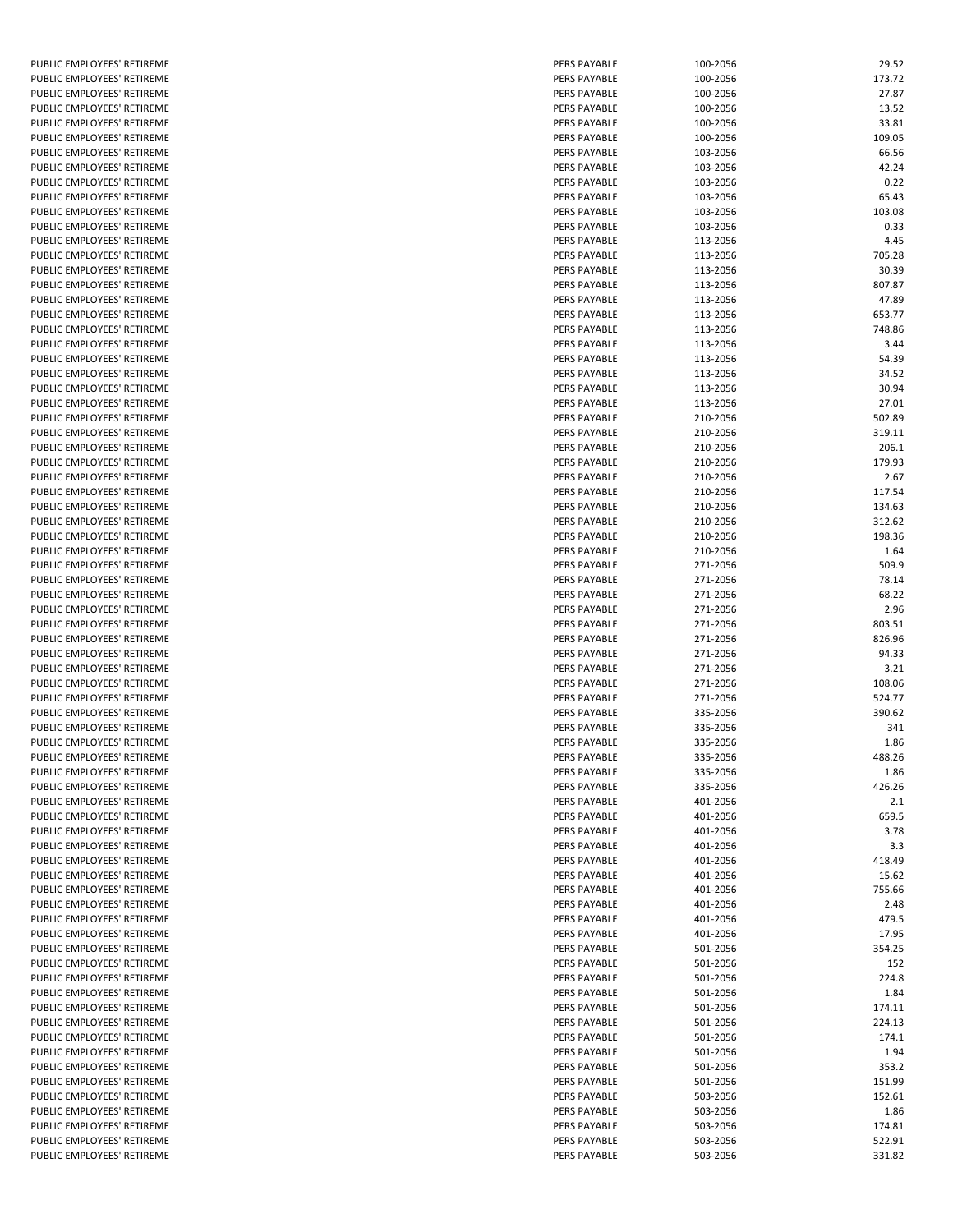| | | | |
|---|---|---|---|
| PUBLIC EMPLOYEES' RETIREME | PERS PAYABLE | 100-2056 | 29.52 |
| PUBLIC EMPLOYEES' RETIREME | PERS PAYABLE | 100-2056 | 173.72 |
| PUBLIC EMPLOYEES' RETIREME | PERS PAYABLE | 100-2056 | 27.87 |
| PUBLIC EMPLOYEES' RETIREME | PERS PAYABLE | 100-2056 | 13.52 |
| PUBLIC EMPLOYEES' RETIREME | PERS PAYABLE | 100-2056 | 33.81 |
| PUBLIC EMPLOYEES' RETIREME | PERS PAYABLE | 100-2056 | 109.05 |
| PUBLIC EMPLOYEES' RETIREME | PERS PAYABLE | 103-2056 | 66.56 |
| PUBLIC EMPLOYEES' RETIREME | PERS PAYABLE | 103-2056 | 42.24 |
| PUBLIC EMPLOYEES' RETIREME | PERS PAYABLE | 103-2056 | 0.22 |
| PUBLIC EMPLOYEES' RETIREME | PERS PAYABLE | 103-2056 | 65.43 |
| PUBLIC EMPLOYEES' RETIREME | PERS PAYABLE | 103-2056 | 103.08 |
| PUBLIC EMPLOYEES' RETIREME | PERS PAYABLE | 103-2056 | 0.33 |
| PUBLIC EMPLOYEES' RETIREME | PERS PAYABLE | 113-2056 | 4.45 |
| PUBLIC EMPLOYEES' RETIREME | PERS PAYABLE | 113-2056 | 705.28 |
| PUBLIC EMPLOYEES' RETIREME | PERS PAYABLE | 113-2056 | 30.39 |
| PUBLIC EMPLOYEES' RETIREME | PERS PAYABLE | 113-2056 | 807.87 |
| PUBLIC EMPLOYEES' RETIREME | PERS PAYABLE | 113-2056 | 47.89 |
| PUBLIC EMPLOYEES' RETIREME | PERS PAYABLE | 113-2056 | 653.77 |
| PUBLIC EMPLOYEES' RETIREME | PERS PAYABLE | 113-2056 | 748.86 |
| PUBLIC EMPLOYEES' RETIREME | PERS PAYABLE | 113-2056 | 3.44 |
| PUBLIC EMPLOYEES' RETIREME | PERS PAYABLE | 113-2056 | 54.39 |
| PUBLIC EMPLOYEES' RETIREME | PERS PAYABLE | 113-2056 | 34.52 |
| PUBLIC EMPLOYEES' RETIREME | PERS PAYABLE | 113-2056 | 30.94 |
| PUBLIC EMPLOYEES' RETIREME | PERS PAYABLE | 113-2056 | 27.01 |
| PUBLIC EMPLOYEES' RETIREME | PERS PAYABLE | 210-2056 | 502.89 |
| PUBLIC EMPLOYEES' RETIREME | PERS PAYABLE | 210-2056 | 319.11 |
| PUBLIC EMPLOYEES' RETIREME | PERS PAYABLE | 210-2056 | 206.1 |
| PUBLIC EMPLOYEES' RETIREME | PERS PAYABLE | 210-2056 | 179.93 |
| PUBLIC EMPLOYEES' RETIREME | PERS PAYABLE | 210-2056 | 2.67 |
| PUBLIC EMPLOYEES' RETIREME | PERS PAYABLE | 210-2056 | 117.54 |
| PUBLIC EMPLOYEES' RETIREME | PERS PAYABLE | 210-2056 | 134.63 |
| PUBLIC EMPLOYEES' RETIREME | PERS PAYABLE | 210-2056 | 312.62 |
| PUBLIC EMPLOYEES' RETIREME | PERS PAYABLE | 210-2056 | 198.36 |
| PUBLIC EMPLOYEES' RETIREME | PERS PAYABLE | 210-2056 | 1.64 |
| PUBLIC EMPLOYEES' RETIREME | PERS PAYABLE | 271-2056 | 509.9 |
| PUBLIC EMPLOYEES' RETIREME | PERS PAYABLE | 271-2056 | 78.14 |
| PUBLIC EMPLOYEES' RETIREME | PERS PAYABLE | 271-2056 | 68.22 |
| PUBLIC EMPLOYEES' RETIREME | PERS PAYABLE | 271-2056 | 2.96 |
| PUBLIC EMPLOYEES' RETIREME | PERS PAYABLE | 271-2056 | 803.51 |
| PUBLIC EMPLOYEES' RETIREME | PERS PAYABLE | 271-2056 | 826.96 |
| PUBLIC EMPLOYEES' RETIREME | PERS PAYABLE | 271-2056 | 94.33 |
| PUBLIC EMPLOYEES' RETIREME | PERS PAYABLE | 271-2056 | 3.21 |
| PUBLIC EMPLOYEES' RETIREME | PERS PAYABLE | 271-2056 | 108.06 |
| PUBLIC EMPLOYEES' RETIREME | PERS PAYABLE | 271-2056 | 524.77 |
| PUBLIC EMPLOYEES' RETIREME | PERS PAYABLE | 335-2056 | 390.62 |
| PUBLIC EMPLOYEES' RETIREME | PERS PAYABLE | 335-2056 | 341 |
| PUBLIC EMPLOYEES' RETIREME | PERS PAYABLE | 335-2056 | 1.86 |
| PUBLIC EMPLOYEES' RETIREME | PERS PAYABLE | 335-2056 | 488.26 |
| PUBLIC EMPLOYEES' RETIREME | PERS PAYABLE | 335-2056 | 1.86 |
| PUBLIC EMPLOYEES' RETIREME | PERS PAYABLE | 335-2056 | 426.26 |
| PUBLIC EMPLOYEES' RETIREME | PERS PAYABLE | 401-2056 | 2.1 |
| PUBLIC EMPLOYEES' RETIREME | PERS PAYABLE | 401-2056 | 659.5 |
| PUBLIC EMPLOYEES' RETIREME | PERS PAYABLE | 401-2056 | 3.78 |
| PUBLIC EMPLOYEES' RETIREME | PERS PAYABLE | 401-2056 | 3.3 |
| PUBLIC EMPLOYEES' RETIREME | PERS PAYABLE | 401-2056 | 418.49 |
| PUBLIC EMPLOYEES' RETIREME | PERS PAYABLE | 401-2056 | 15.62 |
| PUBLIC EMPLOYEES' RETIREME | PERS PAYABLE | 401-2056 | 755.66 |
| PUBLIC EMPLOYEES' RETIREME | PERS PAYABLE | 401-2056 | 2.48 |
| PUBLIC EMPLOYEES' RETIREME | PERS PAYABLE | 401-2056 | 479.5 |
| PUBLIC EMPLOYEES' RETIREME | PERS PAYABLE | 401-2056 | 17.95 |
| PUBLIC EMPLOYEES' RETIREME | PERS PAYABLE | 501-2056 | 354.25 |
| PUBLIC EMPLOYEES' RETIREME | PERS PAYABLE | 501-2056 | 152 |
| PUBLIC EMPLOYEES' RETIREME | PERS PAYABLE | 501-2056 | 224.8 |
| PUBLIC EMPLOYEES' RETIREME | PERS PAYABLE | 501-2056 | 1.84 |
| PUBLIC EMPLOYEES' RETIREME | PERS PAYABLE | 501-2056 | 174.11 |
| PUBLIC EMPLOYEES' RETIREME | PERS PAYABLE | 501-2056 | 224.13 |
| PUBLIC EMPLOYEES' RETIREME | PERS PAYABLE | 501-2056 | 174.1 |
| PUBLIC EMPLOYEES' RETIREME | PERS PAYABLE | 501-2056 | 1.94 |
| PUBLIC EMPLOYEES' RETIREME | PERS PAYABLE | 501-2056 | 353.2 |
| PUBLIC EMPLOYEES' RETIREME | PERS PAYABLE | 501-2056 | 151.99 |
| PUBLIC EMPLOYEES' RETIREME | PERS PAYABLE | 503-2056 | 152.61 |
| PUBLIC EMPLOYEES' RETIREME | PERS PAYABLE | 503-2056 | 1.86 |
| PUBLIC EMPLOYEES' RETIREME | PERS PAYABLE | 503-2056 | 174.81 |
| PUBLIC EMPLOYEES' RETIREME | PERS PAYABLE | 503-2056 | 522.91 |
| PUBLIC EMPLOYEES' RETIREME | PERS PAYABLE | 503-2056 | 331.82 |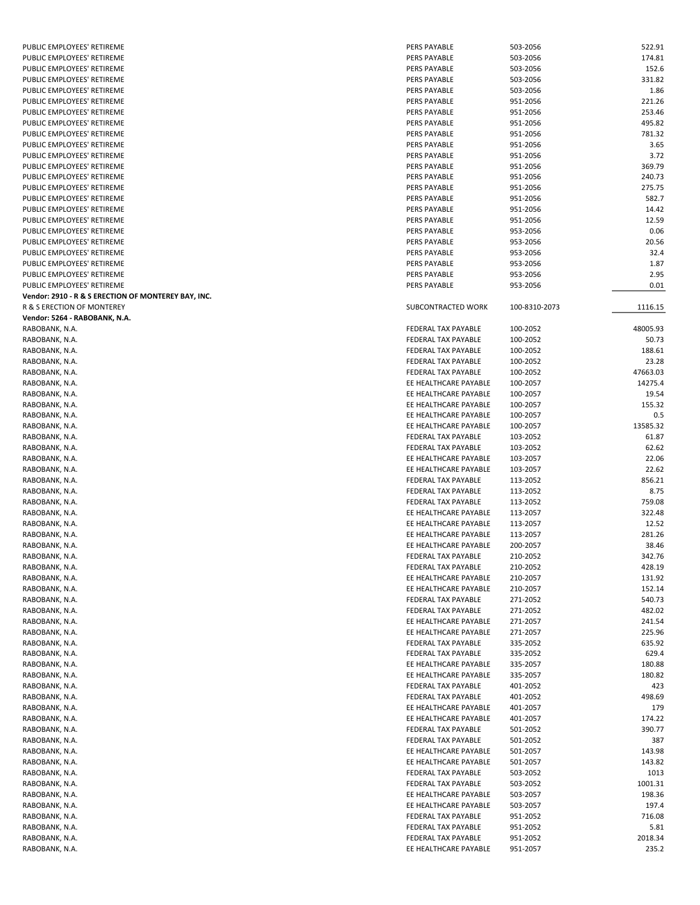| | | | |
|---|---|---|---|
| PUBLIC EMPLOYEES' RETIREME | PERS PAYABLE | 503-2056 | 522.91 |
| PUBLIC EMPLOYEES' RETIREME | PERS PAYABLE | 503-2056 | 174.81 |
| PUBLIC EMPLOYEES' RETIREME | PERS PAYABLE | 503-2056 | 152.6 |
| PUBLIC EMPLOYEES' RETIREME | PERS PAYABLE | 503-2056 | 331.82 |
| PUBLIC EMPLOYEES' RETIREME | PERS PAYABLE | 503-2056 | 1.86 |
| PUBLIC EMPLOYEES' RETIREME | PERS PAYABLE | 951-2056 | 221.26 |
| PUBLIC EMPLOYEES' RETIREME | PERS PAYABLE | 951-2056 | 253.46 |
| PUBLIC EMPLOYEES' RETIREME | PERS PAYABLE | 951-2056 | 495.82 |
| PUBLIC EMPLOYEES' RETIREME | PERS PAYABLE | 951-2056 | 781.32 |
| PUBLIC EMPLOYEES' RETIREME | PERS PAYABLE | 951-2056 | 3.65 |
| PUBLIC EMPLOYEES' RETIREME | PERS PAYABLE | 951-2056 | 3.72 |
| PUBLIC EMPLOYEES' RETIREME | PERS PAYABLE | 951-2056 | 369.79 |
| PUBLIC EMPLOYEES' RETIREME | PERS PAYABLE | 951-2056 | 240.73 |
| PUBLIC EMPLOYEES' RETIREME | PERS PAYABLE | 951-2056 | 275.75 |
| PUBLIC EMPLOYEES' RETIREME | PERS PAYABLE | 951-2056 | 582.7 |
| PUBLIC EMPLOYEES' RETIREME | PERS PAYABLE | 951-2056 | 14.42 |
| PUBLIC EMPLOYEES' RETIREME | PERS PAYABLE | 951-2056 | 12.59 |
| PUBLIC EMPLOYEES' RETIREME | PERS PAYABLE | 953-2056 | 0.06 |
| PUBLIC EMPLOYEES' RETIREME | PERS PAYABLE | 953-2056 | 20.56 |
| PUBLIC EMPLOYEES' RETIREME | PERS PAYABLE | 953-2056 | 32.4 |
| PUBLIC EMPLOYEES' RETIREME | PERS PAYABLE | 953-2056 | 1.87 |
| PUBLIC EMPLOYEES' RETIREME | PERS PAYABLE | 953-2056 | 2.95 |
| PUBLIC EMPLOYEES' RETIREME | PERS PAYABLE | 953-2056 | 0.01 |
| **Vendor: 2910 - R & S ERECTION OF MONTEREY BAY, INC.** | | | |
| R & S ERECTION OF MONTEREY | SUBCONTRACTED WORK | 100-8310-2073 | 1116.15 |
| **Vendor: 5264 - RABOBANK, N.A.** | | | |
| RABOBANK, N.A. | FEDERAL TAX PAYABLE | 100-2052 | 48005.93 |
| RABOBANK, N.A. | FEDERAL TAX PAYABLE | 100-2052 | 50.73 |
| RABOBANK, N.A. | FEDERAL TAX PAYABLE | 100-2052 | 188.61 |
| RABOBANK, N.A. | FEDERAL TAX PAYABLE | 100-2052 | 23.28 |
| RABOBANK, N.A. | FEDERAL TAX PAYABLE | 100-2052 | 47663.03 |
| RABOBANK, N.A. | EE HEALTHCARE PAYABLE | 100-2057 | 14275.4 |
| RABOBANK, N.A. | EE HEALTHCARE PAYABLE | 100-2057 | 19.54 |
| RABOBANK, N.A. | EE HEALTHCARE PAYABLE | 100-2057 | 155.32 |
| RABOBANK, N.A. | EE HEALTHCARE PAYABLE | 100-2057 | 0.5 |
| RABOBANK, N.A. | EE HEALTHCARE PAYABLE | 100-2057 | 13585.32 |
| RABOBANK, N.A. | FEDERAL TAX PAYABLE | 103-2052 | 61.87 |
| RABOBANK, N.A. | FEDERAL TAX PAYABLE | 103-2052 | 62.62 |
| RABOBANK, N.A. | EE HEALTHCARE PAYABLE | 103-2057 | 22.06 |
| RABOBANK, N.A. | EE HEALTHCARE PAYABLE | 103-2057 | 22.62 |
| RABOBANK, N.A. | FEDERAL TAX PAYABLE | 113-2052 | 856.21 |
| RABOBANK, N.A. | FEDERAL TAX PAYABLE | 113-2052 | 8.75 |
| RABOBANK, N.A. | FEDERAL TAX PAYABLE | 113-2052 | 759.08 |
| RABOBANK, N.A. | EE HEALTHCARE PAYABLE | 113-2057 | 322.48 |
| RABOBANK, N.A. | EE HEALTHCARE PAYABLE | 113-2057 | 12.52 |
| RABOBANK, N.A. | EE HEALTHCARE PAYABLE | 113-2057 | 281.26 |
| RABOBANK, N.A. | EE HEALTHCARE PAYABLE | 200-2057 | 38.46 |
| RABOBANK, N.A. | FEDERAL TAX PAYABLE | 210-2052 | 342.76 |
| RABOBANK, N.A. | FEDERAL TAX PAYABLE | 210-2052 | 428.19 |
| RABOBANK, N.A. | EE HEALTHCARE PAYABLE | 210-2057 | 131.92 |
| RABOBANK, N.A. | EE HEALTHCARE PAYABLE | 210-2057 | 152.14 |
| RABOBANK, N.A. | FEDERAL TAX PAYABLE | 271-2052 | 540.73 |
| RABOBANK, N.A. | FEDERAL TAX PAYABLE | 271-2052 | 482.02 |
| RABOBANK, N.A. | EE HEALTHCARE PAYABLE | 271-2057 | 241.54 |
| RABOBANK, N.A. | EE HEALTHCARE PAYABLE | 271-2057 | 225.96 |
| RABOBANK, N.A. | FEDERAL TAX PAYABLE | 335-2052 | 635.92 |
| RABOBANK, N.A. | FEDERAL TAX PAYABLE | 335-2052 | 629.4 |
| RABOBANK, N.A. | EE HEALTHCARE PAYABLE | 335-2057 | 180.88 |
| RABOBANK, N.A. | EE HEALTHCARE PAYABLE | 335-2057 | 180.82 |
| RABOBANK, N.A. | FEDERAL TAX PAYABLE | 401-2052 | 423 |
| RABOBANK, N.A. | FEDERAL TAX PAYABLE | 401-2052 | 498.69 |
| RABOBANK, N.A. | EE HEALTHCARE PAYABLE | 401-2057 | 179 |
| RABOBANK, N.A. | EE HEALTHCARE PAYABLE | 401-2057 | 174.22 |
| RABOBANK, N.A. | FEDERAL TAX PAYABLE | 501-2052 | 390.77 |
| RABOBANK, N.A. | FEDERAL TAX PAYABLE | 501-2052 | 387 |
| RABOBANK, N.A. | EE HEALTHCARE PAYABLE | 501-2057 | 143.98 |
| RABOBANK, N.A. | EE HEALTHCARE PAYABLE | 501-2057 | 143.82 |
| RABOBANK, N.A. | FEDERAL TAX PAYABLE | 503-2052 | 1013 |
| RABOBANK, N.A. | FEDERAL TAX PAYABLE | 503-2052 | 1001.31 |
| RABOBANK, N.A. | EE HEALTHCARE PAYABLE | 503-2057 | 198.36 |
| RABOBANK, N.A. | EE HEALTHCARE PAYABLE | 503-2057 | 197.4 |
| RABOBANK, N.A. | FEDERAL TAX PAYABLE | 951-2052 | 716.08 |
| RABOBANK, N.A. | FEDERAL TAX PAYABLE | 951-2052 | 5.81 |
| RABOBANK, N.A. | FEDERAL TAX PAYABLE | 951-2052 | 2018.34 |
| RABOBANK, N.A. | EE HEALTHCARE PAYABLE | 951-2057 | 235.2 |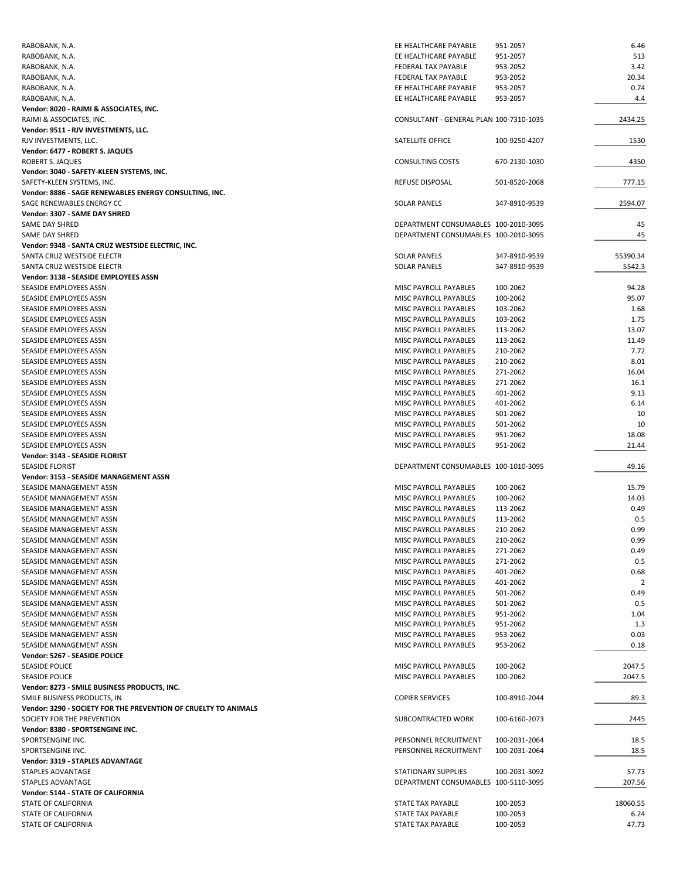| | | | |
|---|---|---|---|
| RABOBANK, N.A. | EE HEALTHCARE PAYABLE | 951-2057 | 6.46 |
| RABOBANK, N.A. | EE HEALTHCARE PAYABLE | 951-2057 | 513 |
| RABOBANK, N.A. | FEDERAL TAX PAYABLE | 953-2052 | 3.42 |
| RABOBANK, N.A. | FEDERAL TAX PAYABLE | 953-2052 | 20.34 |
| RABOBANK, N.A. | EE HEALTHCARE PAYABLE | 953-2057 | 0.74 |
| RABOBANK, N.A. | EE HEALTHCARE PAYABLE | 953-2057 | 4.4 |
| **Vendor: 8020 - RAIMI & ASSOCIATES, INC.** | | | |
| RAIMI & ASSOCIATES, INC. | CONSULTANT - GENERAL PLAN | 100-7310-1035 | 2434.25 |
| **Vendor: 9511 - RJV INVESTMENTS, LLC.** | | | |
| RJV INVESTMENTS, LLC. | SATELLITE OFFICE | 100-9250-4207 | 1530 |
| **Vendor: 6477 - ROBERT S. JAQUES** | | | |
| ROBERT S. JAQUES | CONSULTING COSTS | 670-2130-1030 | 4350 |
| **Vendor: 3040 - SAFETY-KLEEN SYSTEMS, INC.** | | | |
| SAFETY-KLEEN SYSTEMS, INC. | REFUSE DISPOSAL | 501-8520-2068 | 777.15 |
| **Vendor: 8886 - SAGE RENEWABLES ENERGY CONSULTING, INC.** | | | |
| SAGE RENEWABLES ENERGY CC | SOLAR PANELS | 347-8910-9539 | 2594.07 |
| **Vendor: 3307 - SAME DAY SHRED** | | | |
| SAME DAY SHRED | DEPARTMENT CONSUMABLES | 100-2010-3095 | 45 |
| SAME DAY SHRED | DEPARTMENT CONSUMABLES | 100-2010-3095 | 45 |
| **Vendor: 9348 - SANTA CRUZ WESTSIDE ELECTRIC, INC.** | | | |
| SANTA CRUZ WESTSIDE ELECTR | SOLAR PANELS | 347-8910-9539 | 55390.34 |
| SANTA CRUZ WESTSIDE ELECTR | SOLAR PANELS | 347-8910-9539 | 5542.3 |
| **Vendor: 3138 - SEASIDE EMPLOYEES ASSN** | | | |
| SEASIDE EMPLOYEES ASSN | MISC PAYROLL PAYABLES | 100-2062 | 94.28 |
| SEASIDE EMPLOYEES ASSN | MISC PAYROLL PAYABLES | 100-2062 | 95.07 |
| SEASIDE EMPLOYEES ASSN | MISC PAYROLL PAYABLES | 103-2062 | 1.68 |
| SEASIDE EMPLOYEES ASSN | MISC PAYROLL PAYABLES | 103-2062 | 1.75 |
| SEASIDE EMPLOYEES ASSN | MISC PAYROLL PAYABLES | 113-2062 | 13.07 |
| SEASIDE EMPLOYEES ASSN | MISC PAYROLL PAYABLES | 113-2062 | 11.49 |
| SEASIDE EMPLOYEES ASSN | MISC PAYROLL PAYABLES | 210-2062 | 7.72 |
| SEASIDE EMPLOYEES ASSN | MISC PAYROLL PAYABLES | 210-2062 | 8.01 |
| SEASIDE EMPLOYEES ASSN | MISC PAYROLL PAYABLES | 271-2062 | 16.04 |
| SEASIDE EMPLOYEES ASSN | MISC PAYROLL PAYABLES | 271-2062 | 16.1 |
| SEASIDE EMPLOYEES ASSN | MISC PAYROLL PAYABLES | 401-2062 | 9.13 |
| SEASIDE EMPLOYEES ASSN | MISC PAYROLL PAYABLES | 401-2062 | 6.14 |
| SEASIDE EMPLOYEES ASSN | MISC PAYROLL PAYABLES | 501-2062 | 10 |
| SEASIDE EMPLOYEES ASSN | MISC PAYROLL PAYABLES | 501-2062 | 10 |
| SEASIDE EMPLOYEES ASSN | MISC PAYROLL PAYABLES | 951-2062 | 18.08 |
| SEASIDE EMPLOYEES ASSN | MISC PAYROLL PAYABLES | 951-2062 | 21.44 |
| **Vendor: 3143 - SEASIDE FLORIST** | | | |
| SEASIDE FLORIST | DEPARTMENT CONSUMABLES | 100-1010-3095 | 49.16 |
| **Vendor: 3153 - SEASIDE MANAGEMENT ASSN** | | | |
| SEASIDE MANAGEMENT ASSN | MISC PAYROLL PAYABLES | 100-2062 | 15.79 |
| SEASIDE MANAGEMENT ASSN | MISC PAYROLL PAYABLES | 100-2062 | 14.03 |
| SEASIDE MANAGEMENT ASSN | MISC PAYROLL PAYABLES | 113-2062 | 0.49 |
| SEASIDE MANAGEMENT ASSN | MISC PAYROLL PAYABLES | 113-2062 | 0.5 |
| SEASIDE MANAGEMENT ASSN | MISC PAYROLL PAYABLES | 210-2062 | 0.99 |
| SEASIDE MANAGEMENT ASSN | MISC PAYROLL PAYABLES | 210-2062 | 0.99 |
| SEASIDE MANAGEMENT ASSN | MISC PAYROLL PAYABLES | 271-2062 | 0.49 |
| SEASIDE MANAGEMENT ASSN | MISC PAYROLL PAYABLES | 271-2062 | 0.5 |
| SEASIDE MANAGEMENT ASSN | MISC PAYROLL PAYABLES | 401-2062 | 0.68 |
| SEASIDE MANAGEMENT ASSN | MISC PAYROLL PAYABLES | 401-2062 | 2 |
| SEASIDE MANAGEMENT ASSN | MISC PAYROLL PAYABLES | 501-2062 | 0.49 |
| SEASIDE MANAGEMENT ASSN | MISC PAYROLL PAYABLES | 501-2062 | 0.5 |
| SEASIDE MANAGEMENT ASSN | MISC PAYROLL PAYABLES | 951-2062 | 1.04 |
| SEASIDE MANAGEMENT ASSN | MISC PAYROLL PAYABLES | 951-2062 | 1.3 |
| SEASIDE MANAGEMENT ASSN | MISC PAYROLL PAYABLES | 953-2062 | 0.03 |
| SEASIDE MANAGEMENT ASSN | MISC PAYROLL PAYABLES | 953-2062 | 0.18 |
| **Vendor: 5267 - SEASIDE POLICE** | | | |
| SEASIDE POLICE | MISC PAYROLL PAYABLES | 100-2062 | 2047.5 |
| SEASIDE POLICE | MISC PAYROLL PAYABLES | 100-2062 | 2047.5 |
| **Vendor: 8273 - SMILE BUSINESS PRODUCTS, INC.** | | | |
| SMILE BUSINESS PRODUCTS, IN | COPIER SERVICES | 100-8910-2044 | 89.3 |
| **Vendor: 3290 - SOCIETY FOR THE PREVENTION OF CRUELTY TO ANIMALS** | | | |
| SOCIETY FOR THE PREVENTION | SUBCONTRACTED WORK | 100-6160-2073 | 2445 |
| **Vendor: 8380 - SPORTSENGINE INC.** | | | |
| SPORTSENGINE INC. | PERSONNEL RECRUITMENT | 100-2031-2064 | 18.5 |
| SPORTSENGINE INC. | PERSONNEL RECRUITMENT | 100-2031-2064 | 18.5 |
| **Vendor: 3319 - STAPLES ADVANTAGE** | | | |
| STAPLES ADVANTAGE | STATIONARY SUPPLIES | 100-2031-3092 | 57.73 |
| STAPLES ADVANTAGE | DEPARTMENT CONSUMABLES | 100-5110-3095 | 207.56 |
| **Vendor: 5144 - STATE OF CALIFORNIA** | | | |
| STATE OF CALIFORNIA | STATE TAX PAYABLE | 100-2053 | 18060.55 |
| STATE OF CALIFORNIA | STATE TAX PAYABLE | 100-2053 | 6.24 |
| STATE OF CALIFORNIA | STATE TAX PAYABLE | 100-2053 | 47.73 |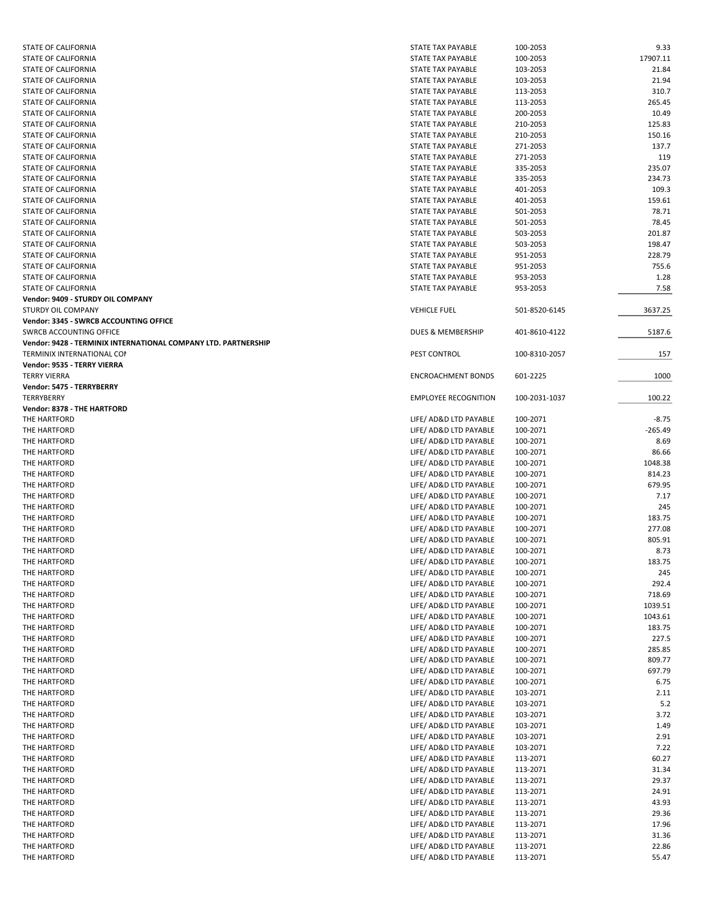| | | | |
|---|---|---|---|
| STATE OF CALIFORNIA | STATE TAX PAYABLE | 100-2053 | 9.33 |
| STATE OF CALIFORNIA | STATE TAX PAYABLE | 100-2053 | 17907.11 |
| STATE OF CALIFORNIA | STATE TAX PAYABLE | 103-2053 | 21.84 |
| STATE OF CALIFORNIA | STATE TAX PAYABLE | 103-2053 | 21.94 |
| STATE OF CALIFORNIA | STATE TAX PAYABLE | 113-2053 | 310.7 |
| STATE OF CALIFORNIA | STATE TAX PAYABLE | 113-2053 | 265.45 |
| STATE OF CALIFORNIA | STATE TAX PAYABLE | 200-2053 | 10.49 |
| STATE OF CALIFORNIA | STATE TAX PAYABLE | 210-2053 | 125.83 |
| STATE OF CALIFORNIA | STATE TAX PAYABLE | 210-2053 | 150.16 |
| STATE OF CALIFORNIA | STATE TAX PAYABLE | 271-2053 | 137.7 |
| STATE OF CALIFORNIA | STATE TAX PAYABLE | 271-2053 | 119 |
| STATE OF CALIFORNIA | STATE TAX PAYABLE | 335-2053 | 235.07 |
| STATE OF CALIFORNIA | STATE TAX PAYABLE | 335-2053 | 234.73 |
| STATE OF CALIFORNIA | STATE TAX PAYABLE | 401-2053 | 109.3 |
| STATE OF CALIFORNIA | STATE TAX PAYABLE | 401-2053 | 159.61 |
| STATE OF CALIFORNIA | STATE TAX PAYABLE | 501-2053 | 78.71 |
| STATE OF CALIFORNIA | STATE TAX PAYABLE | 501-2053 | 78.45 |
| STATE OF CALIFORNIA | STATE TAX PAYABLE | 503-2053 | 201.87 |
| STATE OF CALIFORNIA | STATE TAX PAYABLE | 503-2053 | 198.47 |
| STATE OF CALIFORNIA | STATE TAX PAYABLE | 951-2053 | 228.79 |
| STATE OF CALIFORNIA | STATE TAX PAYABLE | 951-2053 | 755.6 |
| STATE OF CALIFORNIA | STATE TAX PAYABLE | 953-2053 | 1.28 |
| STATE OF CALIFORNIA | STATE TAX PAYABLE | 953-2053 | 7.58 |
| **Vendor: 9409 - STURDY OIL COMPANY** | | | |
| STURDY OIL COMPANY | VEHICLE FUEL | 501-8520-6145 | 3637.25 |
| **Vendor: 3345 - SWRCB ACCOUNTING OFFICE** | | | |
| SWRCB ACCOUNTING OFFICE | DUES & MEMBERSHIP | 401-8610-4122 | 5187.6 |
| **Vendor: 9428 - TERMINIX INTERNATIONAL COMPANY LTD. PARTNERSHIP** | | | |
| TERMINIX INTERNATIONAL COI | PEST CONTROL | 100-8310-2057 | 157 |
| **Vendor: 9535 - TERRY VIERRA** | | | |
| TERRY VIERRA | ENCROACHMENT BONDS | 601-2225 | 1000 |
| **Vendor: 5475 - TERRYBERRY** | | | |
| TERRYBERRY | EMPLOYEE RECOGNITION | 100-2031-1037 | 100.22 |
| **Vendor: 8378 - THE HARTFORD** | | | |
| THE HARTFORD | LIFE/ AD&D LTD PAYABLE | 100-2071 | -8.75 |
| THE HARTFORD | LIFE/ AD&D LTD PAYABLE | 100-2071 | -265.49 |
| THE HARTFORD | LIFE/ AD&D LTD PAYABLE | 100-2071 | 8.69 |
| THE HARTFORD | LIFE/ AD&D LTD PAYABLE | 100-2071 | 86.66 |
| THE HARTFORD | LIFE/ AD&D LTD PAYABLE | 100-2071 | 1048.38 |
| THE HARTFORD | LIFE/ AD&D LTD PAYABLE | 100-2071 | 814.23 |
| THE HARTFORD | LIFE/ AD&D LTD PAYABLE | 100-2071 | 679.95 |
| THE HARTFORD | LIFE/ AD&D LTD PAYABLE | 100-2071 | 7.17 |
| THE HARTFORD | LIFE/ AD&D LTD PAYABLE | 100-2071 | 245 |
| THE HARTFORD | LIFE/ AD&D LTD PAYABLE | 100-2071 | 183.75 |
| THE HARTFORD | LIFE/ AD&D LTD PAYABLE | 100-2071 | 277.08 |
| THE HARTFORD | LIFE/ AD&D LTD PAYABLE | 100-2071 | 805.91 |
| THE HARTFORD | LIFE/ AD&D LTD PAYABLE | 100-2071 | 8.73 |
| THE HARTFORD | LIFE/ AD&D LTD PAYABLE | 100-2071 | 183.75 |
| THE HARTFORD | LIFE/ AD&D LTD PAYABLE | 100-2071 | 245 |
| THE HARTFORD | LIFE/ AD&D LTD PAYABLE | 100-2071 | 292.4 |
| THE HARTFORD | LIFE/ AD&D LTD PAYABLE | 100-2071 | 718.69 |
| THE HARTFORD | LIFE/ AD&D LTD PAYABLE | 100-2071 | 1039.51 |
| THE HARTFORD | LIFE/ AD&D LTD PAYABLE | 100-2071 | 1043.61 |
| THE HARTFORD | LIFE/ AD&D LTD PAYABLE | 100-2071 | 183.75 |
| THE HARTFORD | LIFE/ AD&D LTD PAYABLE | 100-2071 | 227.5 |
| THE HARTFORD | LIFE/ AD&D LTD PAYABLE | 100-2071 | 285.85 |
| THE HARTFORD | LIFE/ AD&D LTD PAYABLE | 100-2071 | 809.77 |
| THE HARTFORD | LIFE/ AD&D LTD PAYABLE | 100-2071 | 697.79 |
| THE HARTFORD | LIFE/ AD&D LTD PAYABLE | 100-2071 | 6.75 |
| THE HARTFORD | LIFE/ AD&D LTD PAYABLE | 103-2071 | 2.11 |
| THE HARTFORD | LIFE/ AD&D LTD PAYABLE | 103-2071 | 5.2 |
| THE HARTFORD | LIFE/ AD&D LTD PAYABLE | 103-2071 | 3.72 |
| THE HARTFORD | LIFE/ AD&D LTD PAYABLE | 103-2071 | 1.49 |
| THE HARTFORD | LIFE/ AD&D LTD PAYABLE | 103-2071 | 2.91 |
| THE HARTFORD | LIFE/ AD&D LTD PAYABLE | 103-2071 | 7.22 |
| THE HARTFORD | LIFE/ AD&D LTD PAYABLE | 113-2071 | 60.27 |
| THE HARTFORD | LIFE/ AD&D LTD PAYABLE | 113-2071 | 31.34 |
| THE HARTFORD | LIFE/ AD&D LTD PAYABLE | 113-2071 | 29.37 |
| THE HARTFORD | LIFE/ AD&D LTD PAYABLE | 113-2071 | 24.91 |
| THE HARTFORD | LIFE/ AD&D LTD PAYABLE | 113-2071 | 43.93 |
| THE HARTFORD | LIFE/ AD&D LTD PAYABLE | 113-2071 | 29.36 |
| THE HARTFORD | LIFE/ AD&D LTD PAYABLE | 113-2071 | 17.96 |
| THE HARTFORD | LIFE/ AD&D LTD PAYABLE | 113-2071 | 31.36 |
| THE HARTFORD | LIFE/ AD&D LTD PAYABLE | 113-2071 | 22.86 |
| THE HARTFORD | LIFE/ AD&D LTD PAYABLE | 113-2071 | 55.47 |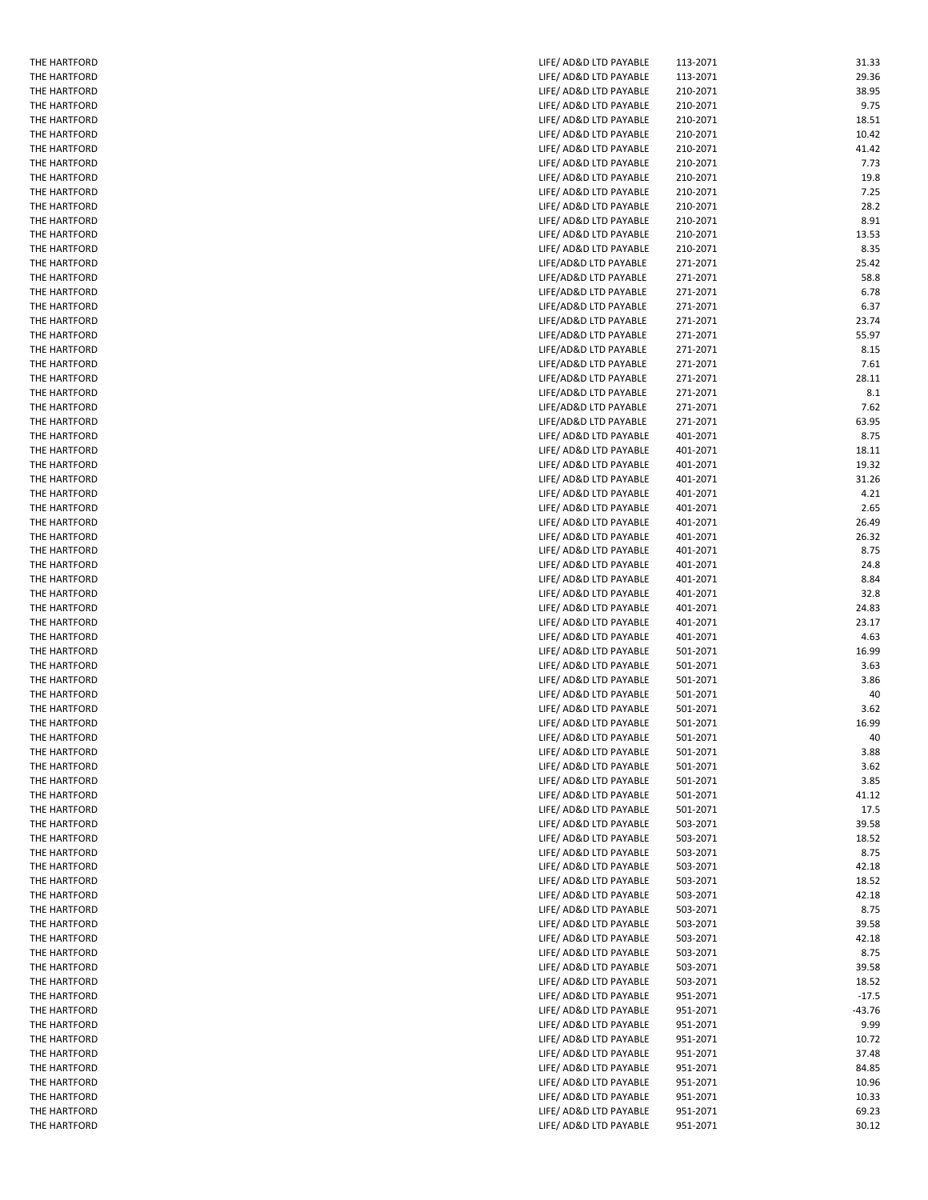| | | | |
|---|---|---|---|
| THE HARTFORD | LIFE/ AD&D LTD PAYABLE | 113-2071 | 31.33 |
| THE HARTFORD | LIFE/ AD&D LTD PAYABLE | 113-2071 | 29.36 |
| THE HARTFORD | LIFE/ AD&D LTD PAYABLE | 210-2071 | 38.95 |
| THE HARTFORD | LIFE/ AD&D LTD PAYABLE | 210-2071 | 9.75 |
| THE HARTFORD | LIFE/ AD&D LTD PAYABLE | 210-2071 | 18.51 |
| THE HARTFORD | LIFE/ AD&D LTD PAYABLE | 210-2071 | 10.42 |
| THE HARTFORD | LIFE/ AD&D LTD PAYABLE | 210-2071 | 41.42 |
| THE HARTFORD | LIFE/ AD&D LTD PAYABLE | 210-2071 | 7.73 |
| THE HARTFORD | LIFE/ AD&D LTD PAYABLE | 210-2071 | 19.8 |
| THE HARTFORD | LIFE/ AD&D LTD PAYABLE | 210-2071 | 7.25 |
| THE HARTFORD | LIFE/ AD&D LTD PAYABLE | 210-2071 | 28.2 |
| THE HARTFORD | LIFE/ AD&D LTD PAYABLE | 210-2071 | 8.91 |
| THE HARTFORD | LIFE/ AD&D LTD PAYABLE | 210-2071 | 13.53 |
| THE HARTFORD | LIFE/ AD&D LTD PAYABLE | 210-2071 | 8.35 |
| THE HARTFORD | LIFE/AD&D LTD PAYABLE | 271-2071 | 25.42 |
| THE HARTFORD | LIFE/AD&D LTD PAYABLE | 271-2071 | 58.8 |
| THE HARTFORD | LIFE/AD&D LTD PAYABLE | 271-2071 | 6.78 |
| THE HARTFORD | LIFE/AD&D LTD PAYABLE | 271-2071 | 6.37 |
| THE HARTFORD | LIFE/AD&D LTD PAYABLE | 271-2071 | 23.74 |
| THE HARTFORD | LIFE/AD&D LTD PAYABLE | 271-2071 | 55.97 |
| THE HARTFORD | LIFE/AD&D LTD PAYABLE | 271-2071 | 8.15 |
| THE HARTFORD | LIFE/AD&D LTD PAYABLE | 271-2071 | 7.61 |
| THE HARTFORD | LIFE/AD&D LTD PAYABLE | 271-2071 | 28.11 |
| THE HARTFORD | LIFE/AD&D LTD PAYABLE | 271-2071 | 8.1 |
| THE HARTFORD | LIFE/AD&D LTD PAYABLE | 271-2071 | 7.62 |
| THE HARTFORD | LIFE/AD&D LTD PAYABLE | 271-2071 | 63.95 |
| THE HARTFORD | LIFE/ AD&D LTD PAYABLE | 401-2071 | 8.75 |
| THE HARTFORD | LIFE/ AD&D LTD PAYABLE | 401-2071 | 18.11 |
| THE HARTFORD | LIFE/ AD&D LTD PAYABLE | 401-2071 | 19.32 |
| THE HARTFORD | LIFE/ AD&D LTD PAYABLE | 401-2071 | 31.26 |
| THE HARTFORD | LIFE/ AD&D LTD PAYABLE | 401-2071 | 4.21 |
| THE HARTFORD | LIFE/ AD&D LTD PAYABLE | 401-2071 | 2.65 |
| THE HARTFORD | LIFE/ AD&D LTD PAYABLE | 401-2071 | 26.49 |
| THE HARTFORD | LIFE/ AD&D LTD PAYABLE | 401-2071 | 26.32 |
| THE HARTFORD | LIFE/ AD&D LTD PAYABLE | 401-2071 | 8.75 |
| THE HARTFORD | LIFE/ AD&D LTD PAYABLE | 401-2071 | 24.8 |
| THE HARTFORD | LIFE/ AD&D LTD PAYABLE | 401-2071 | 8.84 |
| THE HARTFORD | LIFE/ AD&D LTD PAYABLE | 401-2071 | 32.8 |
| THE HARTFORD | LIFE/ AD&D LTD PAYABLE | 401-2071 | 24.83 |
| THE HARTFORD | LIFE/ AD&D LTD PAYABLE | 401-2071 | 23.17 |
| THE HARTFORD | LIFE/ AD&D LTD PAYABLE | 401-2071 | 4.63 |
| THE HARTFORD | LIFE/ AD&D LTD PAYABLE | 501-2071 | 16.99 |
| THE HARTFORD | LIFE/ AD&D LTD PAYABLE | 501-2071 | 3.63 |
| THE HARTFORD | LIFE/ AD&D LTD PAYABLE | 501-2071 | 3.86 |
| THE HARTFORD | LIFE/ AD&D LTD PAYABLE | 501-2071 | 40 |
| THE HARTFORD | LIFE/ AD&D LTD PAYABLE | 501-2071 | 3.62 |
| THE HARTFORD | LIFE/ AD&D LTD PAYABLE | 501-2071 | 16.99 |
| THE HARTFORD | LIFE/ AD&D LTD PAYABLE | 501-2071 | 40 |
| THE HARTFORD | LIFE/ AD&D LTD PAYABLE | 501-2071 | 3.88 |
| THE HARTFORD | LIFE/ AD&D LTD PAYABLE | 501-2071 | 3.62 |
| THE HARTFORD | LIFE/ AD&D LTD PAYABLE | 501-2071 | 3.85 |
| THE HARTFORD | LIFE/ AD&D LTD PAYABLE | 501-2071 | 41.12 |
| THE HARTFORD | LIFE/ AD&D LTD PAYABLE | 501-2071 | 17.5 |
| THE HARTFORD | LIFE/ AD&D LTD PAYABLE | 503-2071 | 39.58 |
| THE HARTFORD | LIFE/ AD&D LTD PAYABLE | 503-2071 | 18.52 |
| THE HARTFORD | LIFE/ AD&D LTD PAYABLE | 503-2071 | 8.75 |
| THE HARTFORD | LIFE/ AD&D LTD PAYABLE | 503-2071 | 42.18 |
| THE HARTFORD | LIFE/ AD&D LTD PAYABLE | 503-2071 | 18.52 |
| THE HARTFORD | LIFE/ AD&D LTD PAYABLE | 503-2071 | 42.18 |
| THE HARTFORD | LIFE/ AD&D LTD PAYABLE | 503-2071 | 8.75 |
| THE HARTFORD | LIFE/ AD&D LTD PAYABLE | 503-2071 | 39.58 |
| THE HARTFORD | LIFE/ AD&D LTD PAYABLE | 503-2071 | 42.18 |
| THE HARTFORD | LIFE/ AD&D LTD PAYABLE | 503-2071 | 8.75 |
| THE HARTFORD | LIFE/ AD&D LTD PAYABLE | 503-2071 | 39.58 |
| THE HARTFORD | LIFE/ AD&D LTD PAYABLE | 503-2071 | 18.52 |
| THE HARTFORD | LIFE/ AD&D LTD PAYABLE | 951-2071 | -17.5 |
| THE HARTFORD | LIFE/ AD&D LTD PAYABLE | 951-2071 | -43.76 |
| THE HARTFORD | LIFE/ AD&D LTD PAYABLE | 951-2071 | 9.99 |
| THE HARTFORD | LIFE/ AD&D LTD PAYABLE | 951-2071 | 10.72 |
| THE HARTFORD | LIFE/ AD&D LTD PAYABLE | 951-2071 | 37.48 |
| THE HARTFORD | LIFE/ AD&D LTD PAYABLE | 951-2071 | 84.85 |
| THE HARTFORD | LIFE/ AD&D LTD PAYABLE | 951-2071 | 10.96 |
| THE HARTFORD | LIFE/ AD&D LTD PAYABLE | 951-2071 | 10.33 |
| THE HARTFORD | LIFE/ AD&D LTD PAYABLE | 951-2071 | 69.23 |
| THE HARTFORD | LIFE/ AD&D LTD PAYABLE | 951-2071 | 30.12 |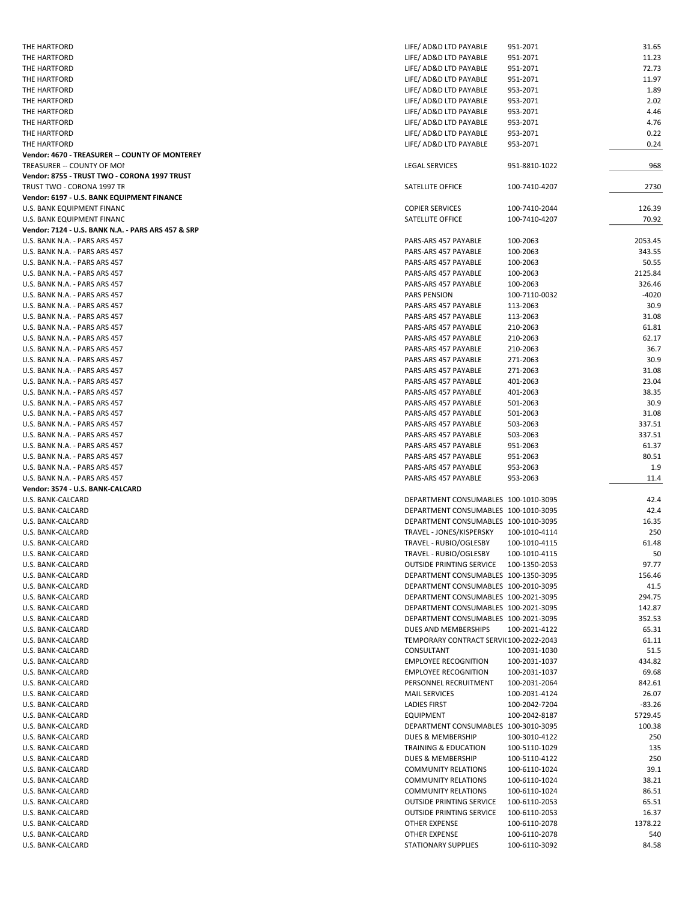| Vendor | Description | Account | Amount |
|---|---|---|---|
| THE HARTFORD | LIFE/ AD&D LTD PAYABLE | 951-2071 | 31.65 |
| THE HARTFORD | LIFE/ AD&D LTD PAYABLE | 951-2071 | 11.23 |
| THE HARTFORD | LIFE/ AD&D LTD PAYABLE | 951-2071 | 72.73 |
| THE HARTFORD | LIFE/ AD&D LTD PAYABLE | 951-2071 | 11.97 |
| THE HARTFORD | LIFE/ AD&D LTD PAYABLE | 953-2071 | 1.89 |
| THE HARTFORD | LIFE/ AD&D LTD PAYABLE | 953-2071 | 2.02 |
| THE HARTFORD | LIFE/ AD&D LTD PAYABLE | 953-2071 | 4.46 |
| THE HARTFORD | LIFE/ AD&D LTD PAYABLE | 953-2071 | 4.76 |
| THE HARTFORD | LIFE/ AD&D LTD PAYABLE | 953-2071 | 0.22 |
| THE HARTFORD | LIFE/ AD&D LTD PAYABLE | 953-2071 | 0.24 |
| **Vendor: 4670 - TREASURER -- COUNTY OF MONTEREY** | | | |
| TREASURER -- COUNTY OF MOI | LEGAL SERVICES | 951-8810-1022 | 968 |
| **Vendor: 8755 - TRUST TWO - CORONA 1997 TRUST** | | | |
| TRUST TWO - CORONA 1997 TR | SATELLITE OFFICE | 100-7410-4207 | 2730 |
| **Vendor: 6197 - U.S. BANK EQUIPMENT FINANCE** | | | |
| U.S. BANK EQUIPMENT FINANC | COPIER SERVICES | 100-7410-2044 | 126.39 |
| U.S. BANK EQUIPMENT FINANC | SATELLITE OFFICE | 100-7410-4207 | 70.92 |
| **Vendor: 7124 - U.S. BANK N.A. - PARS ARS 457 & SRP** | | | |
| U.S. BANK N.A. - PARS ARS 457 | PARS-ARS 457 PAYABLE | 100-2063 | 2053.45 |
| U.S. BANK N.A. - PARS ARS 457 | PARS-ARS 457 PAYABLE | 100-2063 | 343.55 |
| U.S. BANK N.A. - PARS ARS 457 | PARS-ARS 457 PAYABLE | 100-2063 | 50.55 |
| U.S. BANK N.A. - PARS ARS 457 | PARS-ARS 457 PAYABLE | 100-2063 | 2125.84 |
| U.S. BANK N.A. - PARS ARS 457 | PARS-ARS 457 PAYABLE | 100-2063 | 326.46 |
| U.S. BANK N.A. - PARS ARS 457 | PARS PENSION | 100-7110-0032 | -4020 |
| U.S. BANK N.A. - PARS ARS 457 | PARS-ARS 457 PAYABLE | 113-2063 | 30.9 |
| U.S. BANK N.A. - PARS ARS 457 | PARS-ARS 457 PAYABLE | 113-2063 | 31.08 |
| U.S. BANK N.A. - PARS ARS 457 | PARS-ARS 457 PAYABLE | 210-2063 | 61.81 |
| U.S. BANK N.A. - PARS ARS 457 | PARS-ARS 457 PAYABLE | 210-2063 | 62.17 |
| U.S. BANK N.A. - PARS ARS 457 | PARS-ARS 457 PAYABLE | 210-2063 | 36.7 |
| U.S. BANK N.A. - PARS ARS 457 | PARS-ARS 457 PAYABLE | 271-2063 | 30.9 |
| U.S. BANK N.A. - PARS ARS 457 | PARS-ARS 457 PAYABLE | 271-2063 | 31.08 |
| U.S. BANK N.A. - PARS ARS 457 | PARS-ARS 457 PAYABLE | 401-2063 | 23.04 |
| U.S. BANK N.A. - PARS ARS 457 | PARS-ARS 457 PAYABLE | 401-2063 | 38.35 |
| U.S. BANK N.A. - PARS ARS 457 | PARS-ARS 457 PAYABLE | 501-2063 | 30.9 |
| U.S. BANK N.A. - PARS ARS 457 | PARS-ARS 457 PAYABLE | 501-2063 | 31.08 |
| U.S. BANK N.A. - PARS ARS 457 | PARS-ARS 457 PAYABLE | 503-2063 | 337.51 |
| U.S. BANK N.A. - PARS ARS 457 | PARS-ARS 457 PAYABLE | 503-2063 | 337.51 |
| U.S. BANK N.A. - PARS ARS 457 | PARS-ARS 457 PAYABLE | 951-2063 | 61.37 |
| U.S. BANK N.A. - PARS ARS 457 | PARS-ARS 457 PAYABLE | 951-2063 | 80.51 |
| U.S. BANK N.A. - PARS ARS 457 | PARS-ARS 457 PAYABLE | 953-2063 | 1.9 |
| U.S. BANK N.A. - PARS ARS 457 | PARS-ARS 457 PAYABLE | 953-2063 | 11.4 |
| **Vendor: 3574 - U.S. BANK-CALCARD** | | | |
| U.S. BANK-CALCARD | DEPARTMENT CONSUMABLES | 100-1010-3095 | 42.4 |
| U.S. BANK-CALCARD | DEPARTMENT CONSUMABLES | 100-1010-3095 | 42.4 |
| U.S. BANK-CALCARD | DEPARTMENT CONSUMABLES | 100-1010-3095 | 16.35 |
| U.S. BANK-CALCARD | TRAVEL - JONES/KISPERSKY | 100-1010-4114 | 250 |
| U.S. BANK-CALCARD | TRAVEL - RUBIO/OGLESBY | 100-1010-4115 | 61.48 |
| U.S. BANK-CALCARD | TRAVEL - RUBIO/OGLESBY | 100-1010-4115 | 50 |
| U.S. BANK-CALCARD | OUTSIDE PRINTING SERVICE | 100-1350-2053 | 97.77 |
| U.S. BANK-CALCARD | DEPARTMENT CONSUMABLES | 100-1350-3095 | 156.46 |
| U.S. BANK-CALCARD | DEPARTMENT CONSUMABLES | 100-2010-3095 | 41.5 |
| U.S. BANK-CALCARD | DEPARTMENT CONSUMABLES | 100-2021-3095 | 294.75 |
| U.S. BANK-CALCARD | DEPARTMENT CONSUMABLES | 100-2021-3095 | 142.87 |
| U.S. BANK-CALCARD | DEPARTMENT CONSUMABLES | 100-2021-3095 | 352.53 |
| U.S. BANK-CALCARD | DUES AND MEMBERSHIPS | 100-2021-4122 | 65.31 |
| U.S. BANK-CALCARD | TEMPORARY CONTRACT SERVI( | 100-2022-2043 | 61.11 |
| U.S. BANK-CALCARD | CONSULTANT | 100-2031-1030 | 51.5 |
| U.S. BANK-CALCARD | EMPLOYEE RECOGNITION | 100-2031-1037 | 434.82 |
| U.S. BANK-CALCARD | EMPLOYEE RECOGNITION | 100-2031-1037 | 69.68 |
| U.S. BANK-CALCARD | PERSONNEL RECRUITMENT | 100-2031-2064 | 842.61 |
| U.S. BANK-CALCARD | MAIL SERVICES | 100-2031-4124 | 26.07 |
| U.S. BANK-CALCARD | LADIES FIRST | 100-2042-7204 | -83.26 |
| U.S. BANK-CALCARD | EQUIPMENT | 100-2042-8187 | 5729.45 |
| U.S. BANK-CALCARD | DEPARTMENT CONSUMABLES | 100-3010-3095 | 100.38 |
| U.S. BANK-CALCARD | DUES & MEMBERSHIP | 100-3010-4122 | 250 |
| U.S. BANK-CALCARD | TRAINING & EDUCATION | 100-5110-1029 | 135 |
| U.S. BANK-CALCARD | DUES & MEMBERSHIP | 100-5110-4122 | 250 |
| U.S. BANK-CALCARD | COMMUNITY RELATIONS | 100-6110-1024 | 39.1 |
| U.S. BANK-CALCARD | COMMUNITY RELATIONS | 100-6110-1024 | 38.21 |
| U.S. BANK-CALCARD | COMMUNITY RELATIONS | 100-6110-1024 | 86.51 |
| U.S. BANK-CALCARD | OUTSIDE PRINTING SERVICE | 100-6110-2053 | 65.51 |
| U.S. BANK-CALCARD | OUTSIDE PRINTING SERVICE | 100-6110-2053 | 16.37 |
| U.S. BANK-CALCARD | OTHER EXPENSE | 100-6110-2078 | 1378.22 |
| U.S. BANK-CALCARD | OTHER EXPENSE | 100-6110-2078 | 540 |
| U.S. BANK-CALCARD | STATIONARY SUPPLIES | 100-6110-3092 | 84.58 |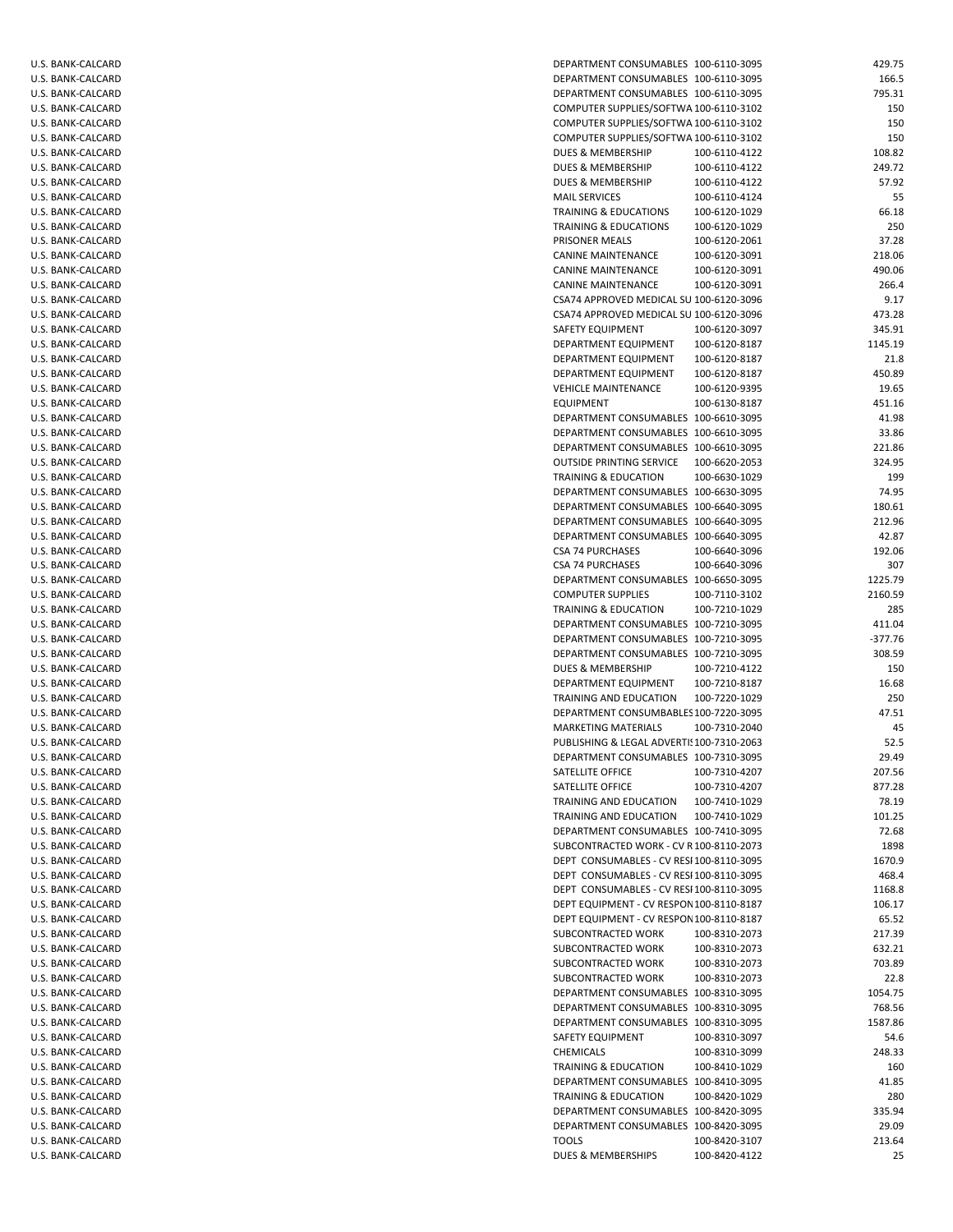| | | | |
|---|---|---|---|
| U.S. BANK-CALCARD | DEPARTMENT CONSUMABLES | 100-6110-3095 | 429.75 |
| U.S. BANK-CALCARD | DEPARTMENT CONSUMABLES | 100-6110-3095 | 166.5 |
| U.S. BANK-CALCARD | DEPARTMENT CONSUMABLES | 100-6110-3095 | 795.31 |
| U.S. BANK-CALCARD | COMPUTER SUPPLIES/SOFTWA | 100-6110-3102 | 150 |
| U.S. BANK-CALCARD | COMPUTER SUPPLIES/SOFTWA | 100-6110-3102 | 150 |
| U.S. BANK-CALCARD | COMPUTER SUPPLIES/SOFTWA | 100-6110-3102 | 150 |
| U.S. BANK-CALCARD | DUES & MEMBERSHIP | 100-6110-4122 | 108.82 |
| U.S. BANK-CALCARD | DUES & MEMBERSHIP | 100-6110-4122 | 249.72 |
| U.S. BANK-CALCARD | DUES & MEMBERSHIP | 100-6110-4122 | 57.92 |
| U.S. BANK-CALCARD | MAIL SERVICES | 100-6110-4124 | 55 |
| U.S. BANK-CALCARD | TRAINING & EDUCATIONS | 100-6120-1029 | 66.18 |
| U.S. BANK-CALCARD | TRAINING & EDUCATIONS | 100-6120-1029 | 250 |
| U.S. BANK-CALCARD | PRISONER MEALS | 100-6120-2061 | 37.28 |
| U.S. BANK-CALCARD | CANINE MAINTENANCE | 100-6120-3091 | 218.06 |
| U.S. BANK-CALCARD | CANINE MAINTENANCE | 100-6120-3091 | 490.06 |
| U.S. BANK-CALCARD | CANINE MAINTENANCE | 100-6120-3091 | 266.4 |
| U.S. BANK-CALCARD | CSA74 APPROVED MEDICAL SU | 100-6120-3096 | 9.17 |
| U.S. BANK-CALCARD | CSA74 APPROVED MEDICAL SU | 100-6120-3096 | 473.28 |
| U.S. BANK-CALCARD | SAFETY EQUIPMENT | 100-6120-3097 | 345.91 |
| U.S. BANK-CALCARD | DEPARTMENT EQUIPMENT | 100-6120-8187 | 1145.19 |
| U.S. BANK-CALCARD | DEPARTMENT EQUIPMENT | 100-6120-8187 | 21.8 |
| U.S. BANK-CALCARD | DEPARTMENT EQUIPMENT | 100-6120-8187 | 450.89 |
| U.S. BANK-CALCARD | VEHICLE MAINTENANCE | 100-6120-9395 | 19.65 |
| U.S. BANK-CALCARD | EQUIPMENT | 100-6130-8187 | 451.16 |
| U.S. BANK-CALCARD | DEPARTMENT CONSUMABLES | 100-6610-3095 | 41.98 |
| U.S. BANK-CALCARD | DEPARTMENT CONSUMABLES | 100-6610-3095 | 33.86 |
| U.S. BANK-CALCARD | DEPARTMENT CONSUMABLES | 100-6610-3095 | 221.86 |
| U.S. BANK-CALCARD | OUTSIDE PRINTING SERVICE | 100-6620-2053 | 324.95 |
| U.S. BANK-CALCARD | TRAINING & EDUCATION | 100-6630-1029 | 199 |
| U.S. BANK-CALCARD | DEPARTMENT CONSUMABLES | 100-6630-3095 | 74.95 |
| U.S. BANK-CALCARD | DEPARTMENT CONSUMABLES | 100-6640-3095 | 180.61 |
| U.S. BANK-CALCARD | DEPARTMENT CONSUMABLES | 100-6640-3095 | 212.96 |
| U.S. BANK-CALCARD | DEPARTMENT CONSUMABLES | 100-6640-3095 | 42.87 |
| U.S. BANK-CALCARD | CSA 74 PURCHASES | 100-6640-3096 | 192.06 |
| U.S. BANK-CALCARD | CSA 74 PURCHASES | 100-6640-3096 | 307 |
| U.S. BANK-CALCARD | DEPARTMENT CONSUMABLES | 100-6650-3095 | 1225.79 |
| U.S. BANK-CALCARD | COMPUTER SUPPLIES | 100-7110-3102 | 2160.59 |
| U.S. BANK-CALCARD | TRAINING & EDUCATION | 100-7210-1029 | 285 |
| U.S. BANK-CALCARD | DEPARTMENT CONSUMABLES | 100-7210-3095 | 411.04 |
| U.S. BANK-CALCARD | DEPARTMENT CONSUMABLES | 100-7210-3095 | -377.76 |
| U.S. BANK-CALCARD | DEPARTMENT CONSUMABLES | 100-7210-3095 | 308.59 |
| U.S. BANK-CALCARD | DUES & MEMBERSHIP | 100-7210-4122 | 150 |
| U.S. BANK-CALCARD | DEPARTMENT EQUIPMENT | 100-7210-8187 | 16.68 |
| U.S. BANK-CALCARD | TRAINING AND EDUCATION | 100-7220-1029 | 250 |
| U.S. BANK-CALCARD | DEPARTMENT CONSUMBABLES | 100-7220-3095 | 47.51 |
| U.S. BANK-CALCARD | MARKETING MATERIALS | 100-7310-2040 | 45 |
| U.S. BANK-CALCARD | PUBLISHING & LEGAL ADVERTI | 100-7310-2063 | 52.5 |
| U.S. BANK-CALCARD | DEPARTMENT CONSUMABLES | 100-7310-3095 | 29.49 |
| U.S. BANK-CALCARD | SATELLITE OFFICE | 100-7310-4207 | 207.56 |
| U.S. BANK-CALCARD | SATELLITE OFFICE | 100-7310-4207 | 877.28 |
| U.S. BANK-CALCARD | TRAINING AND EDUCATION | 100-7410-1029 | 78.19 |
| U.S. BANK-CALCARD | TRAINING AND EDUCATION | 100-7410-1029 | 101.25 |
| U.S. BANK-CALCARD | DEPARTMENT CONSUMABLES | 100-7410-3095 | 72.68 |
| U.S. BANK-CALCARD | SUBCONTRACTED WORK - CV R | 100-8110-2073 | 1898 |
| U.S. BANK-CALCARD | DEPT CONSUMABLES - CV RESI | 100-8110-3095 | 1670.9 |
| U.S. BANK-CALCARD | DEPT CONSUMABLES - CV RESI | 100-8110-3095 | 468.4 |
| U.S. BANK-CALCARD | DEPT CONSUMABLES - CV RESI | 100-8110-3095 | 1168.8 |
| U.S. BANK-CALCARD | DEPT EQUIPMENT - CV RESPON | 100-8110-8187 | 106.17 |
| U.S. BANK-CALCARD | DEPT EQUIPMENT - CV RESPON | 100-8110-8187 | 65.52 |
| U.S. BANK-CALCARD | SUBCONTRACTED WORK | 100-8310-2073 | 217.39 |
| U.S. BANK-CALCARD | SUBCONTRACTED WORK | 100-8310-2073 | 632.21 |
| U.S. BANK-CALCARD | SUBCONTRACTED WORK | 100-8310-2073 | 703.89 |
| U.S. BANK-CALCARD | SUBCONTRACTED WORK | 100-8310-2073 | 22.8 |
| U.S. BANK-CALCARD | DEPARTMENT CONSUMABLES | 100-8310-3095 | 1054.75 |
| U.S. BANK-CALCARD | DEPARTMENT CONSUMABLES | 100-8310-3095 | 768.56 |
| U.S. BANK-CALCARD | DEPARTMENT CONSUMABLES | 100-8310-3095 | 1587.86 |
| U.S. BANK-CALCARD | SAFETY EQUIPMENT | 100-8310-3097 | 54.6 |
| U.S. BANK-CALCARD | CHEMICALS | 100-8310-3099 | 248.33 |
| U.S. BANK-CALCARD | TRAINING & EDUCATION | 100-8410-1029 | 160 |
| U.S. BANK-CALCARD | DEPARTMENT CONSUMABLES | 100-8410-3095 | 41.85 |
| U.S. BANK-CALCARD | TRAINING & EDUCATION | 100-8420-1029 | 280 |
| U.S. BANK-CALCARD | DEPARTMENT CONSUMABLES | 100-8420-3095 | 335.94 |
| U.S. BANK-CALCARD | DEPARTMENT CONSUMABLES | 100-8420-3095 | 29.09 |
| U.S. BANK-CALCARD | TOOLS | 100-8420-3107 | 213.64 |
| U.S. BANK-CALCARD | DUES & MEMBERSHIPS | 100-8420-4122 | 25 |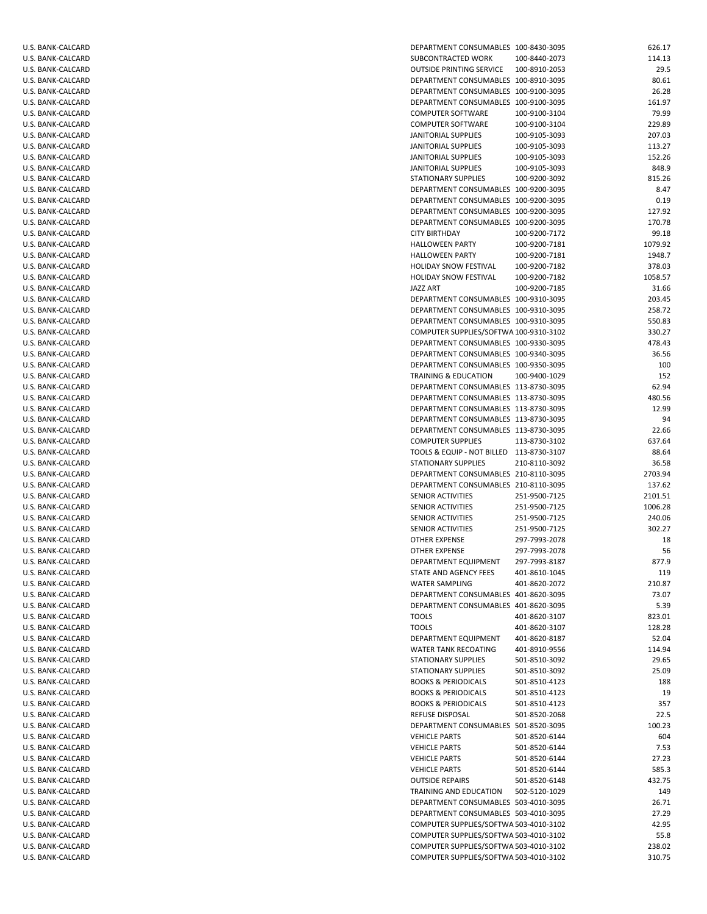| | | | |
|---|---|---|---|
| U.S. BANK-CALCARD | DEPARTMENT CONSUMABLES | 100-8430-3095 | 626.17 |
| U.S. BANK-CALCARD | SUBCONTRACTED WORK | 100-8440-2073 | 114.13 |
| U.S. BANK-CALCARD | OUTSIDE PRINTING SERVICE | 100-8910-2053 | 29.5 |
| U.S. BANK-CALCARD | DEPARTMENT CONSUMABLES | 100-8910-3095 | 80.61 |
| U.S. BANK-CALCARD | DEPARTMENT CONSUMABLES | 100-9100-3095 | 26.28 |
| U.S. BANK-CALCARD | DEPARTMENT CONSUMABLES | 100-9100-3095 | 161.97 |
| U.S. BANK-CALCARD | COMPUTER SOFTWARE | 100-9100-3104 | 79.99 |
| U.S. BANK-CALCARD | COMPUTER SOFTWARE | 100-9100-3104 | 229.89 |
| U.S. BANK-CALCARD | JANITORIAL SUPPLIES | 100-9105-3093 | 207.03 |
| U.S. BANK-CALCARD | JANITORIAL SUPPLIES | 100-9105-3093 | 113.27 |
| U.S. BANK-CALCARD | JANITORIAL SUPPLIES | 100-9105-3093 | 152.26 |
| U.S. BANK-CALCARD | JANITORIAL SUPPLIES | 100-9105-3093 | 848.9 |
| U.S. BANK-CALCARD | STATIONARY SUPPLIES | 100-9200-3092 | 815.26 |
| U.S. BANK-CALCARD | DEPARTMENT CONSUMABLES | 100-9200-3095 | 8.47 |
| U.S. BANK-CALCARD | DEPARTMENT CONSUMABLES | 100-9200-3095 | 0.19 |
| U.S. BANK-CALCARD | DEPARTMENT CONSUMABLES | 100-9200-3095 | 127.92 |
| U.S. BANK-CALCARD | DEPARTMENT CONSUMABLES | 100-9200-3095 | 170.78 |
| U.S. BANK-CALCARD | CITY BIRTHDAY | 100-9200-7172 | 99.18 |
| U.S. BANK-CALCARD | HALLOWEEN PARTY | 100-9200-7181 | 1079.92 |
| U.S. BANK-CALCARD | HALLOWEEN PARTY | 100-9200-7181 | 1948.7 |
| U.S. BANK-CALCARD | HOLIDAY SNOW FESTIVAL | 100-9200-7182 | 378.03 |
| U.S. BANK-CALCARD | HOLIDAY SNOW FESTIVAL | 100-9200-7182 | 1058.57 |
| U.S. BANK-CALCARD | JAZZ ART | 100-9200-7185 | 31.66 |
| U.S. BANK-CALCARD | DEPARTMENT CONSUMABLES | 100-9310-3095 | 203.45 |
| U.S. BANK-CALCARD | DEPARTMENT CONSUMABLES | 100-9310-3095 | 258.72 |
| U.S. BANK-CALCARD | DEPARTMENT CONSUMABLES | 100-9310-3095 | 550.83 |
| U.S. BANK-CALCARD | COMPUTER SUPPLIES/SOFTWA | 100-9310-3102 | 330.27 |
| U.S. BANK-CALCARD | DEPARTMENT CONSUMABLES | 100-9330-3095 | 478.43 |
| U.S. BANK-CALCARD | DEPARTMENT CONSUMABLES | 100-9340-3095 | 36.56 |
| U.S. BANK-CALCARD | DEPARTMENT CONSUMABLES | 100-9350-3095 | 100 |
| U.S. BANK-CALCARD | TRAINING & EDUCATION | 100-9400-1029 | 152 |
| U.S. BANK-CALCARD | DEPARTMENT CONSUMABLES | 113-8730-3095 | 62.94 |
| U.S. BANK-CALCARD | DEPARTMENT CONSUMABLES | 113-8730-3095 | 480.56 |
| U.S. BANK-CALCARD | DEPARTMENT CONSUMABLES | 113-8730-3095 | 12.99 |
| U.S. BANK-CALCARD | DEPARTMENT CONSUMABLES | 113-8730-3095 | 94 |
| U.S. BANK-CALCARD | DEPARTMENT CONSUMABLES | 113-8730-3095 | 22.66 |
| U.S. BANK-CALCARD | COMPUTER SUPPLIES | 113-8730-3102 | 637.64 |
| U.S. BANK-CALCARD | TOOLS & EQUIP - NOT BILLED | 113-8730-3107 | 88.64 |
| U.S. BANK-CALCARD | STATIONARY SUPPLIES | 210-8110-3092 | 36.58 |
| U.S. BANK-CALCARD | DEPARTMENT CONSUMABLES | 210-8110-3095 | 2703.94 |
| U.S. BANK-CALCARD | DEPARTMENT CONSUMABLES | 210-8110-3095 | 137.62 |
| U.S. BANK-CALCARD | SENIOR ACTIVITIES | 251-9500-7125 | 2101.51 |
| U.S. BANK-CALCARD | SENIOR ACTIVITIES | 251-9500-7125 | 1006.28 |
| U.S. BANK-CALCARD | SENIOR ACTIVITIES | 251-9500-7125 | 240.06 |
| U.S. BANK-CALCARD | SENIOR ACTIVITIES | 251-9500-7125 | 302.27 |
| U.S. BANK-CALCARD | OTHER EXPENSE | 297-7993-2078 | 18 |
| U.S. BANK-CALCARD | OTHER EXPENSE | 297-7993-2078 | 56 |
| U.S. BANK-CALCARD | DEPARTMENT EQUIPMENT | 297-7993-8187 | 877.9 |
| U.S. BANK-CALCARD | STATE AND AGENCY FEES | 401-8610-1045 | 119 |
| U.S. BANK-CALCARD | WATER SAMPLING | 401-8620-2072 | 210.87 |
| U.S. BANK-CALCARD | DEPARTMENT CONSUMABLES | 401-8620-3095 | 73.07 |
| U.S. BANK-CALCARD | DEPARTMENT CONSUMABLES | 401-8620-3095 | 5.39 |
| U.S. BANK-CALCARD | TOOLS | 401-8620-3107 | 823.01 |
| U.S. BANK-CALCARD | TOOLS | 401-8620-3107 | 128.28 |
| U.S. BANK-CALCARD | DEPARTMENT EQUIPMENT | 401-8620-8187 | 52.04 |
| U.S. BANK-CALCARD | WATER TANK RECOATING | 401-8910-9556 | 114.94 |
| U.S. BANK-CALCARD | STATIONARY SUPPLIES | 501-8510-3092 | 29.65 |
| U.S. BANK-CALCARD | STATIONARY SUPPLIES | 501-8510-3092 | 25.09 |
| U.S. BANK-CALCARD | BOOKS & PERIODICALS | 501-8510-4123 | 188 |
| U.S. BANK-CALCARD | BOOKS & PERIODICALS | 501-8510-4123 | 19 |
| U.S. BANK-CALCARD | BOOKS & PERIODICALS | 501-8510-4123 | 357 |
| U.S. BANK-CALCARD | REFUSE DISPOSAL | 501-8520-2068 | 22.5 |
| U.S. BANK-CALCARD | DEPARTMENT CONSUMABLES | 501-8520-3095 | 100.23 |
| U.S. BANK-CALCARD | VEHICLE PARTS | 501-8520-6144 | 604 |
| U.S. BANK-CALCARD | VEHICLE PARTS | 501-8520-6144 | 7.53 |
| U.S. BANK-CALCARD | VEHICLE PARTS | 501-8520-6144 | 27.23 |
| U.S. BANK-CALCARD | VEHICLE PARTS | 501-8520-6144 | 585.3 |
| U.S. BANK-CALCARD | OUTSIDE REPAIRS | 501-8520-6148 | 432.75 |
| U.S. BANK-CALCARD | TRAINING AND EDUCATION | 502-5120-1029 | 149 |
| U.S. BANK-CALCARD | DEPARTMENT CONSUMABLES | 503-4010-3095 | 26.71 |
| U.S. BANK-CALCARD | DEPARTMENT CONSUMABLES | 503-4010-3095 | 27.29 |
| U.S. BANK-CALCARD | COMPUTER SUPPLIES/SOFTWA | 503-4010-3102 | 42.95 |
| U.S. BANK-CALCARD | COMPUTER SUPPLIES/SOFTWA | 503-4010-3102 | 55.8 |
| U.S. BANK-CALCARD | COMPUTER SUPPLIES/SOFTWA | 503-4010-3102 | 238.02 |
| U.S. BANK-CALCARD | COMPUTER SUPPLIES/SOFTWA | 503-4010-3102 | 310.75 |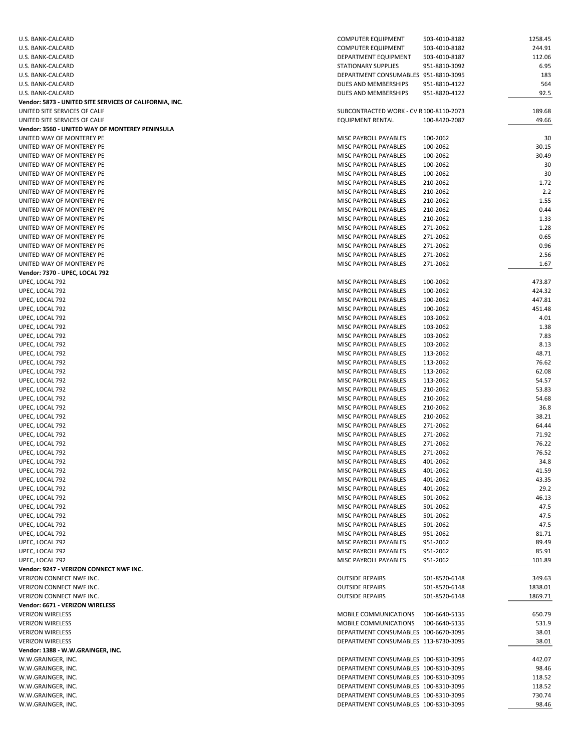| | | | |
|---|---|---|---|
| U.S. BANK-CALCARD | COMPUTER EQUIPMENT | 503-4010-8182 | 1258.45 |
| U.S. BANK-CALCARD | COMPUTER EQUIPMENT | 503-4010-8182 | 244.91 |
| U.S. BANK-CALCARD | DEPARTMENT EQUIPMENT | 503-4010-8187 | 112.06 |
| U.S. BANK-CALCARD | STATIONARY SUPPLIES | 951-8810-3092 | 6.95 |
| U.S. BANK-CALCARD | DEPARTMENT CONSUMABLES | 951-8810-3095 | 183 |
| U.S. BANK-CALCARD | DUES AND MEMBERSHIPS | 951-8810-4122 | 564 |
| U.S. BANK-CALCARD | DUES AND MEMBERSHIPS | 951-8820-4122 | 92.5 |
| **Vendor: 5873 - UNITED SITE SERVICES OF CALIFORNIA, INC.** | | | |
| UNITED SITE SERVICES OF CALIF | SUBCONTRACTED WORK - CV R | 100-8110-2073 | 189.68 |
| UNITED SITE SERVICES OF CALIF | EQUIPMENT RENTAL | 100-8420-2087 | 49.66 |
| **Vendor: 3560 - UNITED WAY OF MONTEREY PENINSULA** | | | |
| UNITED WAY OF MONTEREY PE | MISC PAYROLL PAYABLES | 100-2062 | 30 |
| UNITED WAY OF MONTEREY PE | MISC PAYROLL PAYABLES | 100-2062 | 30.15 |
| UNITED WAY OF MONTEREY PE | MISC PAYROLL PAYABLES | 100-2062 | 30.49 |
| UNITED WAY OF MONTEREY PE | MISC PAYROLL PAYABLES | 100-2062 | 30 |
| UNITED WAY OF MONTEREY PE | MISC PAYROLL PAYABLES | 100-2062 | 30 |
| UNITED WAY OF MONTEREY PE | MISC PAYROLL PAYABLES | 210-2062 | 1.72 |
| UNITED WAY OF MONTEREY PE | MISC PAYROLL PAYABLES | 210-2062 | 2.2 |
| UNITED WAY OF MONTEREY PE | MISC PAYROLL PAYABLES | 210-2062 | 1.55 |
| UNITED WAY OF MONTEREY PE | MISC PAYROLL PAYABLES | 210-2062 | 0.44 |
| UNITED WAY OF MONTEREY PE | MISC PAYROLL PAYABLES | 210-2062 | 1.33 |
| UNITED WAY OF MONTEREY PE | MISC PAYROLL PAYABLES | 271-2062 | 1.28 |
| UNITED WAY OF MONTEREY PE | MISC PAYROLL PAYABLES | 271-2062 | 0.65 |
| UNITED WAY OF MONTEREY PE | MISC PAYROLL PAYABLES | 271-2062 | 0.96 |
| UNITED WAY OF MONTEREY PE | MISC PAYROLL PAYABLES | 271-2062 | 2.56 |
| UNITED WAY OF MONTEREY PE | MISC PAYROLL PAYABLES | 271-2062 | 1.67 |
| **Vendor: 7370 - UPEC, LOCAL 792** | | | |
| UPEC, LOCAL 792 | MISC PAYROLL PAYABLES | 100-2062 | 473.87 |
| UPEC, LOCAL 792 | MISC PAYROLL PAYABLES | 100-2062 | 424.32 |
| UPEC, LOCAL 792 | MISC PAYROLL PAYABLES | 100-2062 | 447.81 |
| UPEC, LOCAL 792 | MISC PAYROLL PAYABLES | 100-2062 | 451.48 |
| UPEC, LOCAL 792 | MISC PAYROLL PAYABLES | 103-2062 | 4.01 |
| UPEC, LOCAL 792 | MISC PAYROLL PAYABLES | 103-2062 | 1.38 |
| UPEC, LOCAL 792 | MISC PAYROLL PAYABLES | 103-2062 | 7.83 |
| UPEC, LOCAL 792 | MISC PAYROLL PAYABLES | 103-2062 | 8.13 |
| UPEC, LOCAL 792 | MISC PAYROLL PAYABLES | 113-2062 | 48.71 |
| UPEC, LOCAL 792 | MISC PAYROLL PAYABLES | 113-2062 | 76.62 |
| UPEC, LOCAL 792 | MISC PAYROLL PAYABLES | 113-2062 | 62.08 |
| UPEC, LOCAL 792 | MISC PAYROLL PAYABLES | 113-2062 | 54.57 |
| UPEC, LOCAL 792 | MISC PAYROLL PAYABLES | 210-2062 | 53.83 |
| UPEC, LOCAL 792 | MISC PAYROLL PAYABLES | 210-2062 | 54.68 |
| UPEC, LOCAL 792 | MISC PAYROLL PAYABLES | 210-2062 | 36.8 |
| UPEC, LOCAL 792 | MISC PAYROLL PAYABLES | 210-2062 | 38.21 |
| UPEC, LOCAL 792 | MISC PAYROLL PAYABLES | 271-2062 | 64.44 |
| UPEC, LOCAL 792 | MISC PAYROLL PAYABLES | 271-2062 | 71.92 |
| UPEC, LOCAL 792 | MISC PAYROLL PAYABLES | 271-2062 | 76.22 |
| UPEC, LOCAL 792 | MISC PAYROLL PAYABLES | 271-2062 | 76.52 |
| UPEC, LOCAL 792 | MISC PAYROLL PAYABLES | 401-2062 | 34.8 |
| UPEC, LOCAL 792 | MISC PAYROLL PAYABLES | 401-2062 | 41.59 |
| UPEC, LOCAL 792 | MISC PAYROLL PAYABLES | 401-2062 | 43.35 |
| UPEC, LOCAL 792 | MISC PAYROLL PAYABLES | 401-2062 | 29.2 |
| UPEC, LOCAL 792 | MISC PAYROLL PAYABLES | 501-2062 | 46.13 |
| UPEC, LOCAL 792 | MISC PAYROLL PAYABLES | 501-2062 | 47.5 |
| UPEC, LOCAL 792 | MISC PAYROLL PAYABLES | 501-2062 | 47.5 |
| UPEC, LOCAL 792 | MISC PAYROLL PAYABLES | 501-2062 | 47.5 |
| UPEC, LOCAL 792 | MISC PAYROLL PAYABLES | 951-2062 | 81.71 |
| UPEC, LOCAL 792 | MISC PAYROLL PAYABLES | 951-2062 | 89.49 |
| UPEC, LOCAL 792 | MISC PAYROLL PAYABLES | 951-2062 | 85.91 |
| UPEC, LOCAL 792 | MISC PAYROLL PAYABLES | 951-2062 | 101.89 |
| **Vendor: 9247 - VERIZON CONNECT NWF INC.** | | | |
| VERIZON CONNECT NWF INC. | OUTSIDE REPAIRS | 501-8520-6148 | 349.63 |
| VERIZON CONNECT NWF INC. | OUTSIDE REPAIRS | 501-8520-6148 | 1838.01 |
| VERIZON CONNECT NWF INC. | OUTSIDE REPAIRS | 501-8520-6148 | 1869.71 |
| **Vendor: 6671 - VERIZON WIRELESS** | | | |
| VERIZON WIRELESS | MOBILE COMMUNICATIONS | 100-6640-5135 | 650.79 |
| VERIZON WIRELESS | MOBILE COMMUNICATIONS | 100-6640-5135 | 531.9 |
| VERIZON WIRELESS | DEPARTMENT CONSUMABLES | 100-6670-3095 | 38.01 |
| VERIZON WIRELESS | DEPARTMENT CONSUMABLES | 113-8730-3095 | 38.01 |
| **Vendor: 1388 - W.W.GRAINGER, INC.** | | | |
| W.W.GRAINGER, INC. | DEPARTMENT CONSUMABLES | 100-8310-3095 | 442.07 |
| W.W.GRAINGER, INC. | DEPARTMENT CONSUMABLES | 100-8310-3095 | 98.46 |
| W.W.GRAINGER, INC. | DEPARTMENT CONSUMABLES | 100-8310-3095 | 118.52 |
| W.W.GRAINGER, INC. | DEPARTMENT CONSUMABLES | 100-8310-3095 | 118.52 |
| W.W.GRAINGER, INC. | DEPARTMENT CONSUMABLES | 100-8310-3095 | 730.74 |
| W.W.GRAINGER, INC. | DEPARTMENT CONSUMABLES | 100-8310-3095 | 98.46 |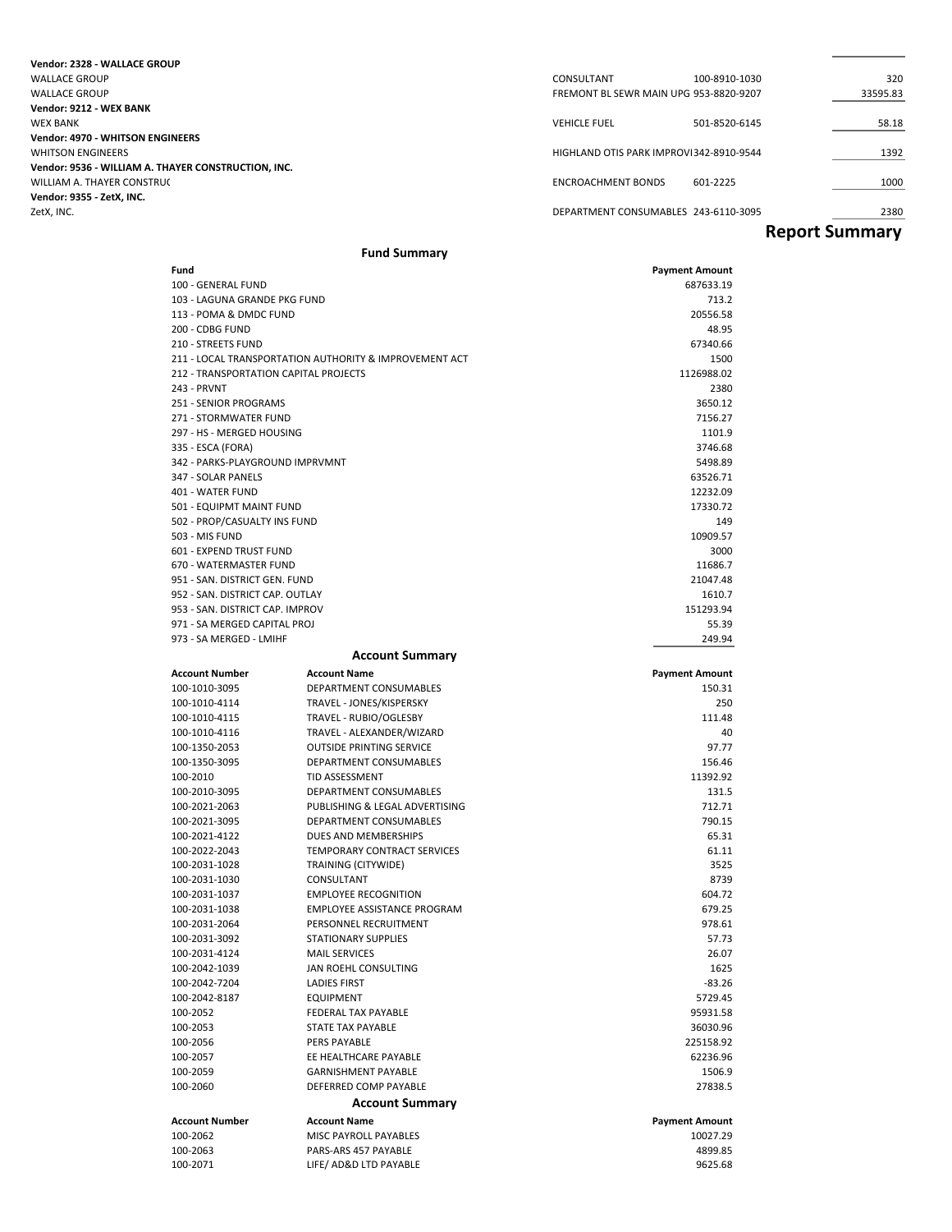| Vendor | Description | Account | Amount |
|---|---|---|---|
| **Vendor: 2328 - WALLACE GROUP** | | | |
| WALLACE GROUP | CONSULTANT | 100-8910-1030 | 320 |
| WALLACE GROUP | FREMONT BL SEWR MAIN UPG | 953-8820-9207 | 33595.83 |
| **Vendor: 9212 - WEX BANK** | | | |
| WEX BANK | VEHICLE FUEL | 501-8520-6145 | 58.18 |
| **Vendor: 4970 - WHITSON ENGINEERS** | | | |
| WHITSON ENGINEERS | HIGHLAND OTIS PARK IMPROVI | 342-8910-9544 | 1392 |
| **Vendor: 9536 - WILLIAM A. THAYER CONSTRUCTION, INC.** | | | |
| WILLIAM A. THAYER CONSTRU( | ENCROACHMENT BONDS | 601-2225 | 1000 |
| **Vendor: 9355 - ZetX, INC.** | | | |
| ZetX, INC. | DEPARTMENT CONSUMABLES | 243-6110-3095 | 2380 |

# Report Summary

## Fund Summary

| Fund | Payment Amount |
|---|---|
| 100 - GENERAL FUND | 687633.19 |
| 103 - LAGUNA GRANDE PKG FUND | 713.2 |
| 113 - POMA & DMDC FUND | 20556.58 |
| 200 - CDBG FUND | 48.95 |
| 210 - STREETS FUND | 67340.66 |
| 211 - LOCAL TRANSPORTATION AUTHORITY & IMPROVEMENT ACT | 1500 |
| 212 - TRANSPORTATION CAPITAL PROJECTS | 1126988.02 |
| 243 - PRVNT | 2380 |
| 251 - SENIOR PROGRAMS | 3650.12 |
| 271 - STORMWATER FUND | 7156.27 |
| 297 - HS - MERGED HOUSING | 1101.9 |
| 335 - ESCA (FORA) | 3746.68 |
| 342 - PARKS-PLAYGROUND IMPRVMNT | 5498.89 |
| 347 - SOLAR PANELS | 63526.71 |
| 401 - WATER FUND | 12232.09 |
| 501 - EQUIPMT MAINT FUND | 17330.72 |
| 502 - PROP/CASUALTY INS FUND | 149 |
| 503 - MIS FUND | 10909.57 |
| 601 - EXPEND TRUST FUND | 3000 |
| 670 - WATERMASTER FUND | 11686.7 |
| 951 - SAN. DISTRICT GEN. FUND | 21047.48 |
| 952 - SAN. DISTRICT CAP. OUTLAY | 1610.7 |
| 953 - SAN. DISTRICT CAP. IMPROV | 151293.94 |
| 971 - SA MERGED CAPITAL PROJ | 55.39 |
| 973 - SA MERGED - LMIHF | 249.94 |

## Account Summary

| Account Number | Account Name | Payment Amount |
|---|---|---|
| 100-1010-3095 | DEPARTMENT CONSUMABLES | 150.31 |
| 100-1010-4114 | TRAVEL - JONES/KISPERSKY | 250 |
| 100-1010-4115 | TRAVEL - RUBIO/OGLESBY | 111.48 |
| 100-1010-4116 | TRAVEL - ALEXANDER/WIZARD | 40 |
| 100-1350-2053 | OUTSIDE PRINTING SERVICE | 97.77 |
| 100-1350-3095 | DEPARTMENT CONSUMABLES | 156.46 |
| 100-2010 | TID ASSESSMENT | 11392.92 |
| 100-2010-3095 | DEPARTMENT CONSUMABLES | 131.5 |
| 100-2021-2063 | PUBLISHING & LEGAL ADVERTISING | 712.71 |
| 100-2021-3095 | DEPARTMENT CONSUMABLES | 790.15 |
| 100-2021-4122 | DUES AND MEMBERSHIPS | 65.31 |
| 100-2022-2043 | TEMPORARY CONTRACT SERVICES | 61.11 |
| 100-2031-1028 | TRAINING (CITYWIDE) | 3525 |
| 100-2031-1030 | CONSULTANT | 8739 |
| 100-2031-1037 | EMPLOYEE RECOGNITION | 604.72 |
| 100-2031-1038 | EMPLOYEE ASSISTANCE PROGRAM | 679.25 |
| 100-2031-2064 | PERSONNEL RECRUITMENT | 978.61 |
| 100-2031-3092 | STATIONARY SUPPLIES | 57.73 |
| 100-2031-4124 | MAIL SERVICES | 26.07 |
| 100-2042-1039 | JAN ROEHL CONSULTING | 1625 |
| 100-2042-7204 | LADIES FIRST | -83.26 |
| 100-2042-8187 | EQUIPMENT | 5729.45 |
| 100-2052 | FEDERAL TAX PAYABLE | 95931.58 |
| 100-2053 | STATE TAX PAYABLE | 36030.96 |
| 100-2056 | PERS PAYABLE | 225158.92 |
| 100-2057 | EE HEALTHCARE PAYABLE | 62236.96 |
| 100-2059 | GARNISHMENT PAYABLE | 1506.9 |
| 100-2060 | DEFERRED COMP PAYABLE | 27838.5 |

## Account Summary

| Account Number | Account Name | Payment Amount |
|---|---|---|
| 100-2062 | MISC PAYROLL PAYABLES | 10027.29 |
| 100-2063 | PARS-ARS 457 PAYABLE | 4899.85 |
| 100-2071 | LIFE/ AD&D LTD PAYABLE | 9625.68 |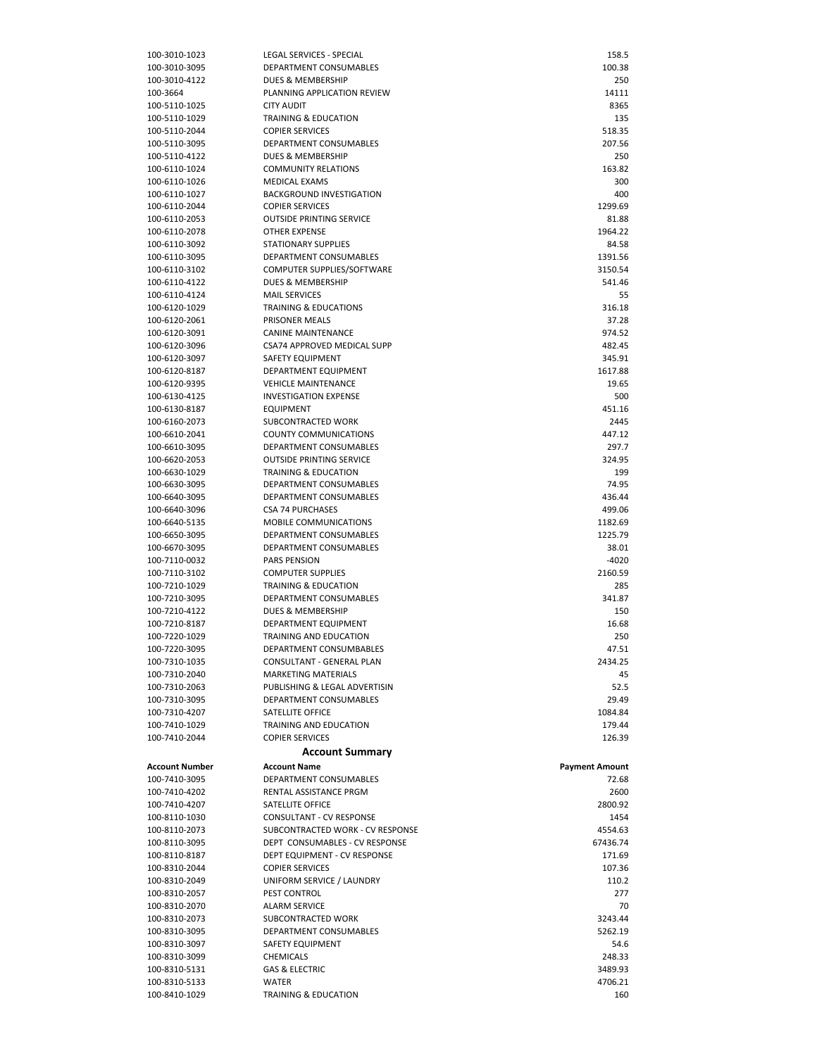| | | |
|---|---|---|
| 100-3010-1023 | LEGAL SERVICES - SPECIAL | 158.5 |
| 100-3010-3095 | DEPARTMENT CONSUMABLES | 100.38 |
| 100-3010-4122 | DUES & MEMBERSHIP | 250 |
| 100-3664 | PLANNING APPLICATION REVIEW | 14111 |
| 100-5110-1025 | CITY AUDIT | 8365 |
| 100-5110-1029 | TRAINING & EDUCATION | 135 |
| 100-5110-2044 | COPIER SERVICES | 518.35 |
| 100-5110-3095 | DEPARTMENT CONSUMABLES | 207.56 |
| 100-5110-4122 | DUES & MEMBERSHIP | 250 |
| 100-6110-1024 | COMMUNITY RELATIONS | 163.82 |
| 100-6110-1026 | MEDICAL EXAMS | 300 |
| 100-6110-1027 | BACKGROUND INVESTIGATION | 400 |
| 100-6110-2044 | COPIER SERVICES | 1299.69 |
| 100-6110-2053 | OUTSIDE PRINTING SERVICE | 81.88 |
| 100-6110-2078 | OTHER EXPENSE | 1964.22 |
| 100-6110-3092 | STATIONARY SUPPLIES | 84.58 |
| 100-6110-3095 | DEPARTMENT CONSUMABLES | 1391.56 |
| 100-6110-3102 | COMPUTER SUPPLIES/SOFTWARE | 3150.54 |
| 100-6110-4122 | DUES & MEMBERSHIP | 541.46 |
| 100-6110-4124 | MAIL SERVICES | 55 |
| 100-6120-1029 | TRAINING & EDUCATIONS | 316.18 |
| 100-6120-2061 | PRISONER MEALS | 37.28 |
| 100-6120-3091 | CANINE MAINTENANCE | 974.52 |
| 100-6120-3096 | CSA74 APPROVED MEDICAL SUPP | 482.45 |
| 100-6120-3097 | SAFETY EQUIPMENT | 345.91 |
| 100-6120-8187 | DEPARTMENT EQUIPMENT | 1617.88 |
| 100-6120-9395 | VEHICLE MAINTENANCE | 19.65 |
| 100-6130-4125 | INVESTIGATION EXPENSE | 500 |
| 100-6130-8187 | EQUIPMENT | 451.16 |
| 100-6160-2073 | SUBCONTRACTED WORK | 2445 |
| 100-6610-2041 | COUNTY COMMUNICATIONS | 447.12 |
| 100-6610-3095 | DEPARTMENT CONSUMABLES | 297.7 |
| 100-6620-2053 | OUTSIDE PRINTING SERVICE | 324.95 |
| 100-6630-1029 | TRAINING & EDUCATION | 199 |
| 100-6630-3095 | DEPARTMENT CONSUMABLES | 74.95 |
| 100-6640-3095 | DEPARTMENT CONSUMABLES | 436.44 |
| 100-6640-3096 | CSA 74 PURCHASES | 499.06 |
| 100-6640-5135 | MOBILE COMMUNICATIONS | 1182.69 |
| 100-6650-3095 | DEPARTMENT CONSUMABLES | 1225.79 |
| 100-6670-3095 | DEPARTMENT CONSUMABLES | 38.01 |
| 100-7110-0032 | PARS PENSION | -4020 |
| 100-7110-3102 | COMPUTER SUPPLIES | 2160.59 |
| 100-7210-1029 | TRAINING & EDUCATION | 285 |
| 100-7210-3095 | DEPARTMENT CONSUMABLES | 341.87 |
| 100-7210-4122 | DUES & MEMBERSHIP | 150 |
| 100-7210-8187 | DEPARTMENT EQUIPMENT | 16.68 |
| 100-7220-1029 | TRAINING AND EDUCATION | 250 |
| 100-7220-3095 | DEPARTMENT CONSUMBABLES | 47.51 |
| 100-7310-1035 | CONSULTANT - GENERAL PLAN | 2434.25 |
| 100-7310-2040 | MARKETING MATERIALS | 45 |
| 100-7310-2063 | PUBLISHING & LEGAL ADVERTISIN | 52.5 |
| 100-7310-3095 | DEPARTMENT CONSUMABLES | 29.49 |
| 100-7310-4207 | SATELLITE OFFICE | 1084.84 |
| 100-7410-1029 | TRAINING AND EDUCATION | 179.44 |
| 100-7410-2044 | COPIER SERVICES | 126.39 |

## Account Summary

| Account Number | Account Name | Payment Amount |
|---|---|---|
| 100-7410-3095 | DEPARTMENT CONSUMABLES | 72.68 |
| 100-7410-4202 | RENTAL ASSISTANCE PRGM | 2600 |
| 100-7410-4207 | SATELLITE OFFICE | 2800.92 |
| 100-8110-1030 | CONSULTANT - CV RESPONSE | 1454 |
| 100-8110-2073 | SUBCONTRACTED WORK - CV RESPONSE | 4554.63 |
| 100-8110-3095 | DEPT CONSUMABLES - CV RESPONSE | 67436.74 |
| 100-8110-8187 | DEPT EQUIPMENT - CV RESPONSE | 171.69 |
| 100-8310-2044 | COPIER SERVICES | 107.36 |
| 100-8310-2049 | UNIFORM SERVICE / LAUNDRY | 110.2 |
| 100-8310-2057 | PEST CONTROL | 277 |
| 100-8310-2070 | ALARM SERVICE | 70 |
| 100-8310-2073 | SUBCONTRACTED WORK | 3243.44 |
| 100-8310-3095 | DEPARTMENT CONSUMABLES | 5262.19 |
| 100-8310-3097 | SAFETY EQUIPMENT | 54.6 |
| 100-8310-3099 | CHEMICALS | 248.33 |
| 100-8310-5131 | GAS & ELECTRIC | 3489.93 |
| 100-8310-5133 | WATER | 4706.21 |
| 100-8410-1029 | TRAINING & EDUCATION | 160 |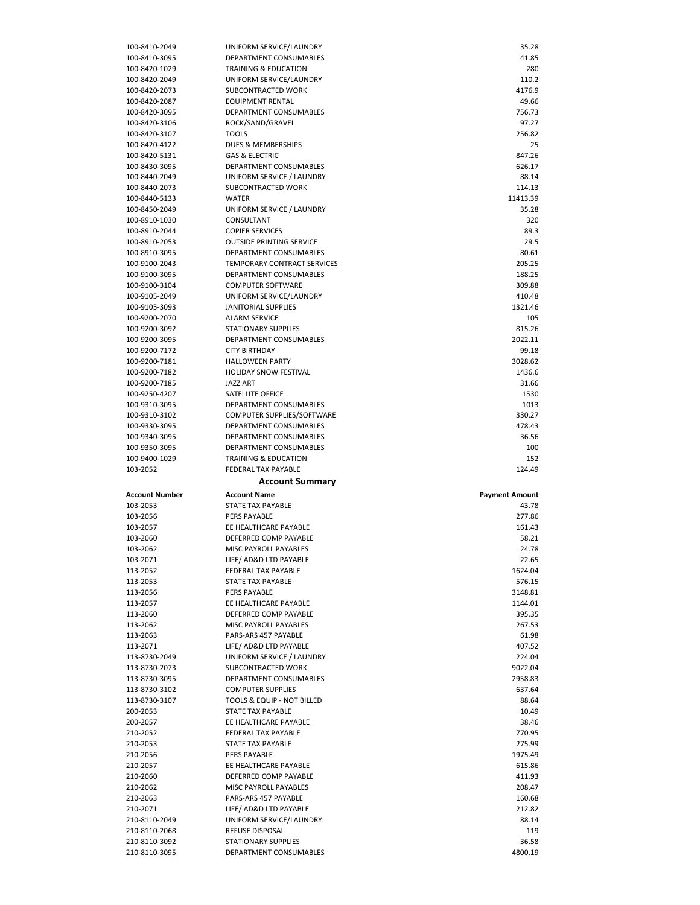| | | |
|---|---|---|
| 100-8410-2049 | UNIFORM SERVICE/LAUNDRY | 35.28 |
| 100-8410-3095 | DEPARTMENT CONSUMABLES | 41.85 |
| 100-8420-1029 | TRAINING & EDUCATION | 280 |
| 100-8420-2049 | UNIFORM SERVICE/LAUNDRY | 110.2 |
| 100-8420-2073 | SUBCONTRACTED WORK | 4176.9 |
| 100-8420-2087 | EQUIPMENT RENTAL | 49.66 |
| 100-8420-3095 | DEPARTMENT CONSUMABLES | 756.73 |
| 100-8420-3106 | ROCK/SAND/GRAVEL | 97.27 |
| 100-8420-3107 | TOOLS | 256.82 |
| 100-8420-4122 | DUES & MEMBERSHIPS | 25 |
| 100-8420-5131 | GAS & ELECTRIC | 847.26 |
| 100-8430-3095 | DEPARTMENT CONSUMABLES | 626.17 |
| 100-8440-2049 | UNIFORM SERVICE / LAUNDRY | 88.14 |
| 100-8440-2073 | SUBCONTRACTED WORK | 114.13 |
| 100-8440-5133 | WATER | 11413.39 |
| 100-8450-2049 | UNIFORM SERVICE / LAUNDRY | 35.28 |
| 100-8910-1030 | CONSULTANT | 320 |
| 100-8910-2044 | COPIER SERVICES | 89.3 |
| 100-8910-2053 | OUTSIDE PRINTING SERVICE | 29.5 |
| 100-8910-3095 | DEPARTMENT CONSUMABLES | 80.61 |
| 100-9100-2043 | TEMPORARY CONTRACT SERVICES | 205.25 |
| 100-9100-3095 | DEPARTMENT CONSUMABLES | 188.25 |
| 100-9100-3104 | COMPUTER SOFTWARE | 309.88 |
| 100-9105-2049 | UNIFORM SERVICE/LAUNDRY | 410.48 |
| 100-9105-3093 | JANITORIAL SUPPLIES | 1321.46 |
| 100-9200-2070 | ALARM SERVICE | 105 |
| 100-9200-3092 | STATIONARY SUPPLIES | 815.26 |
| 100-9200-3095 | DEPARTMENT CONSUMABLES | 2022.11 |
| 100-9200-7172 | CITY BIRTHDAY | 99.18 |
| 100-9200-7181 | HALLOWEEN PARTY | 3028.62 |
| 100-9200-7182 | HOLIDAY SNOW FESTIVAL | 1436.6 |
| 100-9200-7185 | JAZZ ART | 31.66 |
| 100-9250-4207 | SATELLITE OFFICE | 1530 |
| 100-9310-3095 | DEPARTMENT CONSUMABLES | 1013 |
| 100-9310-3102 | COMPUTER SUPPLIES/SOFTWARE | 330.27 |
| 100-9330-3095 | DEPARTMENT CONSUMABLES | 478.43 |
| 100-9340-3095 | DEPARTMENT CONSUMABLES | 36.56 |
| 100-9350-3095 | DEPARTMENT CONSUMABLES | 100 |
| 100-9400-1029 | TRAINING & EDUCATION | 152 |
| 103-2052 | FEDERAL TAX PAYABLE | 124.49 |

## Account Summary

| Account Number | Account Name | Payment Amount |
|---|---|---|
| 103-2053 | STATE TAX PAYABLE | 43.78 |
| 103-2056 | PERS PAYABLE | 277.86 |
| 103-2057 | EE HEALTHCARE PAYABLE | 161.43 |
| 103-2060 | DEFERRED COMP PAYABLE | 58.21 |
| 103-2062 | MISC PAYROLL PAYABLES | 24.78 |
| 103-2071 | LIFE/ AD&D LTD PAYABLE | 22.65 |
| 113-2052 | FEDERAL TAX PAYABLE | 1624.04 |
| 113-2053 | STATE TAX PAYABLE | 576.15 |
| 113-2056 | PERS PAYABLE | 3148.81 |
| 113-2057 | EE HEALTHCARE PAYABLE | 1144.01 |
| 113-2060 | DEFERRED COMP PAYABLE | 395.35 |
| 113-2062 | MISC PAYROLL PAYABLES | 267.53 |
| 113-2063 | PARS-ARS 457 PAYABLE | 61.98 |
| 113-2071 | LIFE/ AD&D LTD PAYABLE | 407.52 |
| 113-8730-2049 | UNIFORM SERVICE / LAUNDRY | 224.04 |
| 113-8730-2073 | SUBCONTRACTED WORK | 9022.04 |
| 113-8730-3095 | DEPARTMENT CONSUMABLES | 2958.83 |
| 113-8730-3102 | COMPUTER SUPPLIES | 637.64 |
| 113-8730-3107 | TOOLS & EQUIP - NOT BILLED | 88.64 |
| 200-2053 | STATE TAX PAYABLE | 10.49 |
| 200-2057 | EE HEALTHCARE PAYABLE | 38.46 |
| 210-2052 | FEDERAL TAX PAYABLE | 770.95 |
| 210-2053 | STATE TAX PAYABLE | 275.99 |
| 210-2056 | PERS PAYABLE | 1975.49 |
| 210-2057 | EE HEALTHCARE PAYABLE | 615.86 |
| 210-2060 | DEFERRED COMP PAYABLE | 411.93 |
| 210-2062 | MISC PAYROLL PAYABLES | 208.47 |
| 210-2063 | PARS-ARS 457 PAYABLE | 160.68 |
| 210-2071 | LIFE/ AD&D LTD PAYABLE | 212.82 |
| 210-8110-2049 | UNIFORM SERVICE/LAUNDRY | 88.14 |
| 210-8110-2068 | REFUSE DISPOSAL | 119 |
| 210-8110-3092 | STATIONARY SUPPLIES | 36.58 |
| 210-8110-3095 | DEPARTMENT CONSUMABLES | 4800.19 |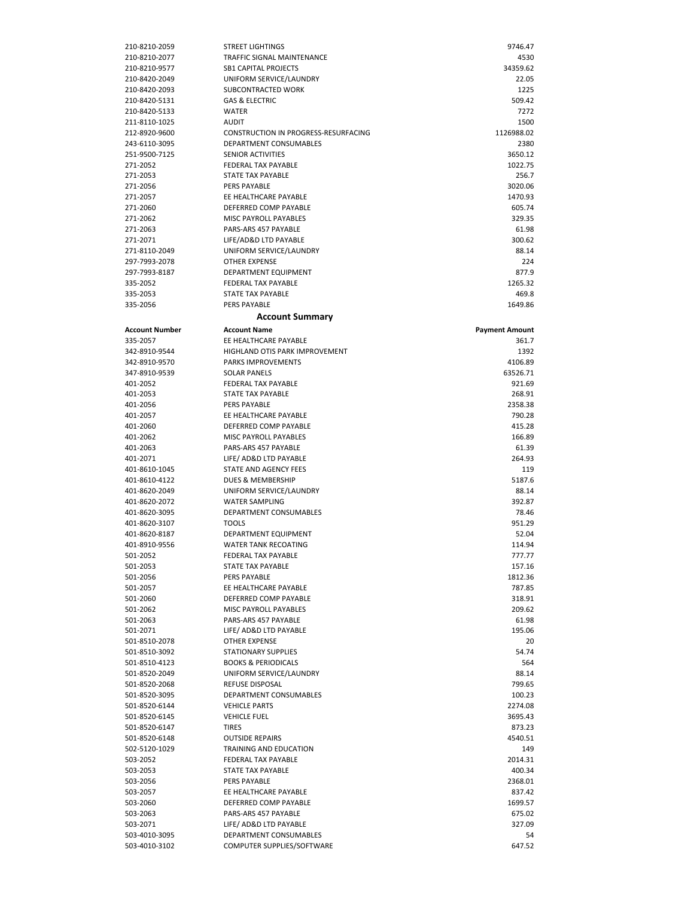| | | |
|---|---|---|
| 210-8210-2059 | STREET LIGHTINGS | 9746.47 |
| 210-8210-2077 | TRAFFIC SIGNAL MAINTENANCE | 4530 |
| 210-8210-9577 | SB1 CAPITAL PROJECTS | 34359.62 |
| 210-8420-2049 | UNIFORM SERVICE/LAUNDRY | 22.05 |
| 210-8420-2093 | SUBCONTRACTED WORK | 1225 |
| 210-8420-5131 | GAS & ELECTRIC | 509.42 |
| 210-8420-5133 | WATER | 7272 |
| 211-8110-1025 | AUDIT | 1500 |
| 212-8920-9600 | CONSTRUCTION IN PROGRESS-RESURFACING | 1126988.02 |
| 243-6110-3095 | DEPARTMENT CONSUMABLES | 2380 |
| 251-9500-7125 | SENIOR ACTIVITIES | 3650.12 |
| 271-2052 | FEDERAL TAX PAYABLE | 1022.75 |
| 271-2053 | STATE TAX PAYABLE | 256.7 |
| 271-2056 | PERS PAYABLE | 3020.06 |
| 271-2057 | EE HEALTHCARE PAYABLE | 1470.93 |
| 271-2060 | DEFERRED COMP PAYABLE | 605.74 |
| 271-2062 | MISC PAYROLL PAYABLES | 329.35 |
| 271-2063 | PARS-ARS 457 PAYABLE | 61.98 |
| 271-2071 | LIFE/AD&D LTD PAYABLE | 300.62 |
| 271-8110-2049 | UNIFORM SERVICE/LAUNDRY | 88.14 |
| 297-7993-2078 | OTHER EXPENSE | 224 |
| 297-7993-8187 | DEPARTMENT EQUIPMENT | 877.9 |
| 335-2052 | FEDERAL TAX PAYABLE | 1265.32 |
| 335-2053 | STATE TAX PAYABLE | 469.8 |
| 335-2056 | PERS PAYABLE | 1649.86 |

## Account Summary

| Account Number | Account Name | Payment Amount |
|---|---|---|
| 335-2057 | EE HEALTHCARE PAYABLE | 361.7 |
| 342-8910-9544 | HIGHLAND OTIS PARK IMPROVEMENT | 1392 |
| 342-8910-9570 | PARKS IMPROVEMENTS | 4106.89 |
| 347-8910-9539 | SOLAR PANELS | 63526.71 |
| 401-2052 | FEDERAL TAX PAYABLE | 921.69 |
| 401-2053 | STATE TAX PAYABLE | 268.91 |
| 401-2056 | PERS PAYABLE | 2358.38 |
| 401-2057 | EE HEALTHCARE PAYABLE | 790.28 |
| 401-2060 | DEFERRED COMP PAYABLE | 415.28 |
| 401-2062 | MISC PAYROLL PAYABLES | 166.89 |
| 401-2063 | PARS-ARS 457 PAYABLE | 61.39 |
| 401-2071 | LIFE/ AD&D LTD PAYABLE | 264.93 |
| 401-8610-1045 | STATE AND AGENCY FEES | 119 |
| 401-8610-4122 | DUES & MEMBERSHIP | 5187.6 |
| 401-8620-2049 | UNIFORM SERVICE/LAUNDRY | 88.14 |
| 401-8620-2072 | WATER SAMPLING | 392.87 |
| 401-8620-3095 | DEPARTMENT CONSUMABLES | 78.46 |
| 401-8620-3107 | TOOLS | 951.29 |
| 401-8620-8187 | DEPARTMENT EQUIPMENT | 52.04 |
| 401-8910-9556 | WATER TANK RECOATING | 114.94 |
| 501-2052 | FEDERAL TAX PAYABLE | 777.77 |
| 501-2053 | STATE TAX PAYABLE | 157.16 |
| 501-2056 | PERS PAYABLE | 1812.36 |
| 501-2057 | EE HEALTHCARE PAYABLE | 787.85 |
| 501-2060 | DEFERRED COMP PAYABLE | 318.91 |
| 501-2062 | MISC PAYROLL PAYABLES | 209.62 |
| 501-2063 | PARS-ARS 457 PAYABLE | 61.98 |
| 501-2071 | LIFE/ AD&D LTD PAYABLE | 195.06 |
| 501-8510-2078 | OTHER EXPENSE | 20 |
| 501-8510-3092 | STATIONARY SUPPLIES | 54.74 |
| 501-8510-4123 | BOOKS & PERIODICALS | 564 |
| 501-8520-2049 | UNIFORM SERVICE/LAUNDRY | 88.14 |
| 501-8520-2068 | REFUSE DISPOSAL | 799.65 |
| 501-8520-3095 | DEPARTMENT CONSUMABLES | 100.23 |
| 501-8520-6144 | VEHICLE PARTS | 2274.08 |
| 501-8520-6145 | VEHICLE FUEL | 3695.43 |
| 501-8520-6147 | TIRES | 873.23 |
| 501-8520-6148 | OUTSIDE REPAIRS | 4540.51 |
| 502-5120-1029 | TRAINING AND EDUCATION | 149 |
| 503-2052 | FEDERAL TAX PAYABLE | 2014.31 |
| 503-2053 | STATE TAX PAYABLE | 400.34 |
| 503-2056 | PERS PAYABLE | 2368.01 |
| 503-2057 | EE HEALTHCARE PAYABLE | 837.42 |
| 503-2060 | DEFERRED COMP PAYABLE | 1699.57 |
| 503-2063 | PARS-ARS 457 PAYABLE | 675.02 |
| 503-2071 | LIFE/ AD&D LTD PAYABLE | 327.09 |
| 503-4010-3095 | DEPARTMENT CONSUMABLES | 54 |
| 503-4010-3102 | COMPUTER SUPPLIES/SOFTWARE | 647.52 |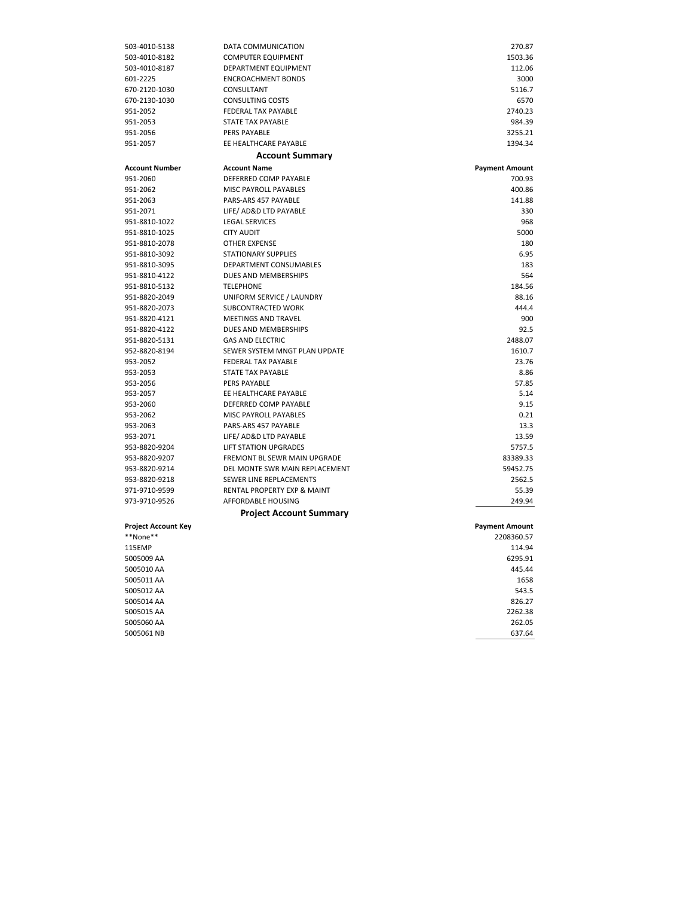| | | |
|---|---|---|
| 503-4010-5138 | DATA COMMUNICATION | 270.87 |
| 503-4010-8182 | COMPUTER EQUIPMENT | 1503.36 |
| 503-4010-8187 | DEPARTMENT EQUIPMENT | 112.06 |
| 601-2225 | ENCROACHMENT BONDS | 3000 |
| 670-2120-1030 | CONSULTANT | 5116.7 |
| 670-2130-1030 | CONSULTING COSTS | 6570 |
| 951-2052 | FEDERAL TAX PAYABLE | 2740.23 |
| 951-2053 | STATE TAX PAYABLE | 984.39 |
| 951-2056 | PERS PAYABLE | 3255.21 |
| 951-2057 | EE HEALTHCARE PAYABLE | 1394.34 |

## Account Summary

| Account Number | Account Name | Payment Amount |
|---|---|---|
| 951-2060 | DEFERRED COMP PAYABLE | 700.93 |
| 951-2062 | MISC PAYROLL PAYABLES | 400.86 |
| 951-2063 | PARS-ARS 457 PAYABLE | 141.88 |
| 951-2071 | LIFE/ AD&D LTD PAYABLE | 330 |
| 951-8810-1022 | LEGAL SERVICES | 968 |
| 951-8810-1025 | CITY AUDIT | 5000 |
| 951-8810-2078 | OTHER EXPENSE | 180 |
| 951-8810-3092 | STATIONARY SUPPLIES | 6.95 |
| 951-8810-3095 | DEPARTMENT CONSUMABLES | 183 |
| 951-8810-4122 | DUES AND MEMBERSHIPS | 564 |
| 951-8810-5132 | TELEPHONE | 184.56 |
| 951-8820-2049 | UNIFORM SERVICE / LAUNDRY | 88.16 |
| 951-8820-2073 | SUBCONTRACTED WORK | 444.4 |
| 951-8820-4121 | MEETINGS AND TRAVEL | 900 |
| 951-8820-4122 | DUES AND MEMBERSHIPS | 92.5 |
| 951-8820-5131 | GAS AND ELECTRIC | 2488.07 |
| 952-8820-8194 | SEWER SYSTEM MNGT PLAN UPDATE | 1610.7 |
| 953-2052 | FEDERAL TAX PAYABLE | 23.76 |
| 953-2053 | STATE TAX PAYABLE | 8.86 |
| 953-2056 | PERS PAYABLE | 57.85 |
| 953-2057 | EE HEALTHCARE PAYABLE | 5.14 |
| 953-2060 | DEFERRED COMP PAYABLE | 9.15 |
| 953-2062 | MISC PAYROLL PAYABLES | 0.21 |
| 953-2063 | PARS-ARS 457 PAYABLE | 13.3 |
| 953-2071 | LIFE/ AD&D LTD PAYABLE | 13.59 |
| 953-8820-9204 | LIFT STATION UPGRADES | 5757.5 |
| 953-8820-9207 | FREMONT BL SEWR MAIN UPGRADE | 83389.33 |
| 953-8820-9214 | DEL MONTE SWR MAIN REPLACEMENT | 59452.75 |
| 953-8820-9218 | SEWER LINE REPLACEMENTS | 2562.5 |
| 971-9710-9599 | RENTAL PROPERTY EXP & MAINT | 55.39 |
| 973-9710-9526 | AFFORDABLE HOUSING | 249.94 |

## Project Account Summary

| Project Account Key | Payment Amount |
|---|---|
| **None** | 2208360.57 |
| 115EMP | 114.94 |
| 5005009 AA | 6295.91 |
| 5005010 AA | 445.44 |
| 5005011 AA | 1658 |
| 5005012 AA | 543.5 |
| 5005014 AA | 826.27 |
| 5005015 AA | 2262.38 |
| 5005060 AA | 262.05 |
| 5005061 NB | 637.64 |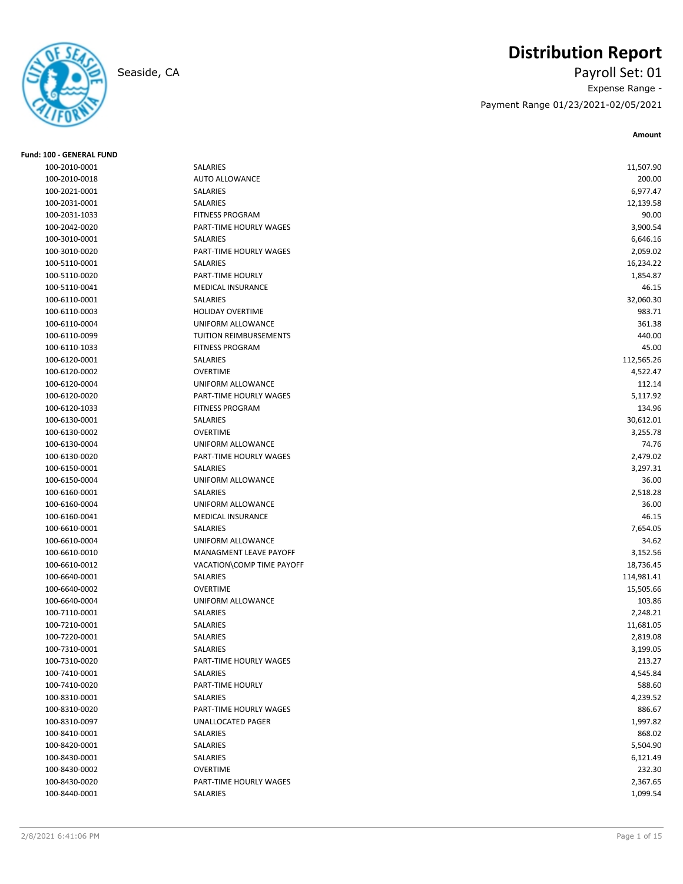# Distribution Report

Seaside, CA

Payroll Set: 01

Expense Range -

Payment Range 01/23/2021-02/05/2021

**Fund: 100 - GENERAL FUND**

| Account | Description | Amount |
|---|---|---|
| 100-2010-0001 | SALARIES | 11,507.90 |
| 100-2010-0018 | AUTO ALLOWANCE | 200.00 |
| 100-2021-0001 | SALARIES | 6,977.47 |
| 100-2031-0001 | SALARIES | 12,139.58 |
| 100-2031-1033 | FITNESS PROGRAM | 90.00 |
| 100-2042-0020 | PART-TIME HOURLY WAGES | 3,900.54 |
| 100-3010-0001 | SALARIES | 6,646.16 |
| 100-3010-0020 | PART-TIME HOURLY WAGES | 2,059.02 |
| 100-5110-0001 | SALARIES | 16,234.22 |
| 100-5110-0020 | PART-TIME HOURLY | 1,854.87 |
| 100-5110-0041 | MEDICAL INSURANCE | 46.15 |
| 100-6110-0001 | SALARIES | 32,060.30 |
| 100-6110-0003 | HOLIDAY OVERTIME | 983.71 |
| 100-6110-0004 | UNIFORM ALLOWANCE | 361.38 |
| 100-6110-0099 | TUITION REIMBURSEMENTS | 440.00 |
| 100-6110-1033 | FITNESS PROGRAM | 45.00 |
| 100-6120-0001 | SALARIES | 112,565.26 |
| 100-6120-0002 | OVERTIME | 4,522.47 |
| 100-6120-0004 | UNIFORM ALLOWANCE | 112.14 |
| 100-6120-0020 | PART-TIME HOURLY WAGES | 5,117.92 |
| 100-6120-1033 | FITNESS PROGRAM | 134.96 |
| 100-6130-0001 | SALARIES | 30,612.01 |
| 100-6130-0002 | OVERTIME | 3,255.78 |
| 100-6130-0004 | UNIFORM ALLOWANCE | 74.76 |
| 100-6130-0020 | PART-TIME HOURLY WAGES | 2,479.02 |
| 100-6150-0001 | SALARIES | 3,297.31 |
| 100-6150-0004 | UNIFORM ALLOWANCE | 36.00 |
| 100-6160-0001 | SALARIES | 2,518.28 |
| 100-6160-0004 | UNIFORM ALLOWANCE | 36.00 |
| 100-6160-0041 | MEDICAL INSURANCE | 46.15 |
| 100-6610-0001 | SALARIES | 7,654.05 |
| 100-6610-0004 | UNIFORM ALLOWANCE | 34.62 |
| 100-6610-0010 | MANAGMENT LEAVE PAYOFF | 3,152.56 |
| 100-6610-0012 | VACATION\COMP TIME PAYOFF | 18,736.45 |
| 100-6640-0001 | SALARIES | 114,981.41 |
| 100-6640-0002 | OVERTIME | 15,505.66 |
| 100-6640-0004 | UNIFORM ALLOWANCE | 103.86 |
| 100-7110-0001 | SALARIES | 2,248.21 |
| 100-7210-0001 | SALARIES | 11,681.05 |
| 100-7220-0001 | SALARIES | 2,819.08 |
| 100-7310-0001 | SALARIES | 3,199.05 |
| 100-7310-0020 | PART-TIME HOURLY WAGES | 213.27 |
| 100-7410-0001 | SALARIES | 4,545.84 |
| 100-7410-0020 | PART-TIME HOURLY | 588.60 |
| 100-8310-0001 | SALARIES | 4,239.52 |
| 100-8310-0020 | PART-TIME HOURLY WAGES | 886.67 |
| 100-8310-0097 | UNALLOCATED PAGER | 1,997.82 |
| 100-8410-0001 | SALARIES | 868.02 |
| 100-8420-0001 | SALARIES | 5,504.90 |
| 100-8430-0001 | SALARIES | 6,121.49 |
| 100-8430-0002 | OVERTIME | 232.30 |
| 100-8430-0020 | PART-TIME HOURLY WAGES | 2,367.65 |
| 100-8440-0001 | SALARIES | 1,099.54 |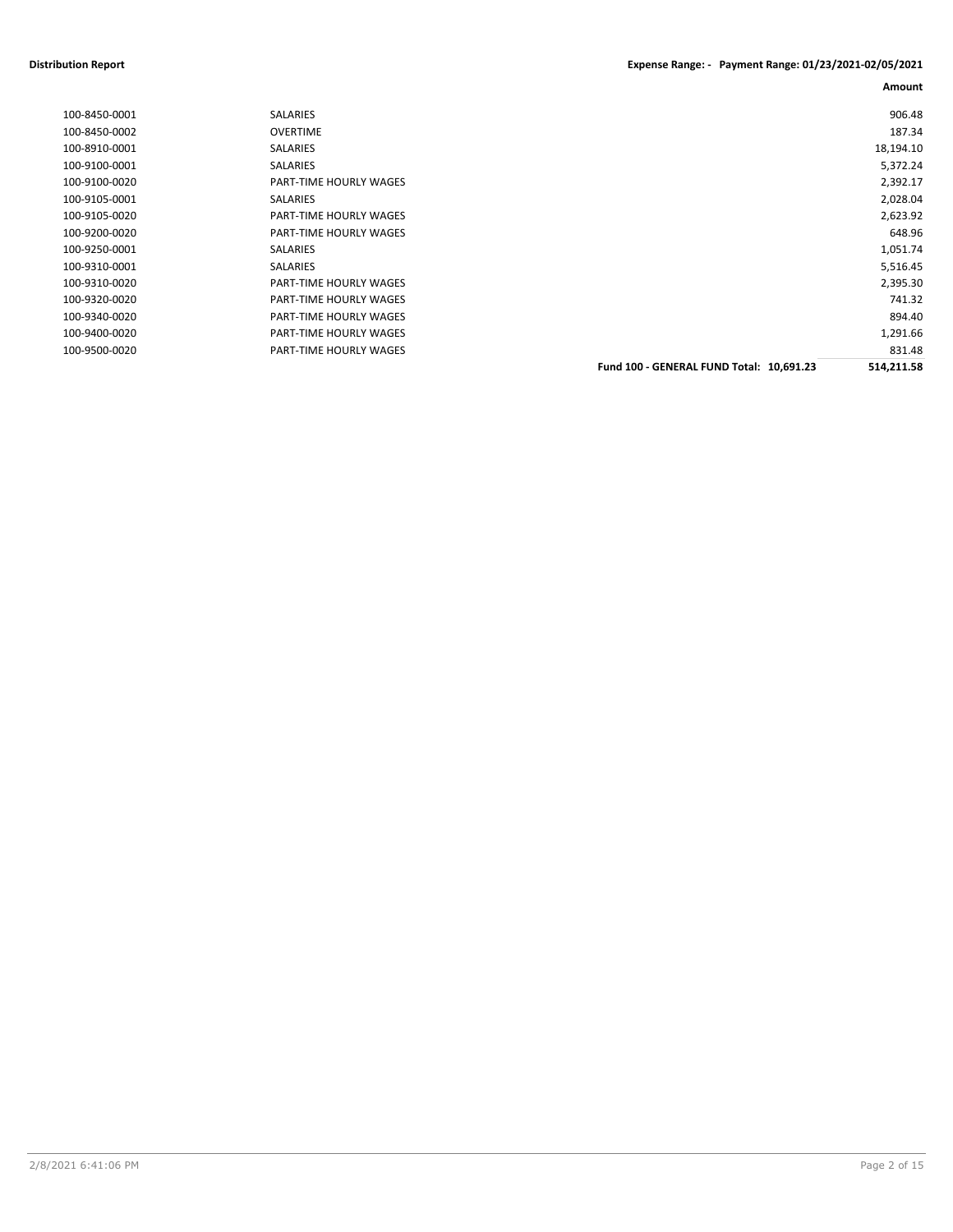**Distribution Report** **Expense Range: - Payment Range: 01/23/2021-02/05/2021**

| | | Amount |
|---|---|---|
| 100-8450-0001 | SALARIES | 906.48 |
| 100-8450-0002 | OVERTIME | 187.34 |
| 100-8910-0001 | SALARIES | 18,194.10 |
| 100-9100-0001 | SALARIES | 5,372.24 |
| 100-9100-0020 | PART-TIME HOURLY WAGES | 2,392.17 |
| 100-9105-0001 | SALARIES | 2,028.04 |
| 100-9105-0020 | PART-TIME HOURLY WAGES | 2,623.92 |
| 100-9200-0020 | PART-TIME HOURLY WAGES | 648.96 |
| 100-9250-0001 | SALARIES | 1,051.74 |
| 100-9310-0001 | SALARIES | 5,516.45 |
| 100-9310-0020 | PART-TIME HOURLY WAGES | 2,395.30 |
| 100-9320-0020 | PART-TIME HOURLY WAGES | 741.32 |
| 100-9340-0020 | PART-TIME HOURLY WAGES | 894.40 |
| 100-9400-0020 | PART-TIME HOURLY WAGES | 1,291.66 |
| 100-9500-0020 | PART-TIME HOURLY WAGES | 831.48 |
| | **Fund 100 - GENERAL FUND Total: 10,691.23** | **514,211.58** |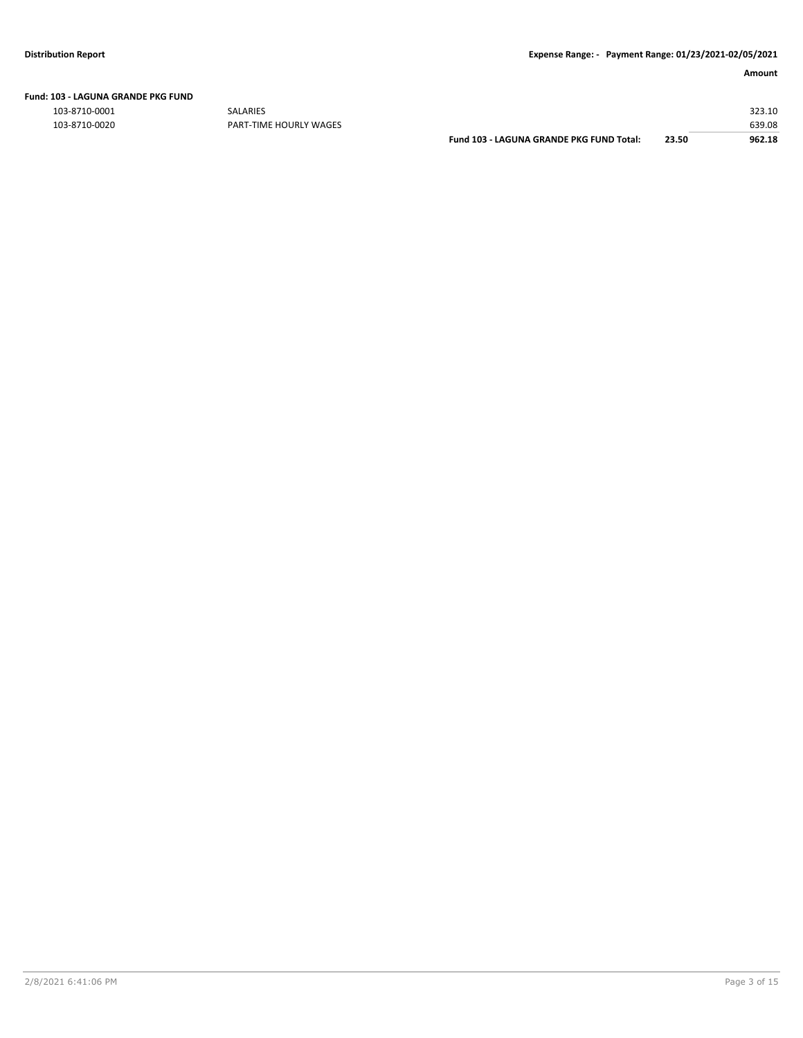**Fund: 103 - LAGUNA GRANDE PKG FUND**

| | | | | Amount |
|---|---|---|---|---|
| 103-8710-0001 | SALARIES | | | 323.10 |
| 103-8710-0020 | PART-TIME HOURLY WAGES | | | 639.08 |
| | | **Fund 103 - LAGUNA GRANDE PKG FUND Total:** | **23.50** | **962.18** |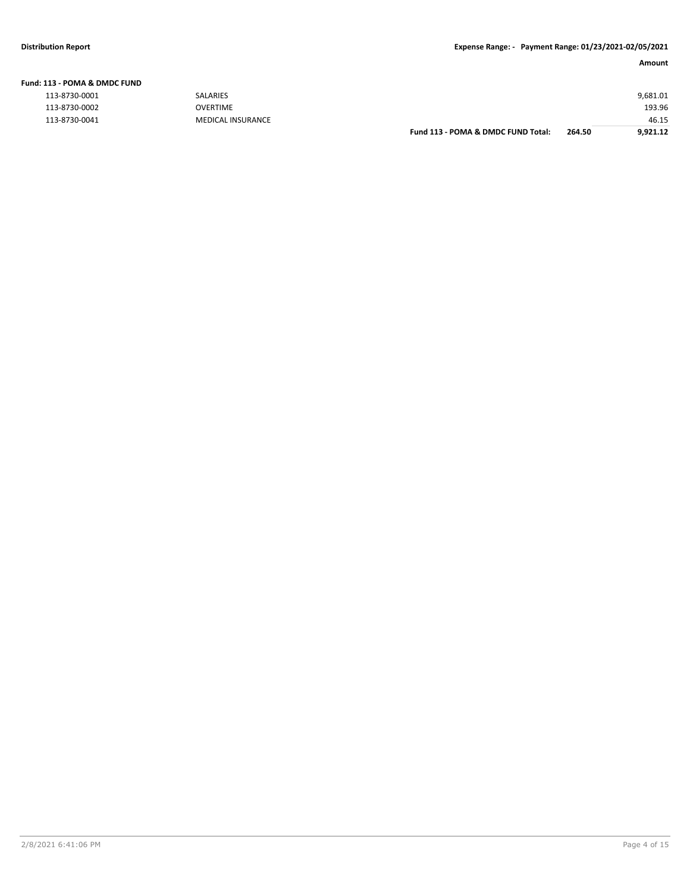**Fund: 113 - POMA & DMDC FUND**

| Account | Description | | | Amount |
|---|---|---|---|---|
| 113-8730-0001 | SALARIES | | | 9,681.01 |
| 113-8730-0002 | OVERTIME | | | 193.96 |
| 113-8730-0041 | MEDICAL INSURANCE | | | 46.15 |
| | | **Fund 113 - POMA & DMDC FUND Total:** | **264.50** | **9,921.12** |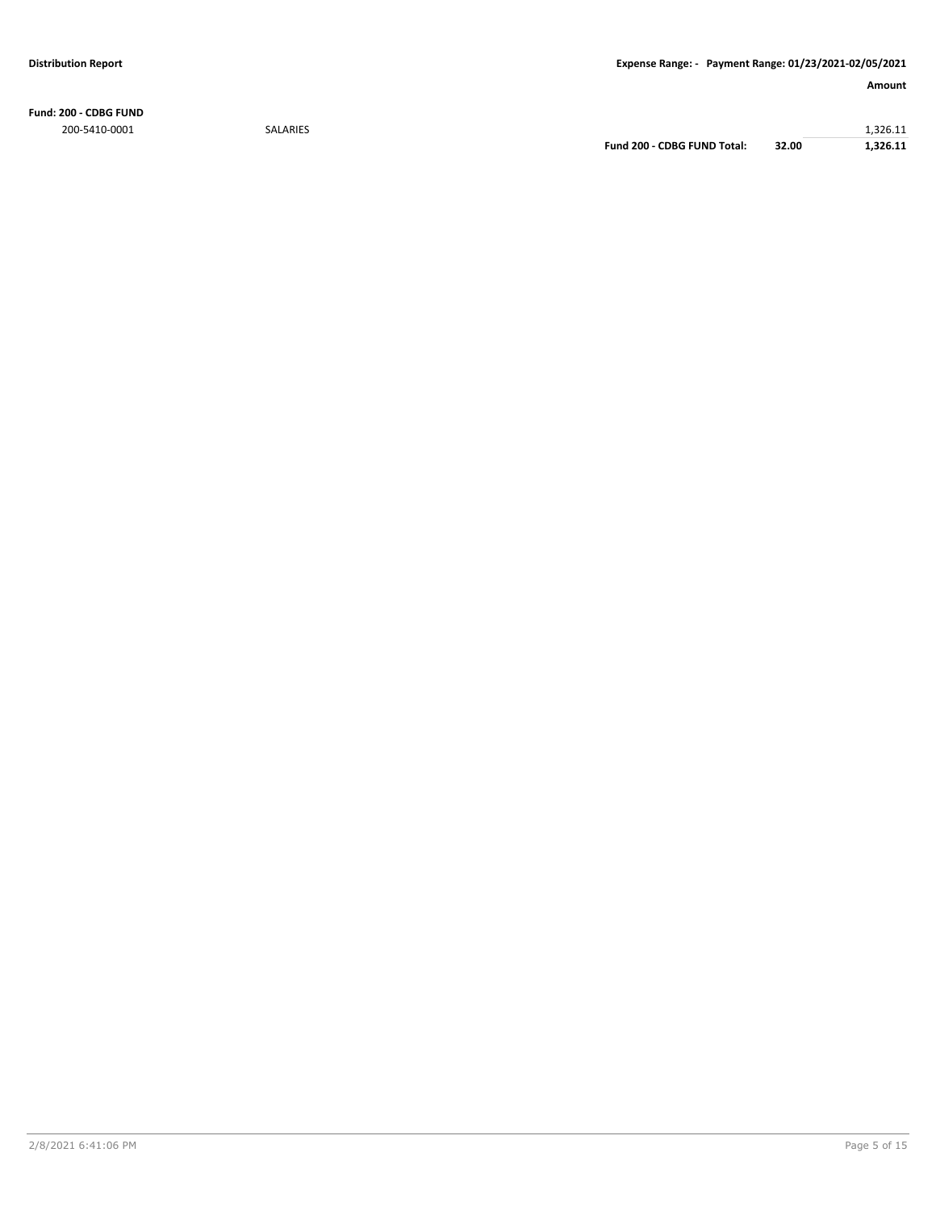**Distribution Report** | **Expense Range: - Payment Range: 01/23/2021-02/05/2021**

| | | | | **Amount** |
|---|---|---|---|---|
| **Fund: 200 - CDBG FUND** | | | | |
| 200-5410-0001 | SALARIES | | | 1,326.11 |
| | | **Fund 200 - CDBG FUND Total:** | **32.00** | **1,326.11** |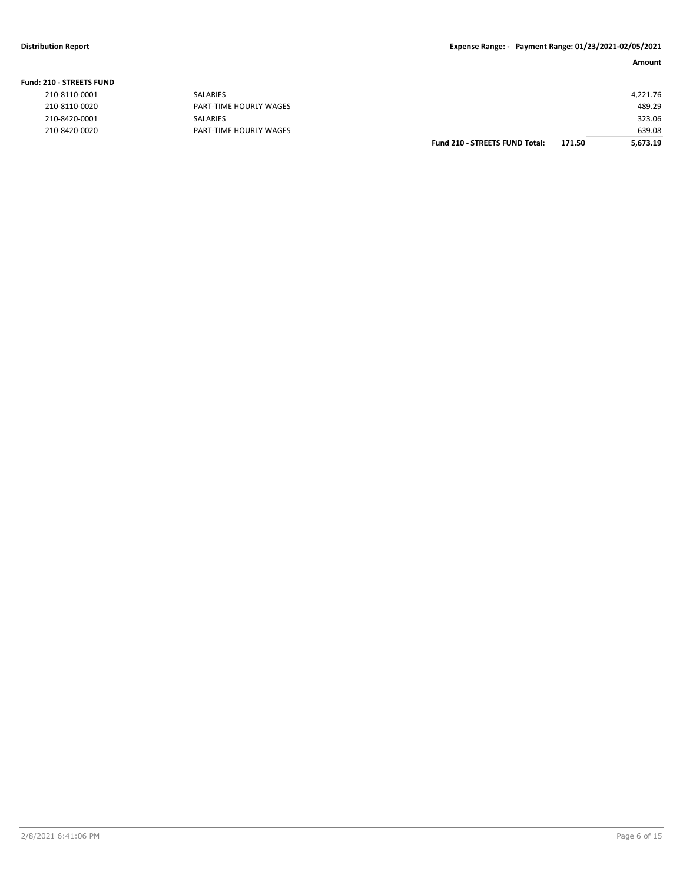**Fund: 210 - STREETS FUND**

| Account | Description | | | Amount |
|---|---|---|---|---|
| 210-8110-0001 | SALARIES | | | 4,221.76 |
| 210-8110-0020 | PART-TIME HOURLY WAGES | | | 489.29 |
| 210-8420-0001 | SALARIES | | | 323.06 |
| 210-8420-0020 | PART-TIME HOURLY WAGES | | | 639.08 |
| | | **Fund 210 - STREETS FUND Total:** | **171.50** | **5,673.19** |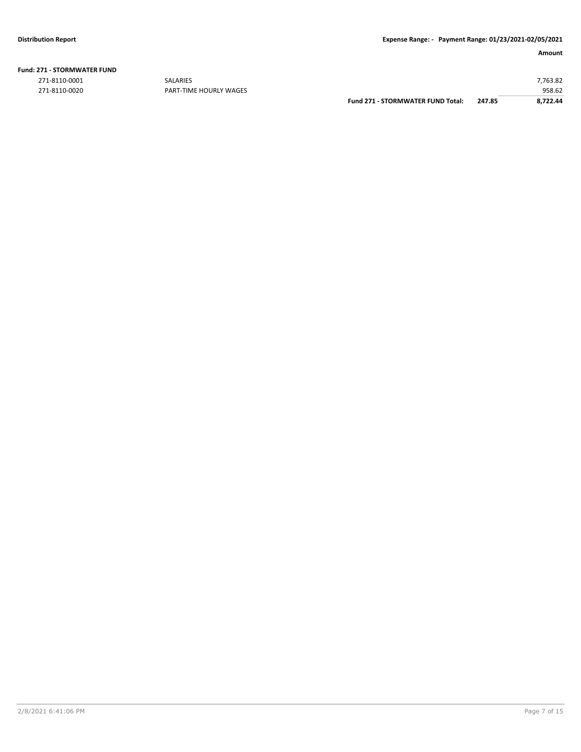**Fund: 271 - STORMWATER FUND**

| | | | | Amount |
|---|---|---|---|---|
| 271-8110-0001 | SALARIES | | | 7,763.82 |
| 271-8110-0020 | PART-TIME HOURLY WAGES | | | 958.62 |
| | | **Fund 271 - STORMWATER FUND Total:** | **247.85** | **8,722.44** |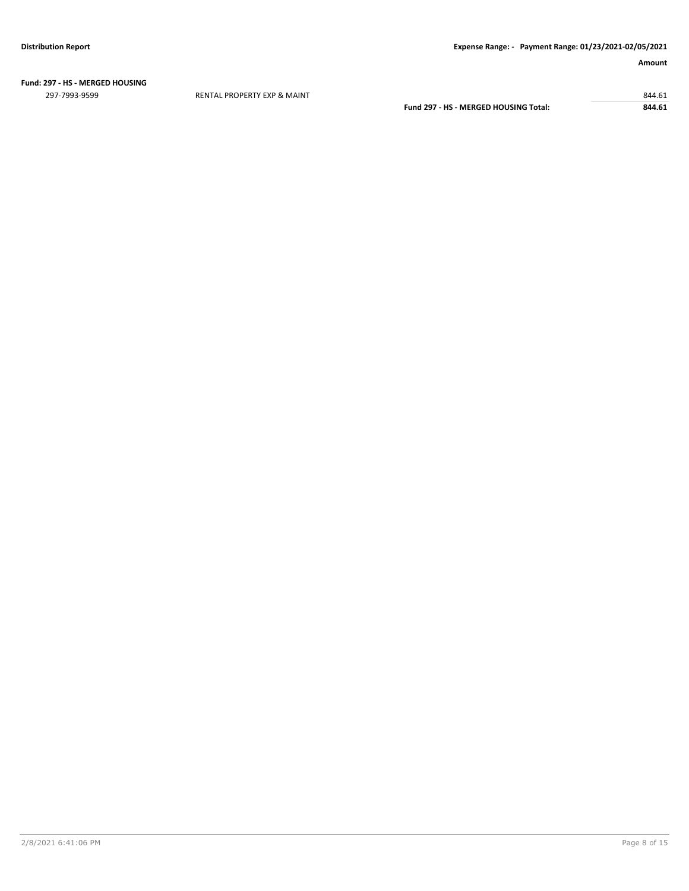**Fund: 297 - HS - MERGED HOUSING**

| | | Amount |
|---|---|---|
| 297-7993-9599 | RENTAL PROPERTY EXP & MAINT | 844.61 |
| | **Fund 297 - HS - MERGED HOUSING Total:** | **844.61** |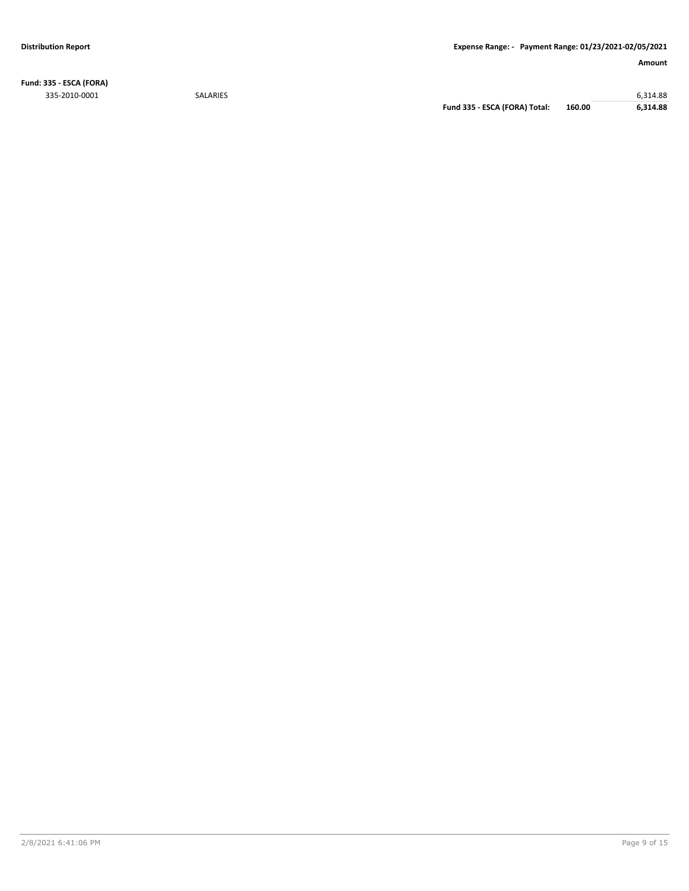| | | | | Amount |
|---|---|---|---|---|
| **Fund: 335 - ESCA (FORA)** | | | | |
| 335-2010-0001 | SALARIES | | | 6,314.88 |
| | | **Fund 335 - ESCA (FORA) Total:** | **160.00** | **6,314.88** |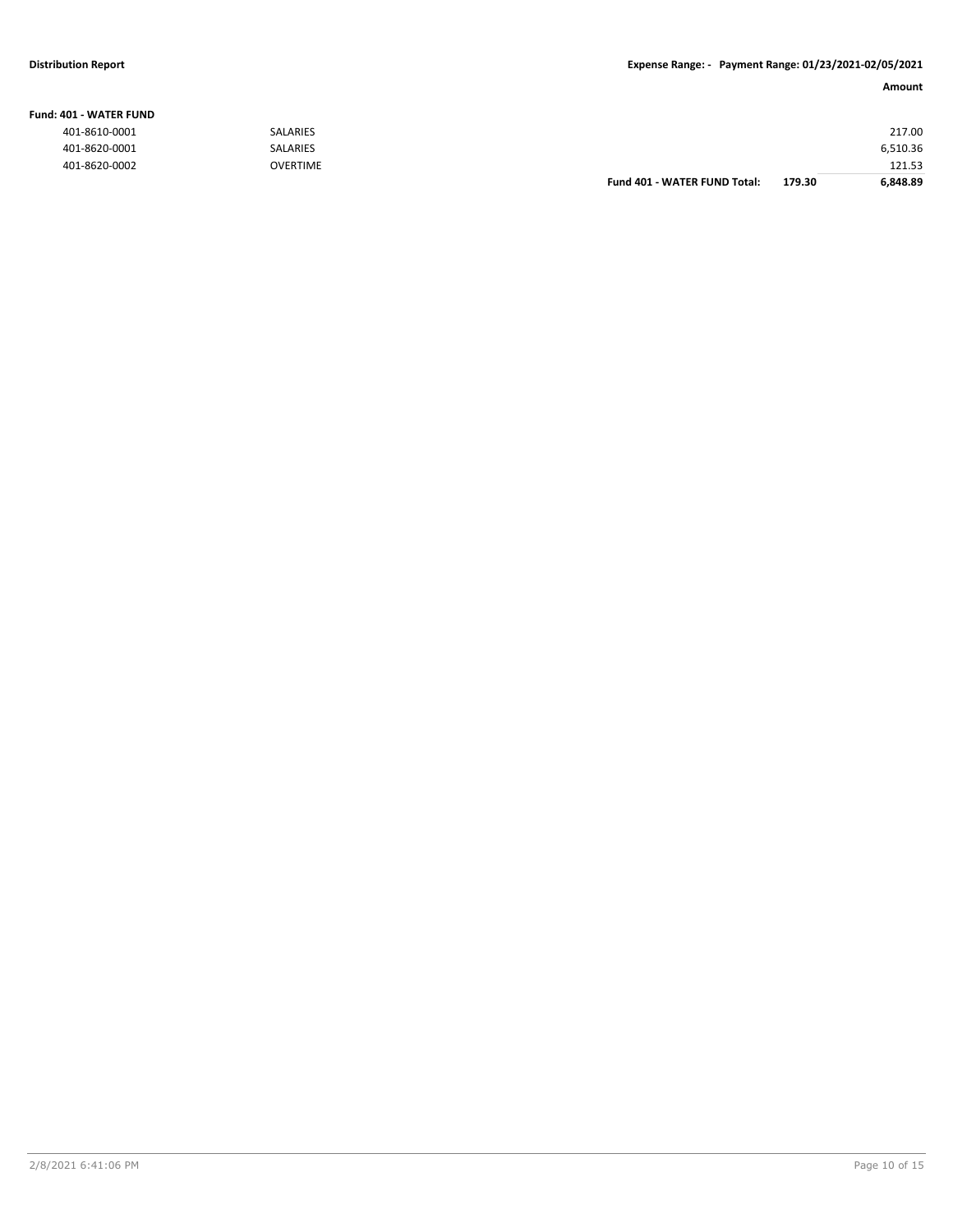**Amount**

**Fund: 401 - WATER FUND**

| Account | Description | | | Amount |
|---|---|---|---|---|
| 401-8610-0001 | SALARIES | | | 217.00 |
| 401-8620-0001 | SALARIES | | | 6,510.36 |
| 401-8620-0002 | OVERTIME | | | 121.53 |
| | | **Fund 401 - WATER FUND Total:** | **179.30** | **6,848.89** |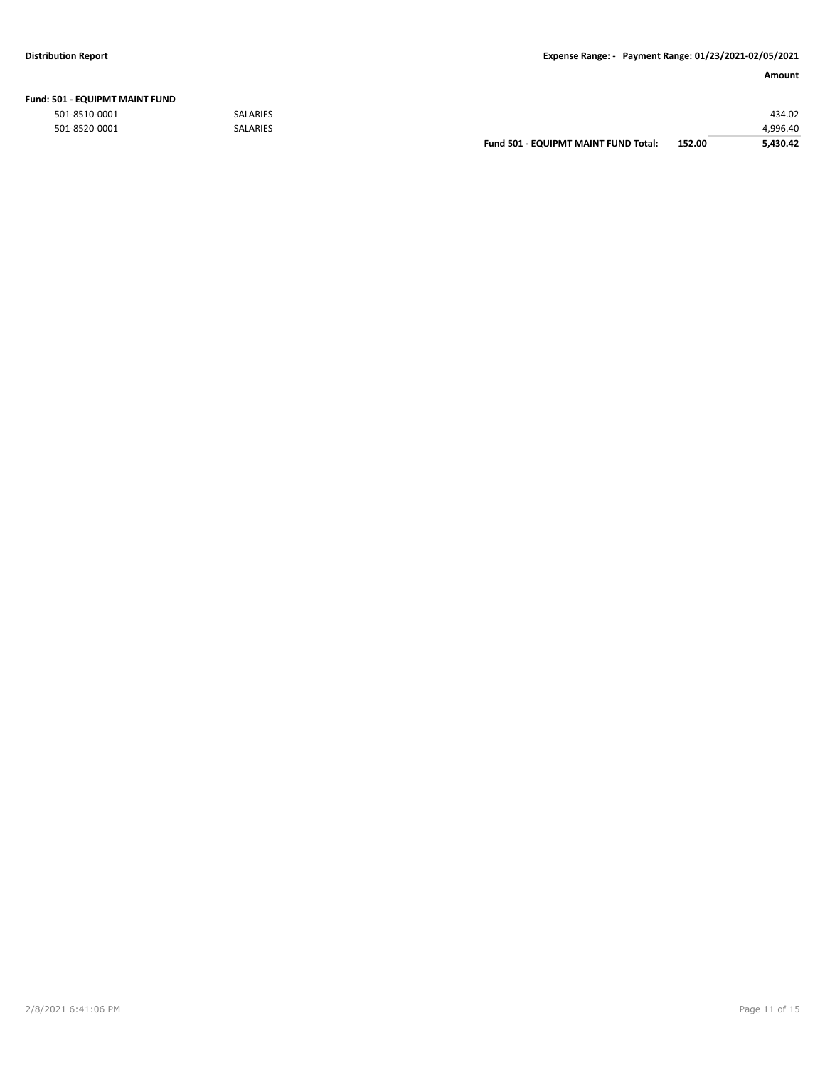| | | | | Amount |
|---|---|---|---|---|
| **Fund: 501 - EQUIPMT MAINT FUND** | | | | |
| 501-8510-0001 | SALARIES | | | 434.02 |
| 501-8520-0001 | SALARIES | | | 4,996.40 |
| | | **Fund 501 - EQUIPMT MAINT FUND Total:** | **152.00** | **5,430.42** |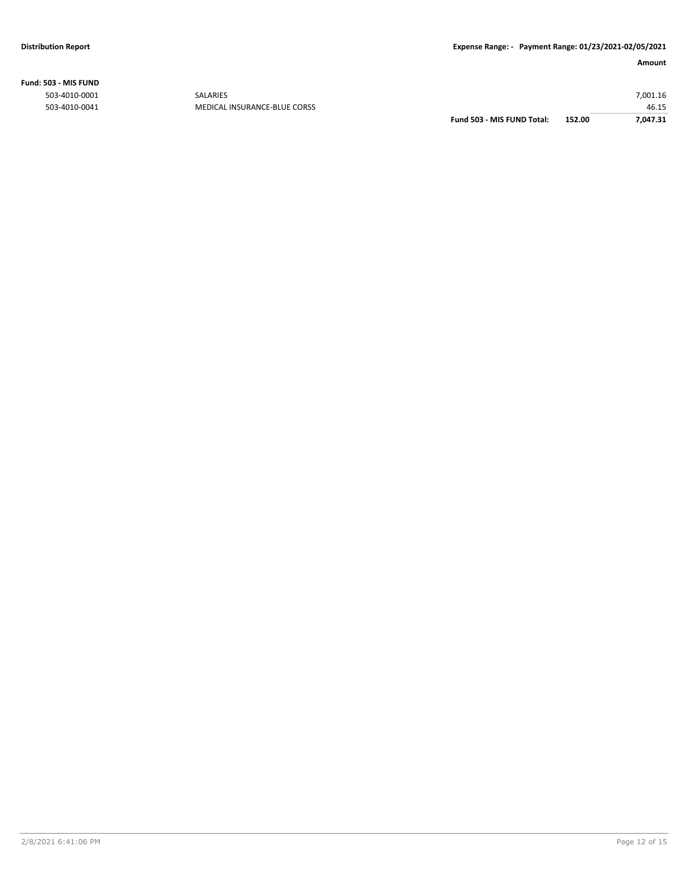**Distribution Report** | **Expense Range: - Payment Range: 01/23/2021-02/05/2021**

| | | | | Amount |
|---|---|---|---|---|
| **Fund: 503 - MIS FUND** | | | | |
| 503-4010-0001 | SALARIES | | | 7,001.16 |
| 503-4010-0041 | MEDICAL INSURANCE-BLUE CORSS | | | 46.15 |
| | | **Fund 503 - MIS FUND Total:** | **152.00** | **7,047.31** |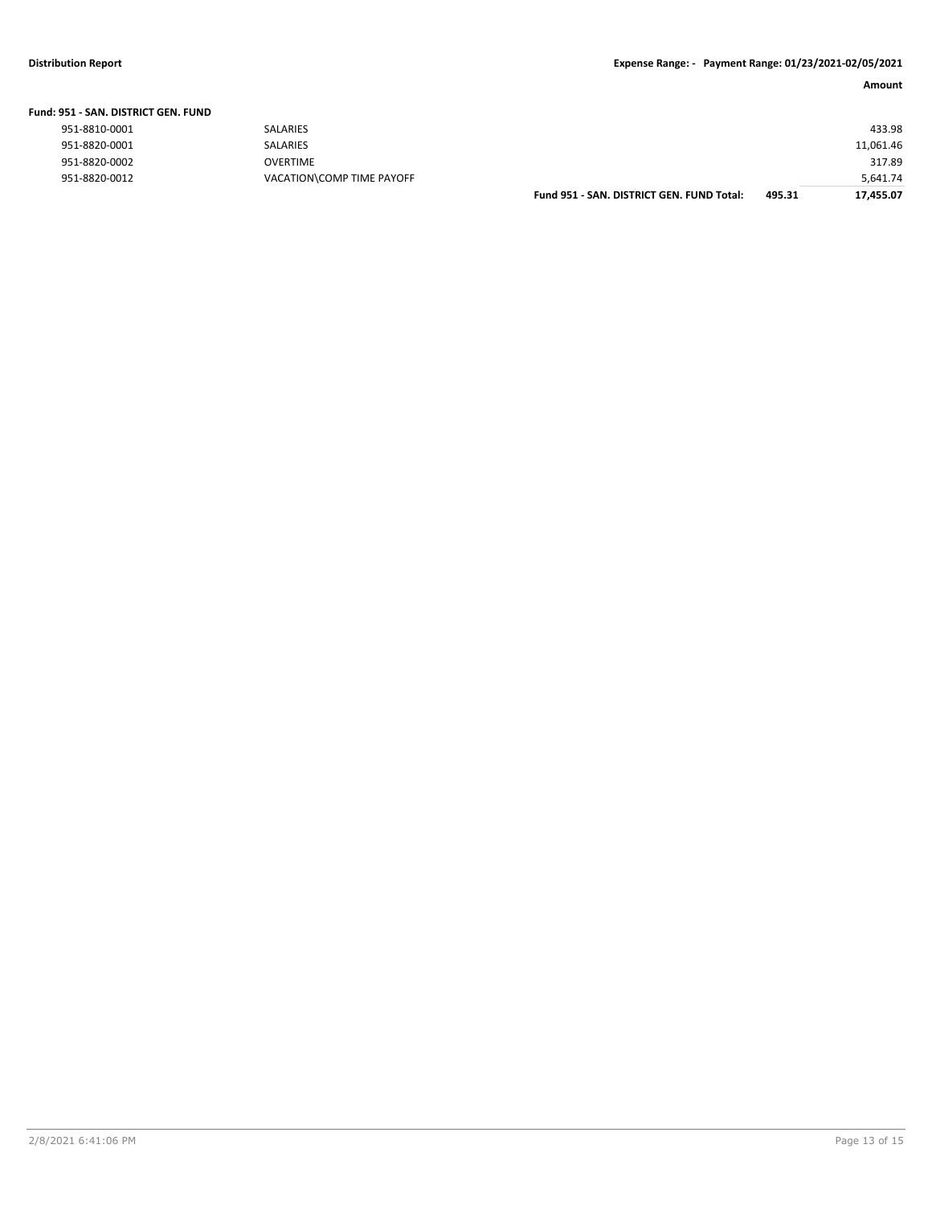**Amount**

**Fund: 951 - SAN. DISTRICT GEN. FUND**

| Account | Description | | | Amount |
|---|---|---|---|---|
| 951-8810-0001 | SALARIES | | | 433.98 |
| 951-8820-0001 | SALARIES | | | 11,061.46 |
| 951-8820-0002 | OVERTIME | | | 317.89 |
| 951-8820-0012 | VACATION\COMP TIME PAYOFF | | | 5,641.74 |
| | | **Fund 951 - SAN. DISTRICT GEN. FUND Total:** | **495.31** | **17,455.07** |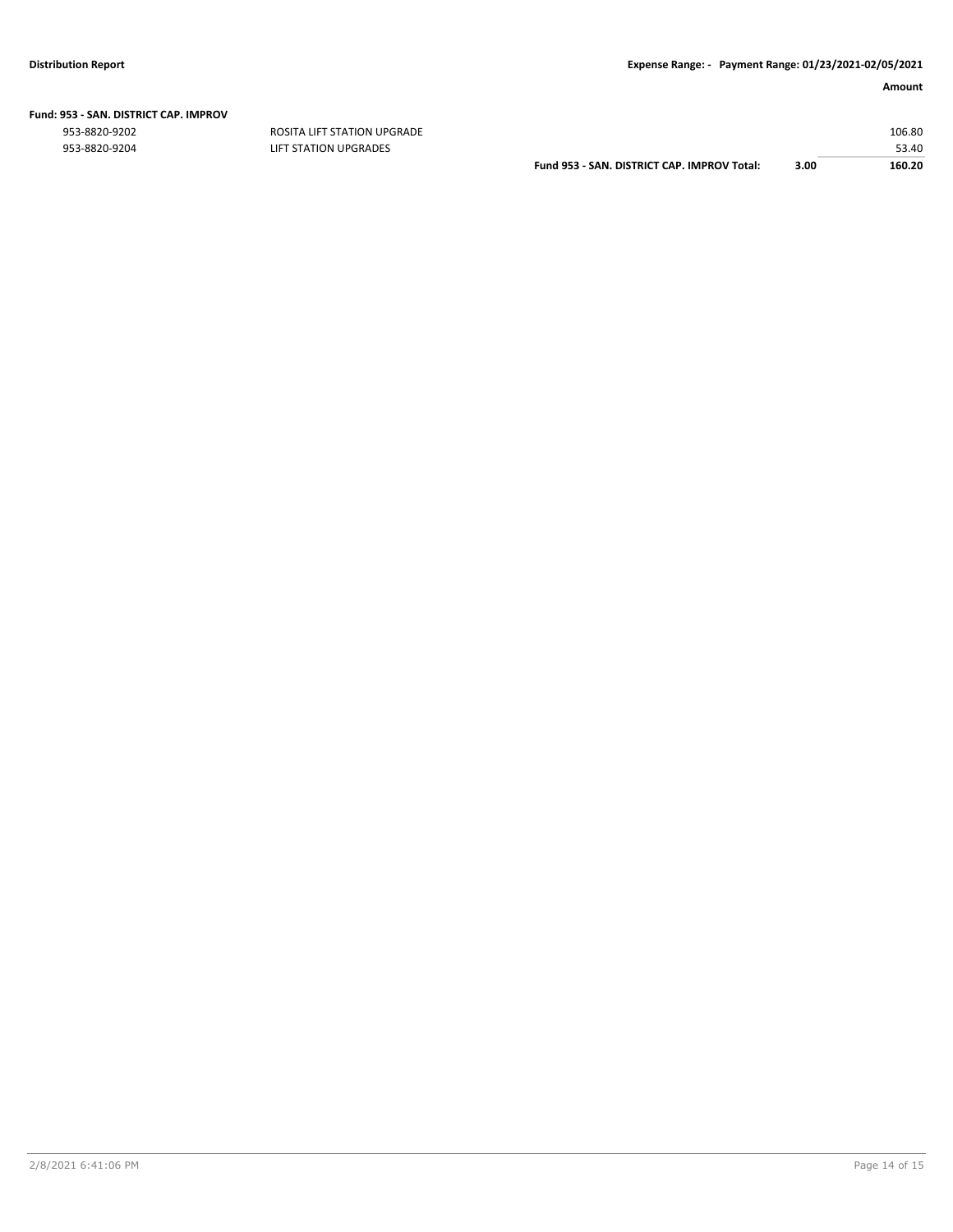**Fund: 953 - SAN. DISTRICT CAP. IMPROV**

| Account | Description | | | Amount |
|---|---|---|---|---|
| 953-8820-9202 | ROSITA LIFT STATION UPGRADE | | | 106.80 |
| 953-8820-9204 | LIFT STATION UPGRADES | | | 53.40 |
| | | **Fund 953 - SAN. DISTRICT CAP. IMPROV Total:** | **3.00** | **160.20** |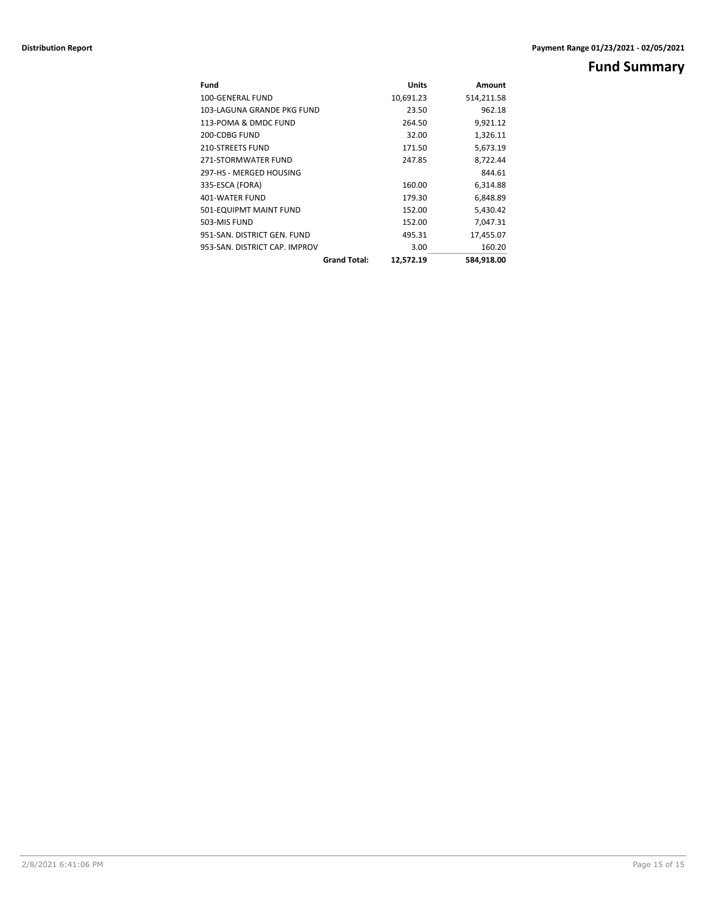# Fund Summary

| Fund | Units | Amount |
|---|---|---|
| 100-GENERAL FUND | 10,691.23 | 514,211.58 |
| 103-LAGUNA GRANDE PKG FUND | 23.50 | 962.18 |
| 113-POMA & DMDC FUND | 264.50 | 9,921.12 |
| 200-CDBG FUND | 32.00 | 1,326.11 |
| 210-STREETS FUND | 171.50 | 5,673.19 |
| 271-STORMWATER FUND | 247.85 | 8,722.44 |
| 297-HS - MERGED HOUSING | | 844.61 |
| 335-ESCA (FORA) | 160.00 | 6,314.88 |
| 401-WATER FUND | 179.30 | 6,848.89 |
| 501-EQUIPMT MAINT FUND | 152.00 | 5,430.42 |
| 503-MIS FUND | 152.00 | 7,047.31 |
| 951-SAN. DISTRICT GEN. FUND | 495.31 | 17,455.07 |
| 953-SAN. DISTRICT CAP. IMPROV | 3.00 | 160.20 |
| **Grand Total:** | **12,572.19** | **584,918.00** |